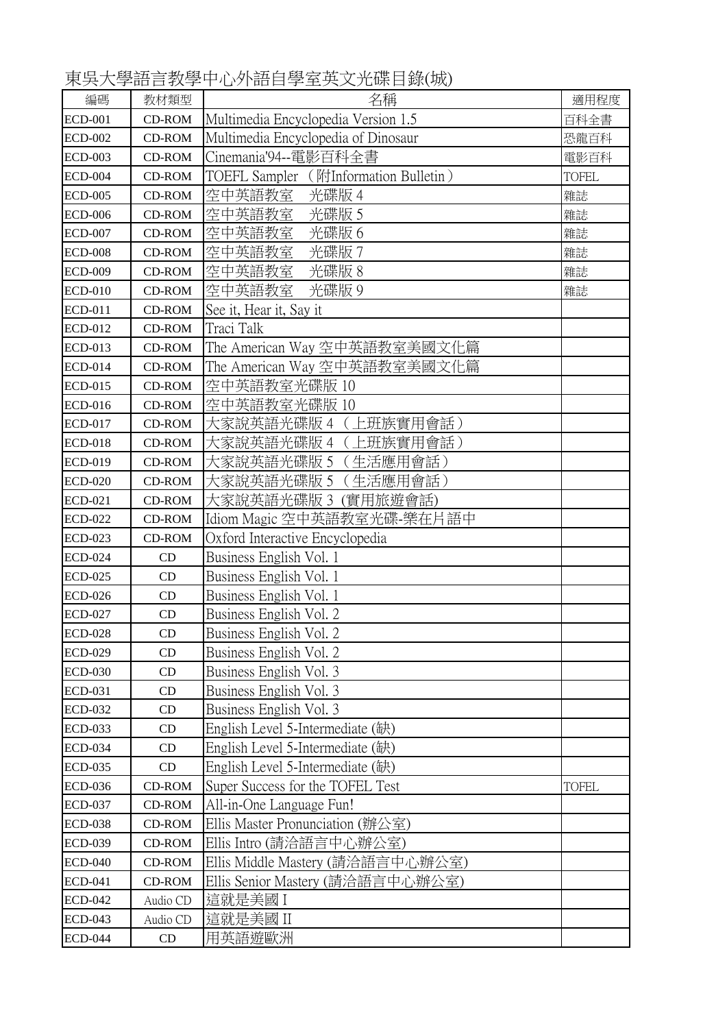# 東吳大學語言教學中心外語自學室英文光碟目錄(城)

| 編碼 | 教材類型 | 名稱 | 適用程度 |
|---|---|---|---|
| ECD-001 | CD-ROM | Multimedia Encyclopedia Version 1.5 | 百科全書 |
| ECD-002 | CD-ROM | Multimedia Encyclopedia of Dinosaur | 恐龍百科 |
| ECD-003 | CD-ROM | Cinemania'94--電影百科全書 | 電影百科 |
| ECD-004 | CD-ROM | TOEFL Sampler （附Information Bulletin） | TOFEL |
| ECD-005 | CD-ROM | 空中英語教室　光碟版 4 | 雜誌 |
| ECD-006 | CD-ROM | 空中英語教室　光碟版 5 | 雜誌 |
| ECD-007 | CD-ROM | 空中英語教室　光碟版 6 | 雜誌 |
| ECD-008 | CD-ROM | 空中英語教室　光碟版 7 | 雜誌 |
| ECD-009 | CD-ROM | 空中英語教室　光碟版 8 | 雜誌 |
| ECD-010 | CD-ROM | 空中英語教室　光碟版 9 | 雜誌 |
| ECD-011 | CD-ROM | See it, Hear it, Say it | |
| ECD-012 | CD-ROM | Traci Talk | |
| ECD-013 | CD-ROM | The American Way 空中英語教室美國文化篇 | |
| ECD-014 | CD-ROM | The American Way 空中英語教室美國文化篇 | |
| ECD-015 | CD-ROM | 空中英語教室光碟版 10 | |
| ECD-016 | CD-ROM | 空中英語教室光碟版 10 | |
| ECD-017 | CD-ROM | 大家說英語光碟版 4 （上班族實用會話） | |
| ECD-018 | CD-ROM | 大家說英語光碟版 4 （上班族實用會話） | |
| ECD-019 | CD-ROM | 大家說英語光碟版 5 （生活應用會話） | |
| ECD-020 | CD-ROM | 大家說英語光碟版 5 （生活應用會話） | |
| ECD-021 | CD-ROM | 大家說英語光碟版 3 (實用旅遊會話) | |
| ECD-022 | CD-ROM | Idiom Magic 空中英語教室光碟-樂在片語中 | |
| ECD-023 | CD-ROM | Oxford Interactive Encyclopedia | |
| ECD-024 | CD | Business English Vol. 1 | |
| ECD-025 | CD | Business English Vol. 1 | |
| ECD-026 | CD | Business English Vol. 1 | |
| ECD-027 | CD | Business English Vol. 2 | |
| ECD-028 | CD | Business English Vol. 2 | |
| ECD-029 | CD | Business English Vol. 2 | |
| ECD-030 | CD | Business English Vol. 3 | |
| ECD-031 | CD | Business English Vol. 3 | |
| ECD-032 | CD | Business English Vol. 3 | |
| ECD-033 | CD | English Level 5-Intermediate (缺) | |
| ECD-034 | CD | English Level 5-Intermediate (缺) | |
| ECD-035 | CD | English Level 5-Intermediate (缺) | |
| ECD-036 | CD-ROM | Super Success for the TOFEL Test | TOFEL |
| ECD-037 | CD-ROM | All-in-One Language Fun! | |
| ECD-038 | CD-ROM | Ellis Master Pronunciation (辦公室) | |
| ECD-039 | CD-ROM | Ellis Intro (請洽語言中心辦公室) | |
| ECD-040 | CD-ROM | Ellis Middle Mastery (請洽語言中心辦公室) | |
| ECD-041 | CD-ROM | Ellis Senior Mastery (請洽語言中心辦公室) | |
| ECD-042 | Audio CD | 這就是美國 I | |
| ECD-043 | Audio CD | 這就是美國 II | |
| ECD-044 | CD | 用英語遊歐洲 | |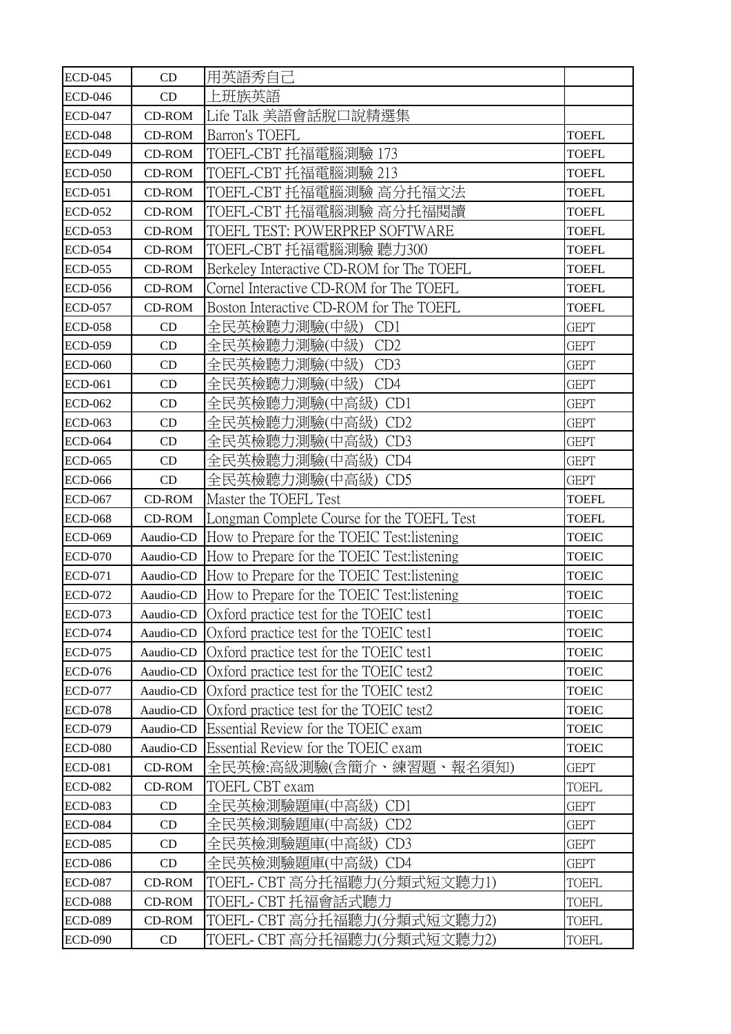| | | | |
|---|---|---|---|
| ECD-045 | CD | 用英語秀自己 | |
| ECD-046 | CD | 上班族英語 | |
| ECD-047 | CD-ROM | Life Talk 美語會話脫口說精選集 | |
| ECD-048 | CD-ROM | Barron's TOEFL | TOEFL |
| ECD-049 | CD-ROM | TOEFL-CBT 托福電腦測驗 173 | TOEFL |
| ECD-050 | CD-ROM | TOEFL-CBT 托福電腦測驗 213 | TOEFL |
| ECD-051 | CD-ROM | TOEFL-CBT 托福電腦測驗 高分托福文法 | TOEFL |
| ECD-052 | CD-ROM | TOEFL-CBT 托福電腦測驗 高分托福閱讀 | TOEFL |
| ECD-053 | CD-ROM | TOEFL TEST: POWERPREP SOFTWARE | TOEFL |
| ECD-054 | CD-ROM | TOEFL-CBT 托福電腦測驗 聽力300 | TOEFL |
| ECD-055 | CD-ROM | Berkeley Interactive CD-ROM for The TOEFL | TOEFL |
| ECD-056 | CD-ROM | Cornel Interactive CD-ROM for The TOEFL | TOEFL |
| ECD-057 | CD-ROM | Boston Interactive CD-ROM for The TOEFL | TOEFL |
| ECD-058 | CD | 全民英檢聽力測驗(中級) CD1 | GEPT |
| ECD-059 | CD | 全民英檢聽力測驗(中級) CD2 | GEPT |
| ECD-060 | CD | 全民英檢聽力測驗(中級) CD3 | GEPT |
| ECD-061 | CD | 全民英檢聽力測驗(中級) CD4 | GEPT |
| ECD-062 | CD | 全民英檢聽力測驗(中高級) CD1 | GEPT |
| ECD-063 | CD | 全民英檢聽力測驗(中高級) CD2 | GEPT |
| ECD-064 | CD | 全民英檢聽力測驗(中高級) CD3 | GEPT |
| ECD-065 | CD | 全民英檢聽力測驗(中高級) CD4 | GEPT |
| ECD-066 | CD | 全民英檢聽力測驗(中高級) CD5 | GEPT |
| ECD-067 | CD-ROM | Master the TOEFL Test | TOEFL |
| ECD-068 | CD-ROM | Longman Complete Course for the TOEFL Test | TOEFL |
| ECD-069 | Aaudio-CD | How to Prepare for the TOEIC Test:listening | TOEIC |
| ECD-070 | Aaudio-CD | How to Prepare for the TOEIC Test:listening | TOEIC |
| ECD-071 | Aaudio-CD | How to Prepare for the TOEIC Test:listening | TOEIC |
| ECD-072 | Aaudio-CD | How to Prepare for the TOEIC Test:listening | TOEIC |
| ECD-073 | Aaudio-CD | Oxford practice test for the TOEIC test1 | TOEIC |
| ECD-074 | Aaudio-CD | Oxford practice test for the TOEIC test1 | TOEIC |
| ECD-075 | Aaudio-CD | Oxford practice test for the TOEIC test1 | TOEIC |
| ECD-076 | Aaudio-CD | Oxford practice test for the TOEIC test2 | TOEIC |
| ECD-077 | Aaudio-CD | Oxford practice test for the TOEIC test2 | TOEIC |
| ECD-078 | Aaudio-CD | Oxford practice test for the TOEIC test2 | TOEIC |
| ECD-079 | Aaudio-CD | Essential Review for the TOEIC exam | TOEIC |
| ECD-080 | Aaudio-CD | Essential Review for the TOEIC exam | TOEIC |
| ECD-081 | CD-ROM | 全民英檢:高級測驗(含簡介、練習題、報名須知) | GEPT |
| ECD-082 | CD-ROM | TOEFL CBT exam | TOEFL |
| ECD-083 | CD | 全民英檢測驗題庫(中高級) CD1 | GEPT |
| ECD-084 | CD | 全民英檢測驗題庫(中高級) CD2 | GEPT |
| ECD-085 | CD | 全民英檢測驗題庫(中高級) CD3 | GEPT |
| ECD-086 | CD | 全民英檢測驗題庫(中高級) CD4 | GEPT |
| ECD-087 | CD-ROM | TOEFL- CBT 高分托福聽力(分類式短文聽力1) | TOEFL |
| ECD-088 | CD-ROM | TOEFL- CBT 托福會話式聽力 | TOEFL |
| ECD-089 | CD-ROM | TOEFL- CBT 高分托福聽力(分類式短文聽力2) | TOEFL |
| ECD-090 | CD | TOEFL- CBT 高分托福聽力(分類式短文聽力2) | TOEFL |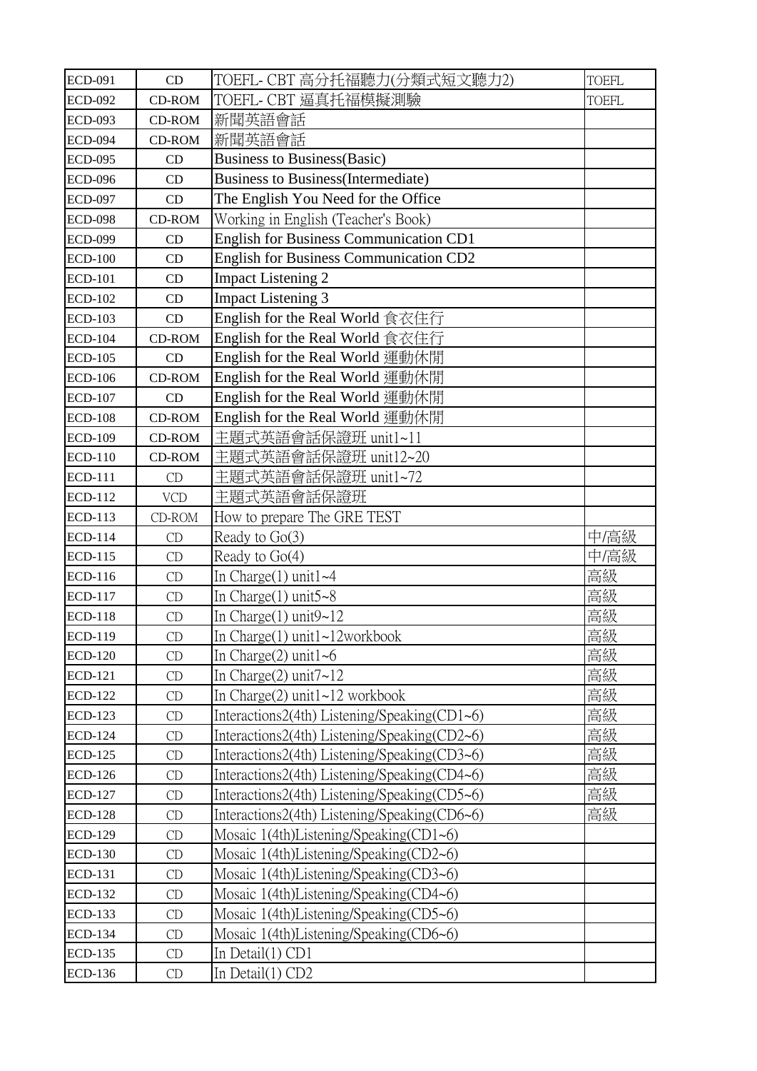| | | | |
|---|---|---|---|
| ECD-091 | CD | TOEFL- CBT 高分托福聽力(分類式短文聽力2) | TOEFL |
| ECD-092 | CD-ROM | TOEFL- CBT 逼真托福模擬測驗 | TOEFL |
| ECD-093 | CD-ROM | 新聞英語會話 | |
| ECD-094 | CD-ROM | 新聞英語會話 | |
| ECD-095 | CD | Business to Business(Basic) | |
| ECD-096 | CD | Business to Business(Intermediate) | |
| ECD-097 | CD | The English You Need for the Office | |
| ECD-098 | CD-ROM | Working in English (Teacher's Book) | |
| ECD-099 | CD | English for Business Communication CD1 | |
| ECD-100 | CD | English for Business Communication CD2 | |
| ECD-101 | CD | Impact Listening 2 | |
| ECD-102 | CD | Impact Listening 3 | |
| ECD-103 | CD | English for the Real World 食衣住行 | |
| ECD-104 | CD-ROM | English for the Real World 食衣住行 | |
| ECD-105 | CD | English for the Real World 運動休閒 | |
| ECD-106 | CD-ROM | English for the Real World 運動休閒 | |
| ECD-107 | CD | English for the Real World 運動休閒 | |
| ECD-108 | CD-ROM | English for the Real World 運動休閒 | |
| ECD-109 | CD-ROM | 主題式英語會話保證班 unit1~11 | |
| ECD-110 | CD-ROM | 主題式英語會話保證班 unit12~20 | |
| ECD-111 | CD | 主題式英語會話保證班 unit1~72 | |
| ECD-112 | VCD | 主題式英語會話保證班 | |
| ECD-113 | CD-ROM | How to prepare The GRE TEST | |
| ECD-114 | CD | Ready to Go(3) | 中/高級 |
| ECD-115 | CD | Ready to Go(4) | 中/高級 |
| ECD-116 | CD | In Charge(1) unit1~4 | 高級 |
| ECD-117 | CD | In Charge(1) unit5~8 | 高級 |
| ECD-118 | CD | In Charge(1) unit9~12 | 高級 |
| ECD-119 | CD | In Charge(1) unit1~12workbook | 高級 |
| ECD-120 | CD | In Charge(2) unit1~6 | 高級 |
| ECD-121 | CD | In Charge(2) unit7~12 | 高級 |
| ECD-122 | CD | In Charge(2) unit1~12 workbook | 高級 |
| ECD-123 | CD | Interactions2(4th) Listening/Speaking(CD1~6) | 高級 |
| ECD-124 | CD | Interactions2(4th) Listening/Speaking(CD2~6) | 高級 |
| ECD-125 | CD | Interactions2(4th) Listening/Speaking(CD3~6) | 高級 |
| ECD-126 | CD | Interactions2(4th) Listening/Speaking(CD4~6) | 高級 |
| ECD-127 | CD | Interactions2(4th) Listening/Speaking(CD5~6) | 高級 |
| ECD-128 | CD | Interactions2(4th) Listening/Speaking(CD6~6) | 高級 |
| ECD-129 | CD | Mosaic 1(4th)Listening/Speaking(CD1~6) | |
| ECD-130 | CD | Mosaic 1(4th)Listening/Speaking(CD2~6) | |
| ECD-131 | CD | Mosaic 1(4th)Listening/Speaking(CD3~6) | |
| ECD-132 | CD | Mosaic 1(4th)Listening/Speaking(CD4~6) | |
| ECD-133 | CD | Mosaic 1(4th)Listening/Speaking(CD5~6) | |
| ECD-134 | CD | Mosaic 1(4th)Listening/Speaking(CD6~6) | |
| ECD-135 | CD | In Detail(1) CD1 | |
| ECD-136 | CD | In Detail(1) CD2 | |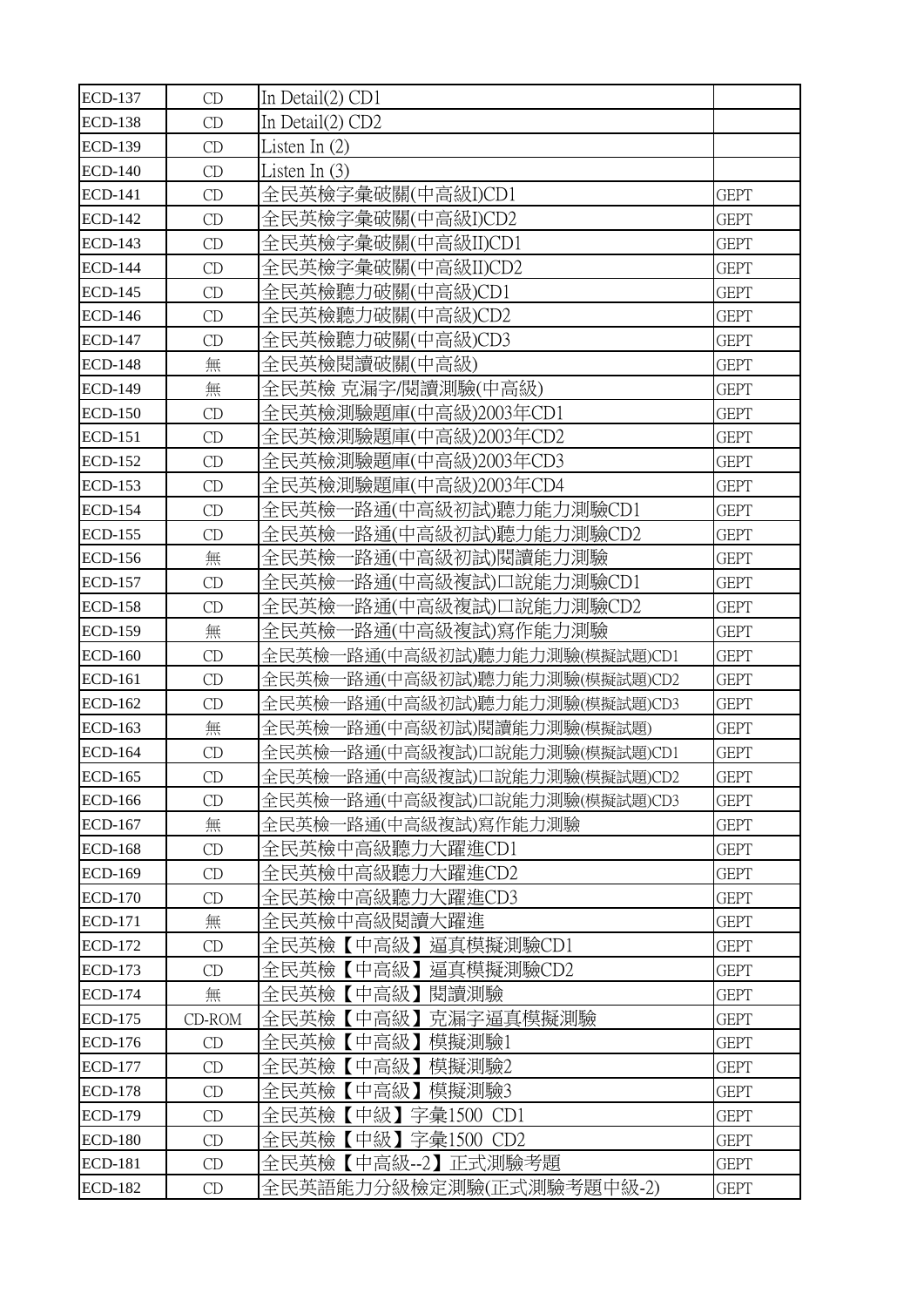| | | | |
|---|---|---|---|
| ECD-137 | CD | In Detail(2) CD1 | |
| ECD-138 | CD | In Detail(2) CD2 | |
| ECD-139 | CD | Listen In (2) | |
| ECD-140 | CD | Listen In (3) | |
| ECD-141 | CD | 全民英檢字彙破關(中高級I)CD1 | GEPT |
| ECD-142 | CD | 全民英檢字彙破關(中高級I)CD2 | GEPT |
| ECD-143 | CD | 全民英檢字彙破關(中高級II)CD1 | GEPT |
| ECD-144 | CD | 全民英檢字彙破關(中高級II)CD2 | GEPT |
| ECD-145 | CD | 全民英檢聽力破關(中高級)CD1 | GEPT |
| ECD-146 | CD | 全民英檢聽力破關(中高級)CD2 | GEPT |
| ECD-147 | CD | 全民英檢聽力破關(中高級)CD3 | GEPT |
| ECD-148 | 無 | 全民英檢閱讀破關(中高級) | GEPT |
| ECD-149 | 無 | 全民英檢 克漏字/閱讀測驗(中高級) | GEPT |
| ECD-150 | CD | 全民英檢測驗題庫(中高級)2003年CD1 | GEPT |
| ECD-151 | CD | 全民英檢測驗題庫(中高級)2003年CD2 | GEPT |
| ECD-152 | CD | 全民英檢測驗題庫(中高級)2003年CD3 | GEPT |
| ECD-153 | CD | 全民英檢測驗題庫(中高級)2003年CD4 | GEPT |
| ECD-154 | CD | 全民英檢一路通(中高級初試)聽力能力測驗CD1 | GEPT |
| ECD-155 | CD | 全民英檢一路通(中高級初試)聽力能力測驗CD2 | GEPT |
| ECD-156 | 無 | 全民英檢一路通(中高級初試)閱讀能力測驗 | GEPT |
| ECD-157 | CD | 全民英檢一路通(中高級複試)口說能力測驗CD1 | GEPT |
| ECD-158 | CD | 全民英檢一路通(中高級複試)口說能力測驗CD2 | GEPT |
| ECD-159 | 無 | 全民英檢一路通(中高級複試)寫作能力測驗 | GEPT |
| ECD-160 | CD | 全民英檢一路通(中高級初試)聽力能力測驗(模擬試題)CD1 | GEPT |
| ECD-161 | CD | 全民英檢一路通(中高級初試)聽力能力測驗(模擬試題)CD2 | GEPT |
| ECD-162 | CD | 全民英檢一路通(中高級初試)聽力能力測驗(模擬試題)CD3 | GEPT |
| ECD-163 | 無 | 全民英檢一路通(中高級初試)閱讀能力測驗(模擬試題) | GEPT |
| ECD-164 | CD | 全民英檢一路通(中高級複試)口說能力測驗(模擬試題)CD1 | GEPT |
| ECD-165 | CD | 全民英檢一路通(中高級複試)口說能力測驗(模擬試題)CD2 | GEPT |
| ECD-166 | CD | 全民英檢一路通(中高級複試)口說能力測驗(模擬試題)CD3 | GEPT |
| ECD-167 | 無 | 全民英檢一路通(中高級複試)寫作能力測驗 | GEPT |
| ECD-168 | CD | 全民英檢中高級聽力大躍進CD1 | GEPT |
| ECD-169 | CD | 全民英檢中高級聽力大躍進CD2 | GEPT |
| ECD-170 | CD | 全民英檢中高級聽力大躍進CD3 | GEPT |
| ECD-171 | 無 | 全民英檢中高級閱讀大躍進 | GEPT |
| ECD-172 | CD | 全民英檢【中高級】逼真模擬測驗CD1 | GEPT |
| ECD-173 | CD | 全民英檢【中高級】逼真模擬測驗CD2 | GEPT |
| ECD-174 | 無 | 全民英檢【中高級】閱讀測驗 | GEPT |
| ECD-175 | CD-ROM | 全民英檢【中高級】克漏字逼真模擬測驗 | GEPT |
| ECD-176 | CD | 全民英檢【中高級】模擬測驗1 | GEPT |
| ECD-177 | CD | 全民英檢【中高級】模擬測驗2 | GEPT |
| ECD-178 | CD | 全民英檢【中高級】模擬測驗3 | GEPT |
| ECD-179 | CD | 全民英檢【中級】字彙1500 CD1 | GEPT |
| ECD-180 | CD | 全民英檢【中級】字彙1500 CD2 | GEPT |
| ECD-181 | CD | 全民英檢【中高級--2】正式測驗考題 | GEPT |
| ECD-182 | CD | 全民英語能力分級檢定測驗(正式測驗考題中級-2) | GEPT |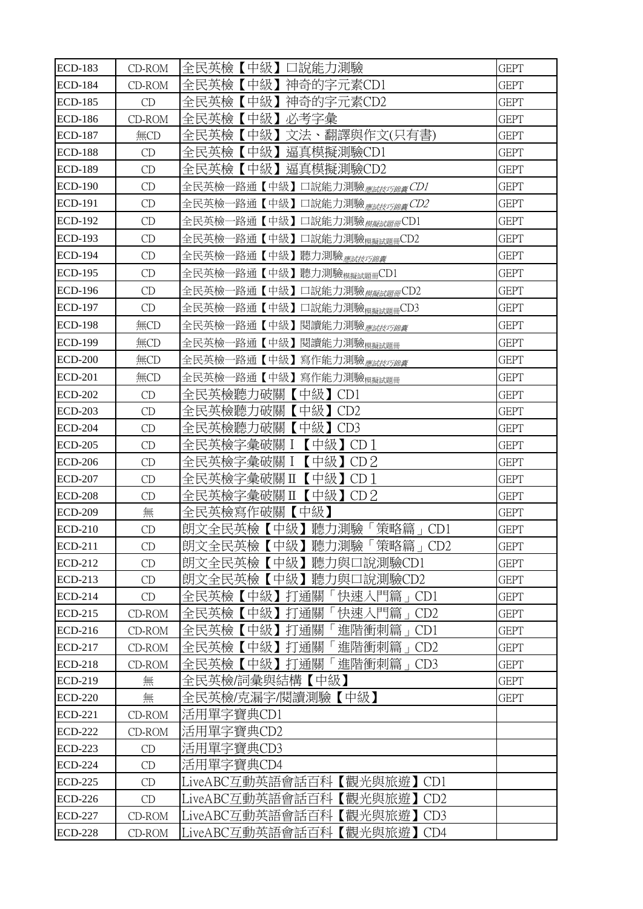| | | | |
|---|---|---|---|
| ECD-183 | CD-ROM | 全民英檢【中級】口說能力測驗 | GEPT |
| ECD-184 | CD-ROM | 全民英檢【中級】神奇的字元素CD1 | GEPT |
| ECD-185 | CD | 全民英檢【中級】神奇的字元素CD2 | GEPT |
| ECD-186 | CD-ROM | 全民英檢【中級】必考字彙 | GEPT |
| ECD-187 | 無CD | 全民英檢【中級】文法、翻譯與作文(只有書) | GEPT |
| ECD-188 | CD | 全民英檢【中級】逼真模擬測驗CD1 | GEPT |
| ECD-189 | CD | 全民英檢【中級】逼真模擬測驗CD2 | GEPT |
| ECD-190 | CD | 全民英檢一路通【中級】口說能力測驗應試技巧錦囊CD1 | GEPT |
| ECD-191 | CD | 全民英檢一路通【中級】口說能力測驗應試技巧錦囊CD2 | GEPT |
| ECD-192 | CD | 全民英檢一路通【中級】口說能力測驗模擬試題冊CD1 | GEPT |
| ECD-193 | CD | 全民英檢一路通【中級】口說能力測驗模擬試題冊CD2 | GEPT |
| ECD-194 | CD | 全民英檢一路通【中級】聽力測驗應試技巧錦囊 | GEPT |
| ECD-195 | CD | 全民英檢一路通【中級】聽力測驗模擬試題冊CD1 | GEPT |
| ECD-196 | CD | 全民英檢一路通【中級】口說能力測驗模擬試題冊CD2 | GEPT |
| ECD-197 | CD | 全民英檢一路通【中級】口說能力測驗模擬試題冊CD3 | GEPT |
| ECD-198 | 無CD | 全民英檢一路通【中級】閱讀能力測驗應試技巧錦囊 | GEPT |
| ECD-199 | 無CD | 全民英檢一路通【中級】閱讀能力測驗模擬試題冊 | GEPT |
| ECD-200 | 無CD | 全民英檢一路通【中級】寫作能力測驗應試技巧錦囊 | GEPT |
| ECD-201 | 無CD | 全民英檢一路通【中級】寫作能力測驗模擬試題冊 | GEPT |
| ECD-202 | CD | 全民英檢聽力破關【中級】CD1 | GEPT |
| ECD-203 | CD | 全民英檢聽力破關【中級】CD2 | GEPT |
| ECD-204 | CD | 全民英檢聽力破關【中級】CD3 | GEPT |
| ECD-205 | CD | 全民英檢字彙破關Ⅰ【中級】CD 1 | GEPT |
| ECD-206 | CD | 全民英檢字彙破關Ⅰ【中級】CD 2 | GEPT |
| ECD-207 | CD | 全民英檢字彙破關Ⅱ【中級】CD 1 | GEPT |
| ECD-208 | CD | 全民英檢字彙破關Ⅱ【中級】CD 2 | GEPT |
| ECD-209 | 無 | 全民英檢寫作破關【中級】 | GEPT |
| ECD-210 | CD | 朗文全民英檢【中級】聽力測驗「策略篇」CD1 | GEPT |
| ECD-211 | CD | 朗文全民英檢【中級】聽力測驗「策略篇」CD2 | GEPT |
| ECD-212 | CD | 朗文全民英檢【中級】聽力與口說測驗CD1 | GEPT |
| ECD-213 | CD | 朗文全民英檢【中級】聽力與口說測驗CD2 | GEPT |
| ECD-214 | CD | 全民英檢【中級】打通關「快速入門篇」CD1 | GEPT |
| ECD-215 | CD-ROM | 全民英檢【中級】打通關「快速入門篇」CD2 | GEPT |
| ECD-216 | CD-ROM | 全民英檢【中級】打通關「進階衝刺篇」CD1 | GEPT |
| ECD-217 | CD-ROM | 全民英檢【中級】打通關「進階衝刺篇」CD2 | GEPT |
| ECD-218 | CD-ROM | 全民英檢【中級】打通關「進階衝刺篇」CD3 | GEPT |
| ECD-219 | 無 | 全民英檢/詞彙與結構【中級】 | GEPT |
| ECD-220 | 無 | 全民英檢/克漏字/閱讀測驗【中級】 | GEPT |
| ECD-221 | CD-ROM | 活用單字寶典CD1 | |
| ECD-222 | CD-ROM | 活用單字寶典CD2 | |
| ECD-223 | CD | 活用單字寶典CD3 | |
| ECD-224 | CD | 活用單字寶典CD4 | |
| ECD-225 | CD | LiveABC互動英語會話百科【觀光與旅遊】CD1 | |
| ECD-226 | CD | LiveABC互動英語會話百科【觀光與旅遊】CD2 | |
| ECD-227 | CD-ROM | LiveABC互動英語會話百科【觀光與旅遊】CD3 | |
| ECD-228 | CD-ROM | LiveABC互動英語會話百科【觀光與旅遊】CD4 | |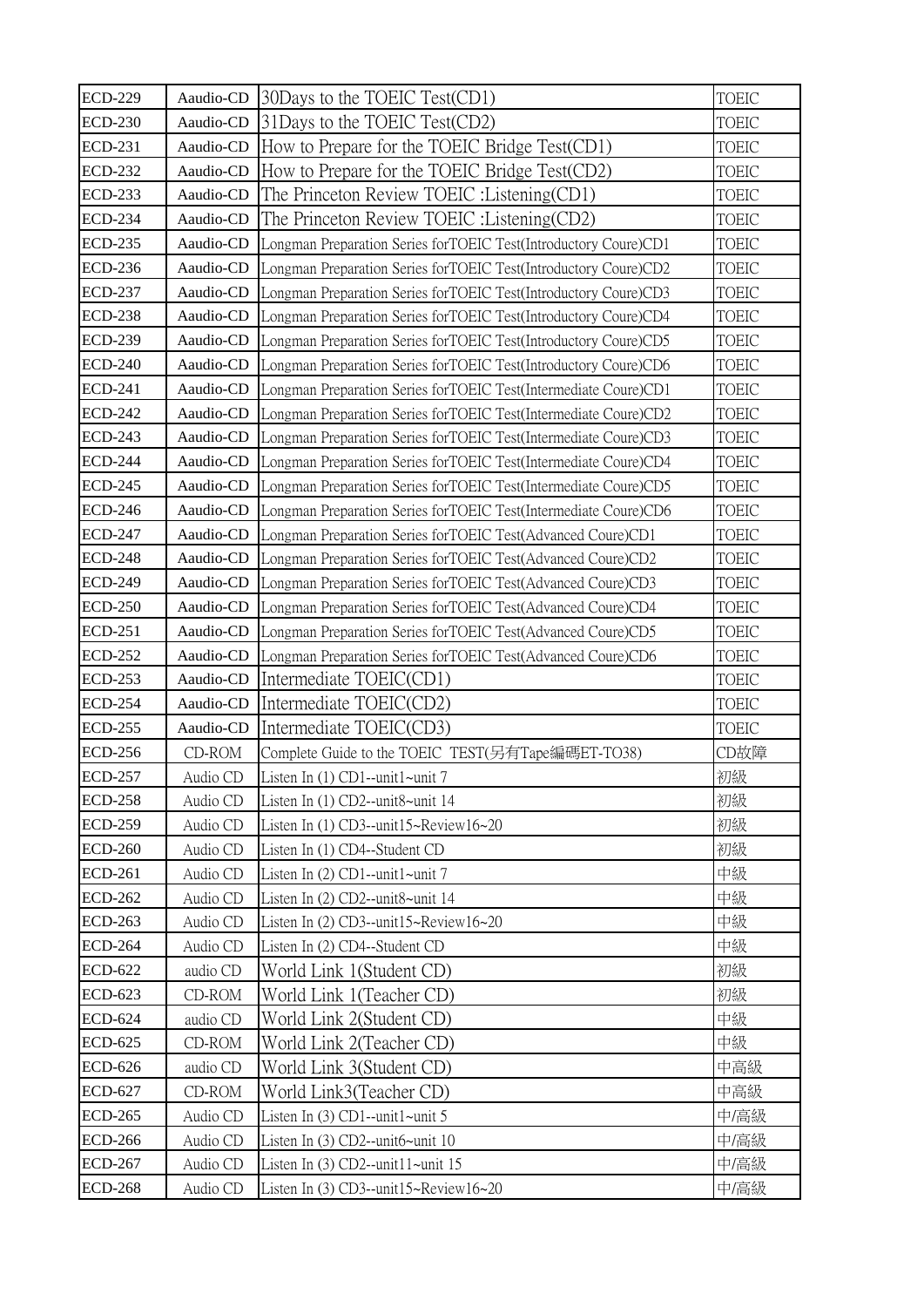| | | | |
|---|---|---|---|
| ECD-229 | Aaudio-CD | 30Days to the TOEIC Test(CD1) | TOEIC |
| ECD-230 | Aaudio-CD | 31Days to the TOEIC Test(CD2) | TOEIC |
| ECD-231 | Aaudio-CD | How to Prepare for the TOEIC Bridge Test(CD1) | TOEIC |
| ECD-232 | Aaudio-CD | How to Prepare for the TOEIC Bridge Test(CD2) | TOEIC |
| ECD-233 | Aaudio-CD | The Princeton Review TOEIC :Listening(CD1) | TOEIC |
| ECD-234 | Aaudio-CD | The Princeton Review TOEIC :Listening(CD2) | TOEIC |
| ECD-235 | Aaudio-CD | Longman Preparation Series forTOEIC Test(Introductory Coure)CD1 | TOEIC |
| ECD-236 | Aaudio-CD | Longman Preparation Series forTOEIC Test(Introductory Coure)CD2 | TOEIC |
| ECD-237 | Aaudio-CD | Longman Preparation Series forTOEIC Test(Introductory Coure)CD3 | TOEIC |
| ECD-238 | Aaudio-CD | Longman Preparation Series forTOEIC Test(Introductory Coure)CD4 | TOEIC |
| ECD-239 | Aaudio-CD | Longman Preparation Series forTOEIC Test(Introductory Coure)CD5 | TOEIC |
| ECD-240 | Aaudio-CD | Longman Preparation Series forTOEIC Test(Introductory Coure)CD6 | TOEIC |
| ECD-241 | Aaudio-CD | Longman Preparation Series forTOEIC Test(Intermediate Coure)CD1 | TOEIC |
| ECD-242 | Aaudio-CD | Longman Preparation Series forTOEIC Test(Intermediate Coure)CD2 | TOEIC |
| ECD-243 | Aaudio-CD | Longman Preparation Series forTOEIC Test(Intermediate Coure)CD3 | TOEIC |
| ECD-244 | Aaudio-CD | Longman Preparation Series forTOEIC Test(Intermediate Coure)CD4 | TOEIC |
| ECD-245 | Aaudio-CD | Longman Preparation Series forTOEIC Test(Intermediate Coure)CD5 | TOEIC |
| ECD-246 | Aaudio-CD | Longman Preparation Series forTOEIC Test(Intermediate Coure)CD6 | TOEIC |
| ECD-247 | Aaudio-CD | Longman Preparation Series forTOEIC Test(Advanced Coure)CD1 | TOEIC |
| ECD-248 | Aaudio-CD | Longman Preparation Series forTOEIC Test(Advanced Coure)CD2 | TOEIC |
| ECD-249 | Aaudio-CD | Longman Preparation Series forTOEIC Test(Advanced Coure)CD3 | TOEIC |
| ECD-250 | Aaudio-CD | Longman Preparation Series forTOEIC Test(Advanced Coure)CD4 | TOEIC |
| ECD-251 | Aaudio-CD | Longman Preparation Series forTOEIC Test(Advanced Coure)CD5 | TOEIC |
| ECD-252 | Aaudio-CD | Longman Preparation Series forTOEIC Test(Advanced Coure)CD6 | TOEIC |
| ECD-253 | Aaudio-CD | Intermediate TOEIC(CD1) | TOEIC |
| ECD-254 | Aaudio-CD | Intermediate TOEIC(CD2) | TOEIC |
| ECD-255 | Aaudio-CD | Intermediate TOEIC(CD3) | TOEIC |
| ECD-256 | CD-ROM | Complete Guide to the TOEIC TEST(另有Tape編碼ET-TO38) | CD故障 |
| ECD-257 | Audio CD | Listen In (1) CD1--unit1~unit 7 | 初級 |
| ECD-258 | Audio CD | Listen In (1) CD2--unit8~unit 14 | 初級 |
| ECD-259 | Audio CD | Listen In (1) CD3--unit15~Review16~20 | 初級 |
| ECD-260 | Audio CD | Listen In (1) CD4--Student CD | 初級 |
| ECD-261 | Audio CD | Listen In (2) CD1--unit1~unit 7 | 中級 |
| ECD-262 | Audio CD | Listen In (2) CD2--unit8~unit 14 | 中級 |
| ECD-263 | Audio CD | Listen In (2) CD3--unit15~Review16~20 | 中級 |
| ECD-264 | Audio CD | Listen In (2) CD4--Student CD | 中級 |
| ECD-622 | audio CD | World Link 1(Student CD) | 初級 |
| ECD-623 | CD-ROM | World Link 1(Teacher CD) | 初級 |
| ECD-624 | audio CD | World Link 2(Student CD) | 中級 |
| ECD-625 | CD-ROM | World Link 2(Teacher CD) | 中級 |
| ECD-626 | audio CD | World Link 3(Student CD) | 中高級 |
| ECD-627 | CD-ROM | World Link3(Teacher CD) | 中高級 |
| ECD-265 | Audio CD | Listen In (3) CD1--unit1~unit 5 | 中/高級 |
| ECD-266 | Audio CD | Listen In (3) CD2--unit6~unit 10 | 中/高級 |
| ECD-267 | Audio CD | Listen In (3) CD2--unit11~unit 15 | 中/高級 |
| ECD-268 | Audio CD | Listen In (3) CD3--unit15~Review16~20 | 中/高級 |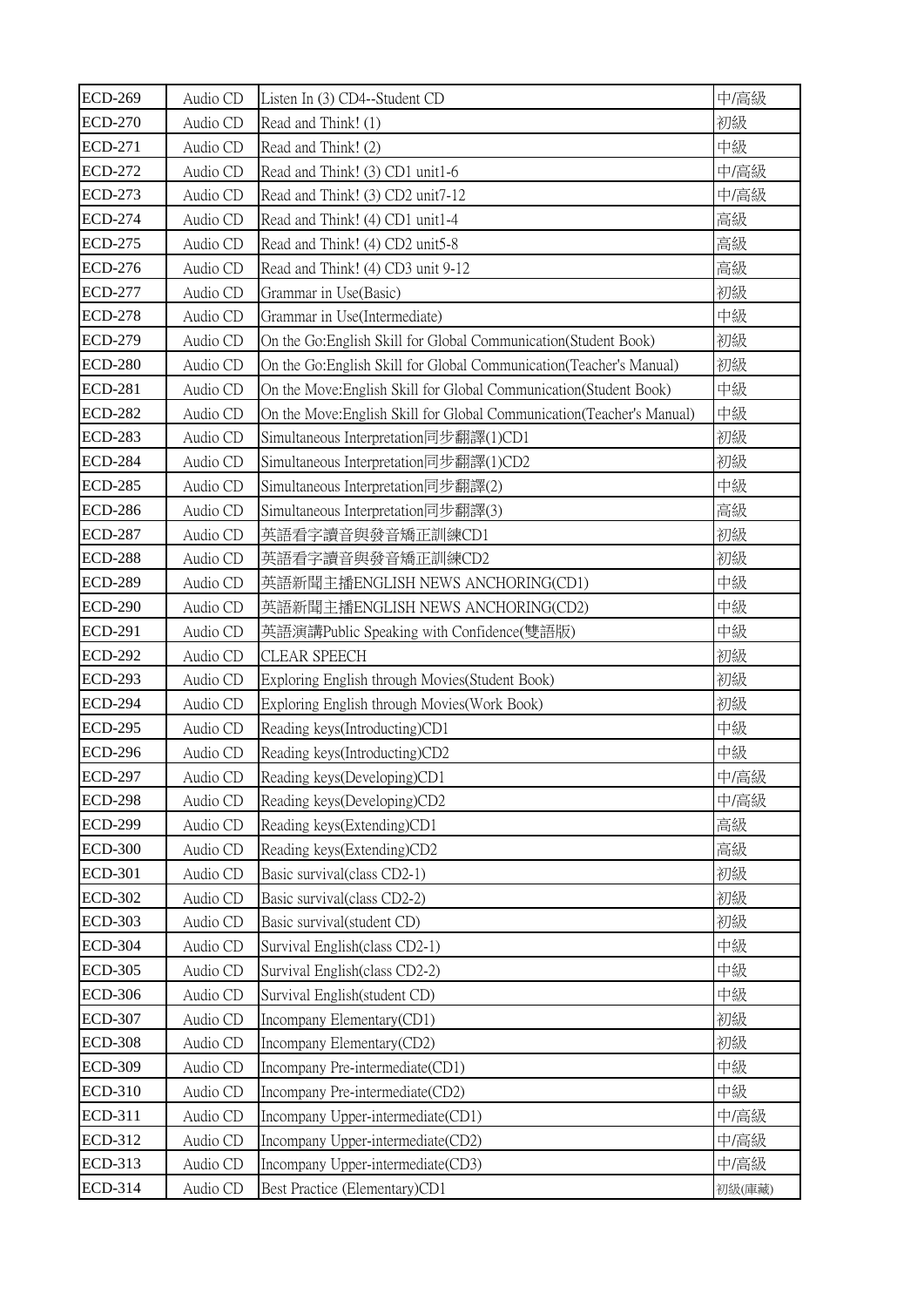| | | | |
|---|---|---|---|
| ECD-269 | Audio CD | Listen In (3) CD4--Student CD | 中/高級 |
| ECD-270 | Audio CD | Read and Think! (1) | 初級 |
| ECD-271 | Audio CD | Read and Think! (2) | 中級 |
| ECD-272 | Audio CD | Read and Think! (3) CD1 unit1-6 | 中/高級 |
| ECD-273 | Audio CD | Read and Think! (3) CD2 unit7-12 | 中/高級 |
| ECD-274 | Audio CD | Read and Think! (4) CD1 unit1-4 | 高級 |
| ECD-275 | Audio CD | Read and Think! (4) CD2 unit5-8 | 高級 |
| ECD-276 | Audio CD | Read and Think! (4) CD3 unit 9-12 | 高級 |
| ECD-277 | Audio CD | Grammar in Use(Basic) | 初級 |
| ECD-278 | Audio CD | Grammar in Use(Intermediate) | 中級 |
| ECD-279 | Audio CD | On the Go:English Skill for Global Communication(Student Book) | 初級 |
| ECD-280 | Audio CD | On the Go:English Skill for Global Communication(Teacher's Manual) | 初級 |
| ECD-281 | Audio CD | On the Move:English Skill for Global Communication(Student Book) | 中級 |
| ECD-282 | Audio CD | On the Move:English Skill for Global Communication(Teacher's Manual) | 中級 |
| ECD-283 | Audio CD | Simultaneous Interpretation同步翻譯(1)CD1 | 初級 |
| ECD-284 | Audio CD | Simultaneous Interpretation同步翻譯(1)CD2 | 初級 |
| ECD-285 | Audio CD | Simultaneous Interpretation同步翻譯(2) | 中級 |
| ECD-286 | Audio CD | Simultaneous Interpretation同步翻譯(3) | 高級 |
| ECD-287 | Audio CD | 英語看字讀音與發音矯正訓練CD1 | 初級 |
| ECD-288 | Audio CD | 英語看字讀音與發音矯正訓練CD2 | 初級 |
| ECD-289 | Audio CD | 英語新聞主播ENGLISH NEWS ANCHORING(CD1) | 中級 |
| ECD-290 | Audio CD | 英語新聞主播ENGLISH NEWS ANCHORING(CD2) | 中級 |
| ECD-291 | Audio CD | 英語演講Public Speaking with Confidence(雙語版) | 中級 |
| ECD-292 | Audio CD | CLEAR SPEECH | 初級 |
| ECD-293 | Audio CD | Exploring English through Movies(Student Book) | 初級 |
| ECD-294 | Audio CD | Exploring English through Movies(Work Book) | 初級 |
| ECD-295 | Audio CD | Reading keys(Introducting)CD1 | 中級 |
| ECD-296 | Audio CD | Reading keys(Introducting)CD2 | 中級 |
| ECD-297 | Audio CD | Reading keys(Developing)CD1 | 中/高級 |
| ECD-298 | Audio CD | Reading keys(Developing)CD2 | 中/高級 |
| ECD-299 | Audio CD | Reading keys(Extending)CD1 | 高級 |
| ECD-300 | Audio CD | Reading keys(Extending)CD2 | 高級 |
| ECD-301 | Audio CD | Basic survival(class CD2-1) | 初級 |
| ECD-302 | Audio CD | Basic survival(class CD2-2) | 初級 |
| ECD-303 | Audio CD | Basic survival(student CD) | 初級 |
| ECD-304 | Audio CD | Survival English(class CD2-1) | 中級 |
| ECD-305 | Audio CD | Survival English(class CD2-2) | 中級 |
| ECD-306 | Audio CD | Survival English(student CD) | 中級 |
| ECD-307 | Audio CD | Incompany Elementary(CD1) | 初級 |
| ECD-308 | Audio CD | Incompany Elementary(CD2) | 初級 |
| ECD-309 | Audio CD | Incompany Pre-intermediate(CD1) | 中級 |
| ECD-310 | Audio CD | Incompany Pre-intermediate(CD2) | 中級 |
| ECD-311 | Audio CD | Incompany Upper-intermediate(CD1) | 中/高級 |
| ECD-312 | Audio CD | Incompany Upper-intermediate(CD2) | 中/高級 |
| ECD-313 | Audio CD | Incompany Upper-intermediate(CD3) | 中/高級 |
| ECD-314 | Audio CD | Best Practice (Elementary)CD1 | 初級(庫藏) |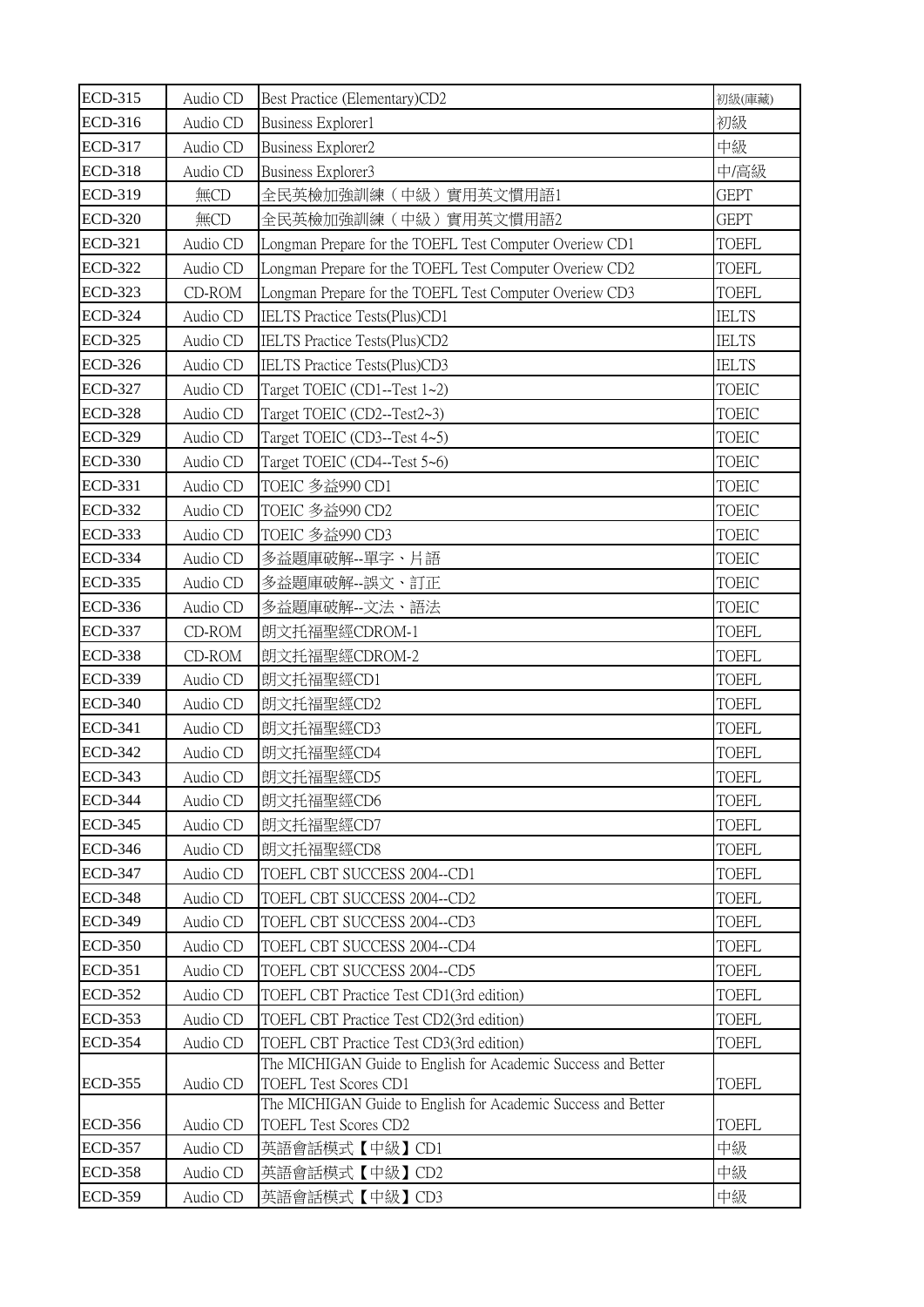| | | | |
|---|---|---|---|
| ECD-315 | Audio CD | Best Practice (Elementary)CD2 | 初級(庫藏) |
| ECD-316 | Audio CD | Business Explorer1 | 初級 |
| ECD-317 | Audio CD | Business Explorer2 | 中級 |
| ECD-318 | Audio CD | Business Explorer3 | 中/高級 |
| ECD-319 | 無CD | 全民英檢加強訓練（中級）實用英文慣用語1 | GEPT |
| ECD-320 | 無CD | 全民英檢加強訓練（中級）實用英文慣用語2 | GEPT |
| ECD-321 | Audio CD | Longman Prepare for the TOEFL Test Computer Overiew CD1 | TOEFL |
| ECD-322 | Audio CD | Longman Prepare for the TOEFL Test Computer Overiew CD2 | TOEFL |
| ECD-323 | CD-ROM | Longman Prepare for the TOEFL Test Computer Overiew CD3 | TOEFL |
| ECD-324 | Audio CD | IELTS Practice Tests(Plus)CD1 | IELTS |
| ECD-325 | Audio CD | IELTS Practice Tests(Plus)CD2 | IELTS |
| ECD-326 | Audio CD | IELTS Practice Tests(Plus)CD3 | IELTS |
| ECD-327 | Audio CD | Target TOEIC (CD1--Test 1~2) | TOEIC |
| ECD-328 | Audio CD | Target TOEIC (CD2--Test2~3) | TOEIC |
| ECD-329 | Audio CD | Target TOEIC (CD3--Test 4~5) | TOEIC |
| ECD-330 | Audio CD | Target TOEIC (CD4--Test 5~6) | TOEIC |
| ECD-331 | Audio CD | TOEIC 多益990 CD1 | TOEIC |
| ECD-332 | Audio CD | TOEIC 多益990 CD2 | TOEIC |
| ECD-333 | Audio CD | TOEIC 多益990 CD3 | TOEIC |
| ECD-334 | Audio CD | 多益題庫破解--單字、片語 | TOEIC |
| ECD-335 | Audio CD | 多益題庫破解--誤文、訂正 | TOEIC |
| ECD-336 | Audio CD | 多益題庫破解--文法、語法 | TOEIC |
| ECD-337 | CD-ROM | 朗文托福聖經CDROM-1 | TOEFL |
| ECD-338 | CD-ROM | 朗文托福聖經CDROM-2 | TOEFL |
| ECD-339 | Audio CD | 朗文托福聖經CD1 | TOEFL |
| ECD-340 | Audio CD | 朗文托福聖經CD2 | TOEFL |
| ECD-341 | Audio CD | 朗文托福聖經CD3 | TOEFL |
| ECD-342 | Audio CD | 朗文托福聖經CD4 | TOEFL |
| ECD-343 | Audio CD | 朗文托福聖經CD5 | TOEFL |
| ECD-344 | Audio CD | 朗文托福聖經CD6 | TOEFL |
| ECD-345 | Audio CD | 朗文托福聖經CD7 | TOEFL |
| ECD-346 | Audio CD | 朗文托福聖經CD8 | TOEFL |
| ECD-347 | Audio CD | TOEFL CBT SUCCESS 2004--CD1 | TOEFL |
| ECD-348 | Audio CD | TOEFL CBT SUCCESS 2004--CD2 | TOEFL |
| ECD-349 | Audio CD | TOEFL CBT SUCCESS 2004--CD3 | TOEFL |
| ECD-350 | Audio CD | TOEFL CBT SUCCESS 2004--CD4 | TOEFL |
| ECD-351 | Audio CD | TOEFL CBT SUCCESS 2004--CD5 | TOEFL |
| ECD-352 | Audio CD | TOEFL CBT Practice Test CD1(3rd edition) | TOEFL |
| ECD-353 | Audio CD | TOEFL CBT Practice Test CD2(3rd edition) | TOEFL |
| ECD-354 | Audio CD | TOEFL CBT Practice Test CD3(3rd edition) | TOEFL |
| ECD-355 | Audio CD | The MICHIGAN Guide to English for Academic Success and Better TOEFL Test Scores CD1 | TOEFL |
| ECD-356 | Audio CD | The MICHIGAN Guide to English for Academic Success and Better TOEFL Test Scores CD2 | TOEFL |
| ECD-357 | Audio CD | 英語會話模式【中級】CD1 | 中級 |
| ECD-358 | Audio CD | 英語會話模式【中級】CD2 | 中級 |
| ECD-359 | Audio CD | 英語會話模式【中級】CD3 | 中級 |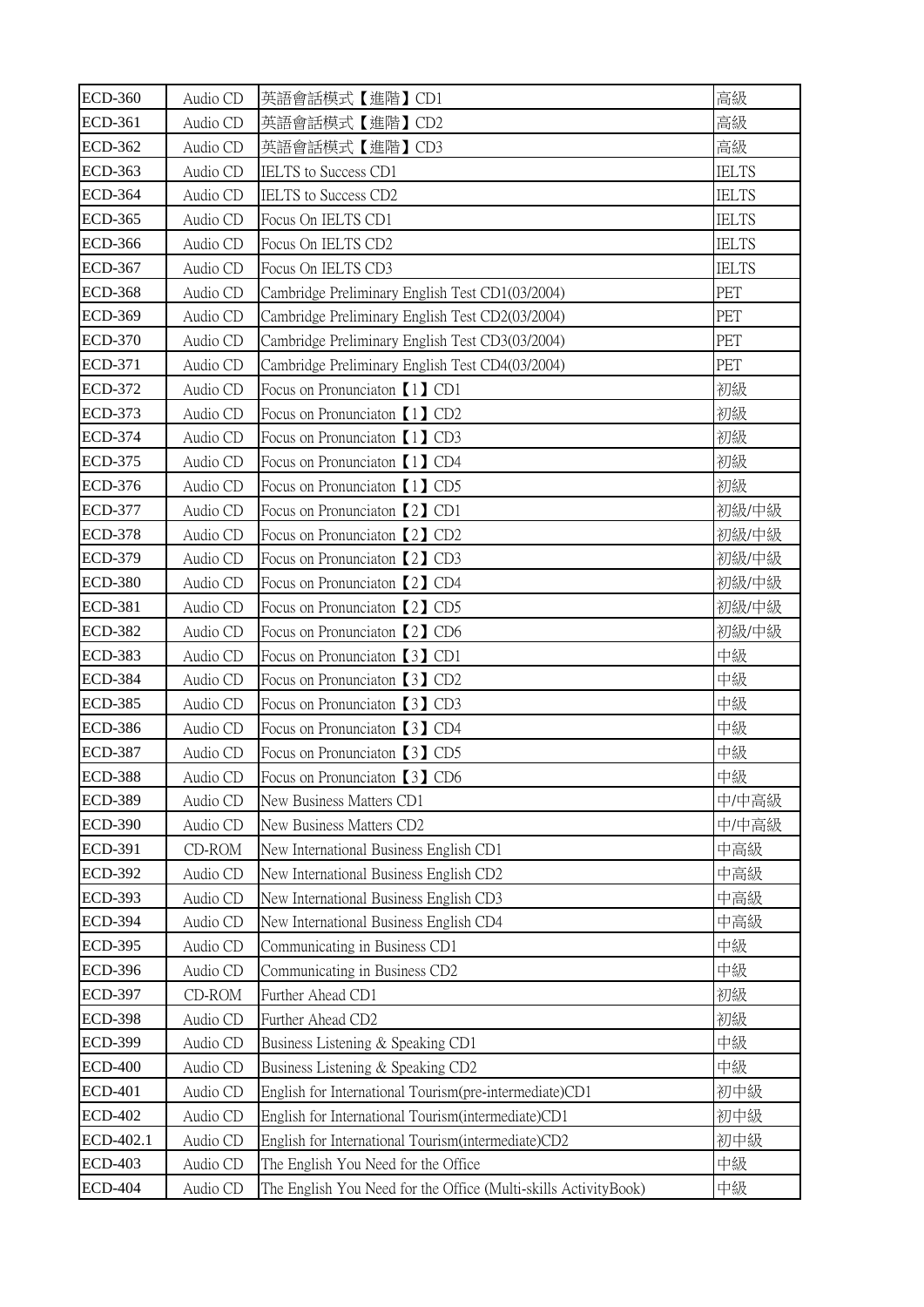| | | | |
|---|---|---|---|
| ECD-360 | Audio CD | 英語會話模式【進階】CD1 | 高級 |
| ECD-361 | Audio CD | 英語會話模式【進階】CD2 | 高級 |
| ECD-362 | Audio CD | 英語會話模式【進階】CD3 | 高級 |
| ECD-363 | Audio CD | IELTS to Success CD1 | IELTS |
| ECD-364 | Audio CD | IELTS to Success CD2 | IELTS |
| ECD-365 | Audio CD | Focus On IELTS CD1 | IELTS |
| ECD-366 | Audio CD | Focus On IELTS CD2 | IELTS |
| ECD-367 | Audio CD | Focus On IELTS CD3 | IELTS |
| ECD-368 | Audio CD | Cambridge Preliminary English Test CD1(03/2004) | PET |
| ECD-369 | Audio CD | Cambridge Preliminary English Test CD2(03/2004) | PET |
| ECD-370 | Audio CD | Cambridge Preliminary English Test CD3(03/2004) | PET |
| ECD-371 | Audio CD | Cambridge Preliminary English Test CD4(03/2004) | PET |
| ECD-372 | Audio CD | Focus on Pronunciaton【1】CD1 | 初級 |
| ECD-373 | Audio CD | Focus on Pronunciaton【1】CD2 | 初級 |
| ECD-374 | Audio CD | Focus on Pronunciaton【1】CD3 | 初級 |
| ECD-375 | Audio CD | Focus on Pronunciaton【1】CD4 | 初級 |
| ECD-376 | Audio CD | Focus on Pronunciaton【1】CD5 | 初級 |
| ECD-377 | Audio CD | Focus on Pronunciaton【2】CD1 | 初級/中級 |
| ECD-378 | Audio CD | Focus on Pronunciaton【2】CD2 | 初級/中級 |
| ECD-379 | Audio CD | Focus on Pronunciaton【2】CD3 | 初級/中級 |
| ECD-380 | Audio CD | Focus on Pronunciaton【2】CD4 | 初級/中級 |
| ECD-381 | Audio CD | Focus on Pronunciaton【2】CD5 | 初級/中級 |
| ECD-382 | Audio CD | Focus on Pronunciaton【2】CD6 | 初級/中級 |
| ECD-383 | Audio CD | Focus on Pronunciaton【3】CD1 | 中級 |
| ECD-384 | Audio CD | Focus on Pronunciaton【3】CD2 | 中級 |
| ECD-385 | Audio CD | Focus on Pronunciaton【3】CD3 | 中級 |
| ECD-386 | Audio CD | Focus on Pronunciaton【3】CD4 | 中級 |
| ECD-387 | Audio CD | Focus on Pronunciaton【3】CD5 | 中級 |
| ECD-388 | Audio CD | Focus on Pronunciaton【3】CD6 | 中級 |
| ECD-389 | Audio CD | New Business Matters CD1 | 中/中高級 |
| ECD-390 | Audio CD | New Business Matters CD2 | 中/中高級 |
| ECD-391 | CD-ROM | New International Business English CD1 | 中高級 |
| ECD-392 | Audio CD | New International Business English CD2 | 中高級 |
| ECD-393 | Audio CD | New International Business English CD3 | 中高級 |
| ECD-394 | Audio CD | New International Business English CD4 | 中高級 |
| ECD-395 | Audio CD | Communicating in Business CD1 | 中級 |
| ECD-396 | Audio CD | Communicating in Business CD2 | 中級 |
| ECD-397 | CD-ROM | Further Ahead CD1 | 初級 |
| ECD-398 | Audio CD | Further Ahead CD2 | 初級 |
| ECD-399 | Audio CD | Business Listening & Speaking CD1 | 中級 |
| ECD-400 | Audio CD | Business Listening & Speaking CD2 | 中級 |
| ECD-401 | Audio CD | English for International Tourism(pre-intermediate)CD1 | 初中級 |
| ECD-402 | Audio CD | English for International Tourism(intermediate)CD1 | 初中級 |
| ECD-402.1 | Audio CD | English for International Tourism(intermediate)CD2 | 初中級 |
| ECD-403 | Audio CD | The English You Need for the Office | 中級 |
| ECD-404 | Audio CD | The English You Need for the Office (Multi-skills ActivityBook) | 中級 |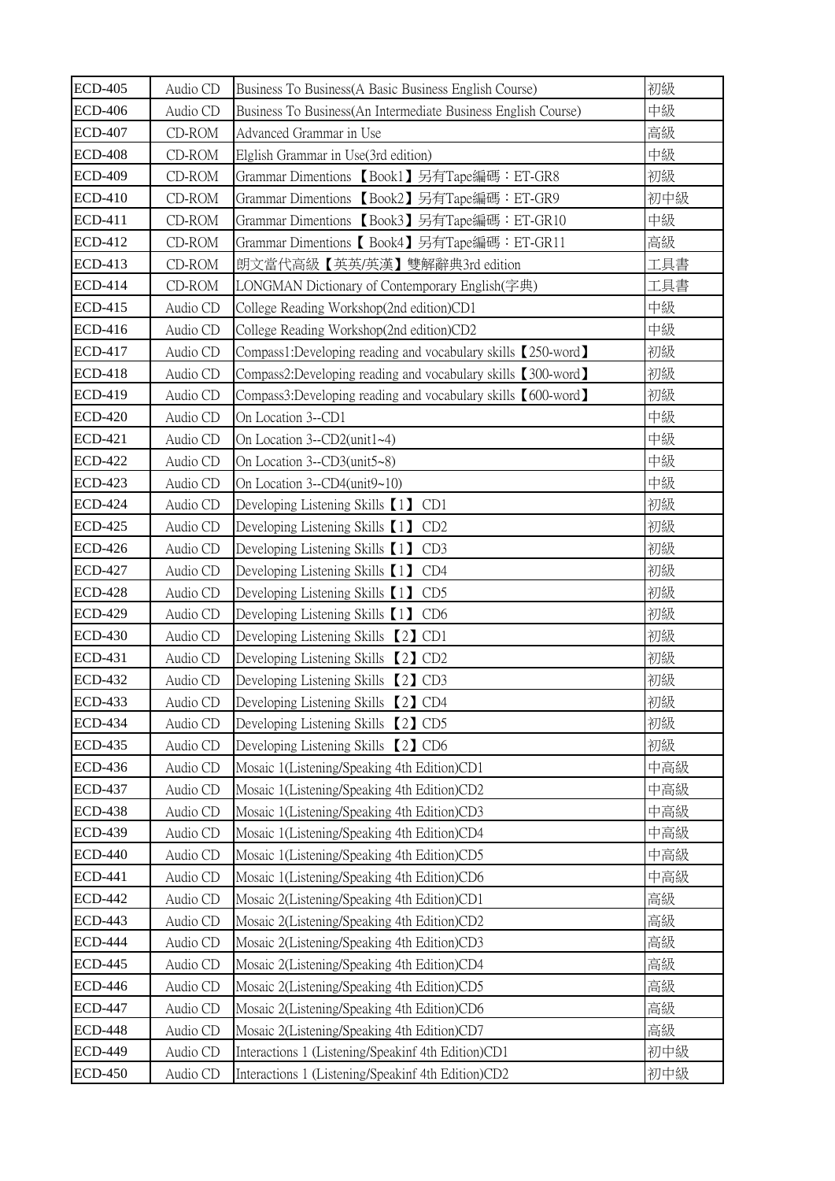| | | | |
|---|---|---|---|
| ECD-405 | Audio CD | Business To Business(A Basic Business English Course) | 初級 |
| ECD-406 | Audio CD | Business To Business(An Intermediate Business English Course) | 中級 |
| ECD-407 | CD-ROM | Advanced Grammar in Use | 高級 |
| ECD-408 | CD-ROM | Elglish Grammar in Use(3rd edition) | 中級 |
| ECD-409 | CD-ROM | Grammar Dimentions 【Book1】另有Tape編碼：ET-GR8 | 初級 |
| ECD-410 | CD-ROM | Grammar Dimentions 【Book2】另有Tape編碼：ET-GR9 | 初中級 |
| ECD-411 | CD-ROM | Grammar Dimentions 【Book3】另有Tape編碼：ET-GR10 | 中級 |
| ECD-412 | CD-ROM | Grammar Dimentions【 Book4】另有Tape編碼：ET-GR11 | 高級 |
| ECD-413 | CD-ROM | 朗文當代高級【英英/英漢】雙解辭典3rd edition | 工具書 |
| ECD-414 | CD-ROM | LONGMAN Dictionary of Contemporary English(字典) | 工具書 |
| ECD-415 | Audio CD | College Reading Workshop(2nd edition)CD1 | 中級 |
| ECD-416 | Audio CD | College Reading Workshop(2nd edition)CD2 | 中級 |
| ECD-417 | Audio CD | Compass1:Developing reading and vocabulary skills【250-word】 | 初級 |
| ECD-418 | Audio CD | Compass2:Developing reading and vocabulary skills【300-word】 | 初級 |
| ECD-419 | Audio CD | Compass3:Developing reading and vocabulary skills【600-word】 | 初級 |
| ECD-420 | Audio CD | On Location 3--CD1 | 中級 |
| ECD-421 | Audio CD | On Location 3--CD2(unit1~4) | 中級 |
| ECD-422 | Audio CD | On Location 3--CD3(unit5~8) | 中級 |
| ECD-423 | Audio CD | On Location 3--CD4(unit9~10) | 中級 |
| ECD-424 | Audio CD | Developing Listening Skills【1】 CD1 | 初級 |
| ECD-425 | Audio CD | Developing Listening Skills【1】 CD2 | 初級 |
| ECD-426 | Audio CD | Developing Listening Skills【1】 CD3 | 初級 |
| ECD-427 | Audio CD | Developing Listening Skills【1】 CD4 | 初級 |
| ECD-428 | Audio CD | Developing Listening Skills【1】 CD5 | 初級 |
| ECD-429 | Audio CD | Developing Listening Skills【1】 CD6 | 初級 |
| ECD-430 | Audio CD | Developing Listening Skills 【2】CD1 | 初級 |
| ECD-431 | Audio CD | Developing Listening Skills 【2】CD2 | 初級 |
| ECD-432 | Audio CD | Developing Listening Skills 【2】CD3 | 初級 |
| ECD-433 | Audio CD | Developing Listening Skills 【2】CD4 | 初級 |
| ECD-434 | Audio CD | Developing Listening Skills 【2】CD5 | 初級 |
| ECD-435 | Audio CD | Developing Listening Skills 【2】CD6 | 初級 |
| ECD-436 | Audio CD | Mosaic 1(Listening/Speaking 4th Edition)CD1 | 中高級 |
| ECD-437 | Audio CD | Mosaic 1(Listening/Speaking 4th Edition)CD2 | 中高級 |
| ECD-438 | Audio CD | Mosaic 1(Listening/Speaking 4th Edition)CD3 | 中高級 |
| ECD-439 | Audio CD | Mosaic 1(Listening/Speaking 4th Edition)CD4 | 中高級 |
| ECD-440 | Audio CD | Mosaic 1(Listening/Speaking 4th Edition)CD5 | 中高級 |
| ECD-441 | Audio CD | Mosaic 1(Listening/Speaking 4th Edition)CD6 | 中高級 |
| ECD-442 | Audio CD | Mosaic 2(Listening/Speaking 4th Edition)CD1 | 高級 |
| ECD-443 | Audio CD | Mosaic 2(Listening/Speaking 4th Edition)CD2 | 高級 |
| ECD-444 | Audio CD | Mosaic 2(Listening/Speaking 4th Edition)CD3 | 高級 |
| ECD-445 | Audio CD | Mosaic 2(Listening/Speaking 4th Edition)CD4 | 高級 |
| ECD-446 | Audio CD | Mosaic 2(Listening/Speaking 4th Edition)CD5 | 高級 |
| ECD-447 | Audio CD | Mosaic 2(Listening/Speaking 4th Edition)CD6 | 高級 |
| ECD-448 | Audio CD | Mosaic 2(Listening/Speaking 4th Edition)CD7 | 高級 |
| ECD-449 | Audio CD | Interactions 1 (Listening/Speakinf 4th Edition)CD1 | 初中級 |
| ECD-450 | Audio CD | Interactions 1 (Listening/Speakinf 4th Edition)CD2 | 初中級 |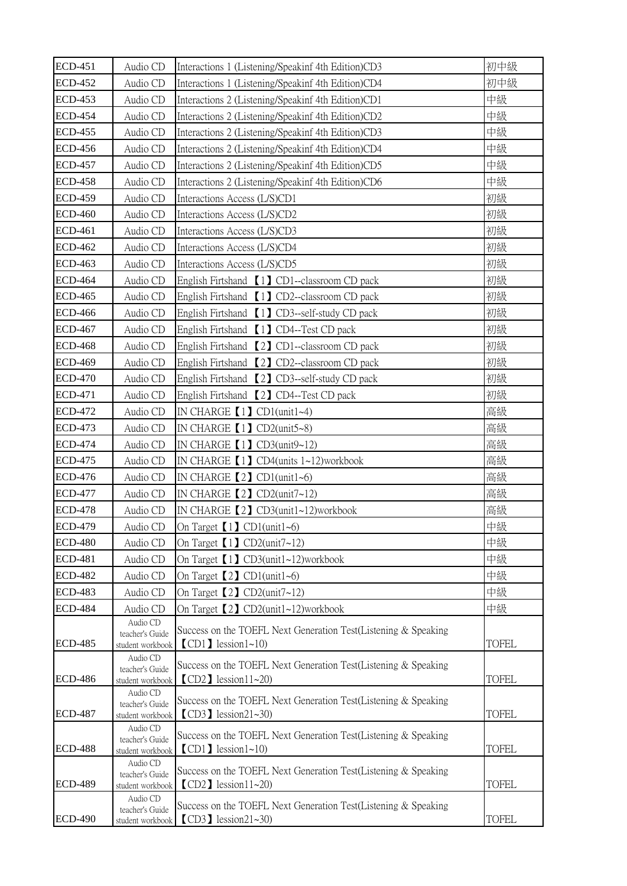| | | | |
|---|---|---|---|
| ECD-451 | Audio CD | Interactions 1 (Listening/Speakinf 4th Edition)CD3 | 初中級 |
| ECD-452 | Audio CD | Interactions 1 (Listening/Speakinf 4th Edition)CD4 | 初中級 |
| ECD-453 | Audio CD | Interactions 2 (Listening/Speakinf 4th Edition)CD1 | 中級 |
| ECD-454 | Audio CD | Interactions 2 (Listening/Speakinf 4th Edition)CD2 | 中級 |
| ECD-455 | Audio CD | Interactions 2 (Listening/Speakinf 4th Edition)CD3 | 中級 |
| ECD-456 | Audio CD | Interactions 2 (Listening/Speakinf 4th Edition)CD4 | 中級 |
| ECD-457 | Audio CD | Interactions 2 (Listening/Speakinf 4th Edition)CD5 | 中級 |
| ECD-458 | Audio CD | Interactions 2 (Listening/Speakinf 4th Edition)CD6 | 中級 |
| ECD-459 | Audio CD | Interactions Access (L/S)CD1 | 初級 |
| ECD-460 | Audio CD | Interactions Access (L/S)CD2 | 初級 |
| ECD-461 | Audio CD | Interactions Access (L/S)CD3 | 初級 |
| ECD-462 | Audio CD | Interactions Access (L/S)CD4 | 初級 |
| ECD-463 | Audio CD | Interactions Access (L/S)CD5 | 初級 |
| ECD-464 | Audio CD | English Firtshand 【1】CD1--classroom CD pack | 初級 |
| ECD-465 | Audio CD | English Firtshand 【1】CD2--classroom CD pack | 初級 |
| ECD-466 | Audio CD | English Firtshand 【1】CD3--self-study CD pack | 初級 |
| ECD-467 | Audio CD | English Firtshand 【1】CD4--Test CD pack | 初級 |
| ECD-468 | Audio CD | English Firtshand 【2】CD1--classroom CD pack | 初級 |
| ECD-469 | Audio CD | English Firtshand 【2】CD2--classroom CD pack | 初級 |
| ECD-470 | Audio CD | English Firtshand 【2】CD3--self-study CD pack | 初級 |
| ECD-471 | Audio CD | English Firtshand 【2】CD4--Test CD pack | 初級 |
| ECD-472 | Audio CD | IN CHARGE【1】CD1(unit1~4) | 高級 |
| ECD-473 | Audio CD | IN CHARGE【1】CD2(unit5~8) | 高級 |
| ECD-474 | Audio CD | IN CHARGE【1】CD3(unit9~12) | 高級 |
| ECD-475 | Audio CD | IN CHARGE【1】CD4(units 1~12)workbook | 高級 |
| ECD-476 | Audio CD | IN CHARGE【2】CD1(unit1~6) | 高級 |
| ECD-477 | Audio CD | IN CHARGE【2】CD2(unit7~12) | 高級 |
| ECD-478 | Audio CD | IN CHARGE【2】CD3(unit1~12)workbook | 高級 |
| ECD-479 | Audio CD | On Target【1】CD1(unit1~6) | 中級 |
| ECD-480 | Audio CD | On Target【1】CD2(unit7~12) | 中級 |
| ECD-481 | Audio CD | On Target【1】CD3(unit1~12)workbook | 中級 |
| ECD-482 | Audio CD | On Target【2】CD1(unit1~6) | 中級 |
| ECD-483 | Audio CD | On Target【2】CD2(unit7~12) | 中級 |
| ECD-484 | Audio CD | On Target【2】CD2(unit1~12)workbook | 中級 |
| ECD-485 | Audio CD teacher's Guide student workbook | Success on the TOEFL Next Generation Test(Listening & Speaking【CD1】lession1~10) | TOFEL |
| ECD-486 | Audio CD teacher's Guide student workbook | Success on the TOEFL Next Generation Test(Listening & Speaking【CD2】lession11~20) | TOFEL |
| ECD-487 | Audio CD teacher's Guide student workbook | Success on the TOEFL Next Generation Test(Listening & Speaking【CD3】lession21~30) | TOFEL |
| ECD-488 | Audio CD teacher's Guide student workbook | Success on the TOEFL Next Generation Test(Listening & Speaking【CD1】lession1~10) | TOFEL |
| ECD-489 | Audio CD teacher's Guide student workbook | Success on the TOEFL Next Generation Test(Listening & Speaking【CD2】lession11~20) | TOFEL |
| ECD-490 | Audio CD teacher's Guide student workbook | Success on the TOEFL Next Generation Test(Listening & Speaking【CD3】lession21~30) | TOFEL |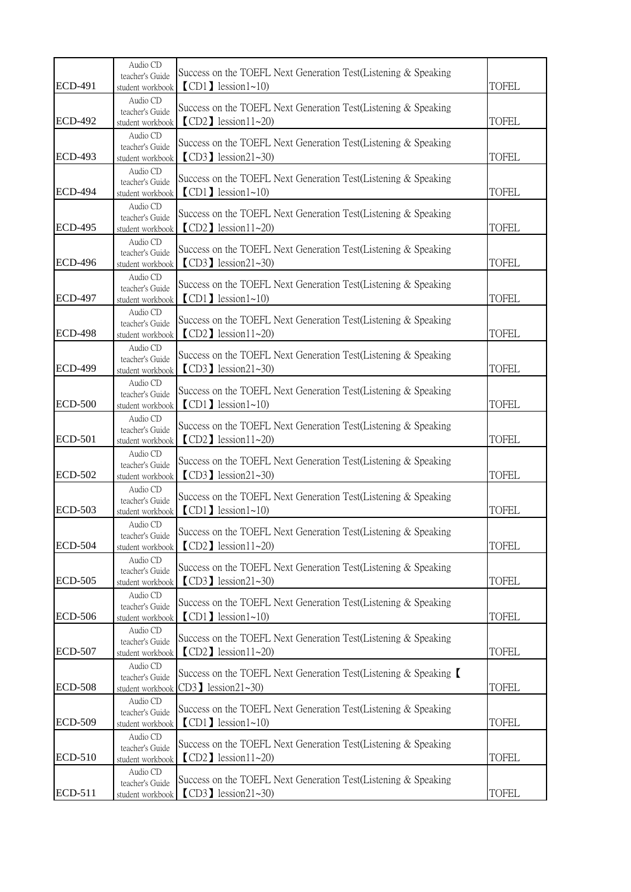| | | | |
|---|---|---|---|
| ECD-491 | Audio CD teacher's Guide student workbook | Success on the TOEFL Next Generation Test(Listening & Speaking 【CD1】lession1~10) | TOFEL |
| ECD-492 | Audio CD teacher's Guide student workbook | Success on the TOEFL Next Generation Test(Listening & Speaking 【CD2】lession11~20) | TOFEL |
| ECD-493 | Audio CD teacher's Guide student workbook | Success on the TOEFL Next Generation Test(Listening & Speaking 【CD3】lession21~30) | TOFEL |
| ECD-494 | Audio CD teacher's Guide student workbook | Success on the TOEFL Next Generation Test(Listening & Speaking 【CD1】lession1~10) | TOFEL |
| ECD-495 | Audio CD teacher's Guide student workbook | Success on the TOEFL Next Generation Test(Listening & Speaking 【CD2】lession11~20) | TOFEL |
| ECD-496 | Audio CD teacher's Guide student workbook | Success on the TOEFL Next Generation Test(Listening & Speaking 【CD3】lession21~30) | TOFEL |
| ECD-497 | Audio CD teacher's Guide student workbook | Success on the TOEFL Next Generation Test(Listening & Speaking 【CD1】lession1~10) | TOFEL |
| ECD-498 | Audio CD teacher's Guide student workbook | Success on the TOEFL Next Generation Test(Listening & Speaking 【CD2】lession11~20) | TOFEL |
| ECD-499 | Audio CD teacher's Guide student workbook | Success on the TOEFL Next Generation Test(Listening & Speaking 【CD3】lession21~30) | TOFEL |
| ECD-500 | Audio CD teacher's Guide student workbook | Success on the TOEFL Next Generation Test(Listening & Speaking 【CD1】lession1~10) | TOFEL |
| ECD-501 | Audio CD teacher's Guide student workbook | Success on the TOEFL Next Generation Test(Listening & Speaking 【CD2】lession11~20) | TOFEL |
| ECD-502 | Audio CD teacher's Guide student workbook | Success on the TOEFL Next Generation Test(Listening & Speaking 【CD3】lession21~30) | TOFEL |
| ECD-503 | Audio CD teacher's Guide student workbook | Success on the TOEFL Next Generation Test(Listening & Speaking 【CD1】lession1~10) | TOFEL |
| ECD-504 | Audio CD teacher's Guide student workbook | Success on the TOEFL Next Generation Test(Listening & Speaking 【CD2】lession11~20) | TOFEL |
| ECD-505 | Audio CD teacher's Guide student workbook | Success on the TOEFL Next Generation Test(Listening & Speaking 【CD3】lession21~30) | TOFEL |
| ECD-506 | Audio CD teacher's Guide student workbook | Success on the TOEFL Next Generation Test(Listening & Speaking 【CD1】lession1~10) | TOFEL |
| ECD-507 | Audio CD teacher's Guide student workbook | Success on the TOEFL Next Generation Test(Listening & Speaking 【CD2】lession11~20) | TOFEL |
| ECD-508 | Audio CD teacher's Guide student workbook | Success on the TOEFL Next Generation Test(Listening & Speaking 【CD3】lession21~30) | TOFEL |
| ECD-509 | Audio CD teacher's Guide student workbook | Success on the TOEFL Next Generation Test(Listening & Speaking 【CD1】lession1~10) | TOFEL |
| ECD-510 | Audio CD teacher's Guide student workbook | Success on the TOEFL Next Generation Test(Listening & Speaking 【CD2】lession11~20) | TOFEL |
| ECD-511 | Audio CD teacher's Guide student workbook | Success on the TOEFL Next Generation Test(Listening & Speaking 【CD3】lession21~30) | TOFEL |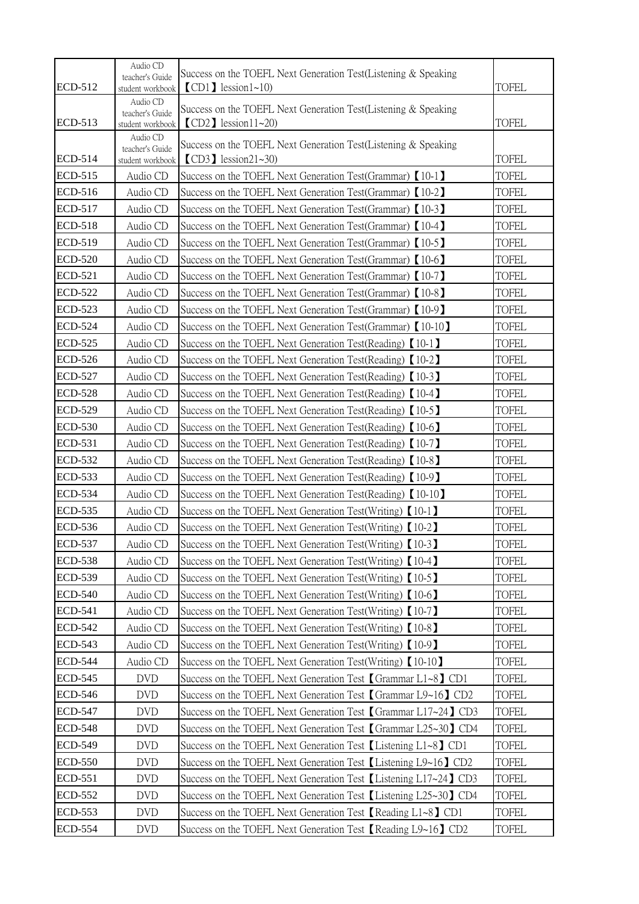| | | | |
|---|---|---|---|
| ECD-512 | Audio CD teacher's Guide student workbook | Success on the TOEFL Next Generation Test(Listening & Speaking 【CD1】lession1~10) | TOFEL |
| ECD-513 | Audio CD teacher's Guide student workbook | Success on the TOEFL Next Generation Test(Listening & Speaking 【CD2】lession11~20) | TOFEL |
| ECD-514 | Audio CD teacher's Guide student workbook | Success on the TOEFL Next Generation Test(Listening & Speaking 【CD3】lession21~30) | TOFEL |
| ECD-515 | Audio CD | Success on the TOEFL Next Generation Test(Grammar)【10-1】 | TOFEL |
| ECD-516 | Audio CD | Success on the TOEFL Next Generation Test(Grammar)【10-2】 | TOFEL |
| ECD-517 | Audio CD | Success on the TOEFL Next Generation Test(Grammar)【10-3】 | TOFEL |
| ECD-518 | Audio CD | Success on the TOEFL Next Generation Test(Grammar)【10-4】 | TOFEL |
| ECD-519 | Audio CD | Success on the TOEFL Next Generation Test(Grammar)【10-5】 | TOFEL |
| ECD-520 | Audio CD | Success on the TOEFL Next Generation Test(Grammar)【10-6】 | TOFEL |
| ECD-521 | Audio CD | Success on the TOEFL Next Generation Test(Grammar)【10-7】 | TOFEL |
| ECD-522 | Audio CD | Success on the TOEFL Next Generation Test(Grammar)【10-8】 | TOFEL |
| ECD-523 | Audio CD | Success on the TOEFL Next Generation Test(Grammar)【10-9】 | TOFEL |
| ECD-524 | Audio CD | Success on the TOEFL Next Generation Test(Grammar)【10-10】 | TOFEL |
| ECD-525 | Audio CD | Success on the TOEFL Next Generation Test(Reading)【10-1】 | TOFEL |
| ECD-526 | Audio CD | Success on the TOEFL Next Generation Test(Reading)【10-2】 | TOFEL |
| ECD-527 | Audio CD | Success on the TOEFL Next Generation Test(Reading)【10-3】 | TOFEL |
| ECD-528 | Audio CD | Success on the TOEFL Next Generation Test(Reading)【10-4】 | TOFEL |
| ECD-529 | Audio CD | Success on the TOEFL Next Generation Test(Reading)【10-5】 | TOFEL |
| ECD-530 | Audio CD | Success on the TOEFL Next Generation Test(Reading)【10-6】 | TOFEL |
| ECD-531 | Audio CD | Success on the TOEFL Next Generation Test(Reading)【10-7】 | TOFEL |
| ECD-532 | Audio CD | Success on the TOEFL Next Generation Test(Reading)【10-8】 | TOFEL |
| ECD-533 | Audio CD | Success on the TOEFL Next Generation Test(Reading)【10-9】 | TOFEL |
| ECD-534 | Audio CD | Success on the TOEFL Next Generation Test(Reading)【10-10】 | TOFEL |
| ECD-535 | Audio CD | Success on the TOEFL Next Generation Test(Writing)【10-1】 | TOFEL |
| ECD-536 | Audio CD | Success on the TOEFL Next Generation Test(Writing)【10-2】 | TOFEL |
| ECD-537 | Audio CD | Success on the TOEFL Next Generation Test(Writing)【10-3】 | TOFEL |
| ECD-538 | Audio CD | Success on the TOEFL Next Generation Test(Writing)【10-4】 | TOFEL |
| ECD-539 | Audio CD | Success on the TOEFL Next Generation Test(Writing)【10-5】 | TOFEL |
| ECD-540 | Audio CD | Success on the TOEFL Next Generation Test(Writing)【10-6】 | TOFEL |
| ECD-541 | Audio CD | Success on the TOEFL Next Generation Test(Writing)【10-7】 | TOFEL |
| ECD-542 | Audio CD | Success on the TOEFL Next Generation Test(Writing)【10-8】 | TOFEL |
| ECD-543 | Audio CD | Success on the TOEFL Next Generation Test(Writing)【10-9】 | TOFEL |
| ECD-544 | Audio CD | Success on the TOEFL Next Generation Test(Writing)【10-10】 | TOFEL |
| ECD-545 | DVD | Success on the TOEFL Next Generation Test【Grammar L1~8】CD1 | TOFEL |
| ECD-546 | DVD | Success on the TOEFL Next Generation Test【Grammar L9~16】CD2 | TOFEL |
| ECD-547 | DVD | Success on the TOEFL Next Generation Test【Grammar L17~24】CD3 | TOFEL |
| ECD-548 | DVD | Success on the TOEFL Next Generation Test【Grammar L25~30】CD4 | TOFEL |
| ECD-549 | DVD | Success on the TOEFL Next Generation Test【Listening L1~8】CD1 | TOFEL |
| ECD-550 | DVD | Success on the TOEFL Next Generation Test【Listening L9~16】CD2 | TOFEL |
| ECD-551 | DVD | Success on the TOEFL Next Generation Test【Listening L17~24】CD3 | TOFEL |
| ECD-552 | DVD | Success on the TOEFL Next Generation Test【Listening L25~30】CD4 | TOFEL |
| ECD-553 | DVD | Success on the TOEFL Next Generation Test【Reading L1~8】CD1 | TOFEL |
| ECD-554 | DVD | Success on the TOEFL Next Generation Test【Reading L9~16】CD2 | TOFEL |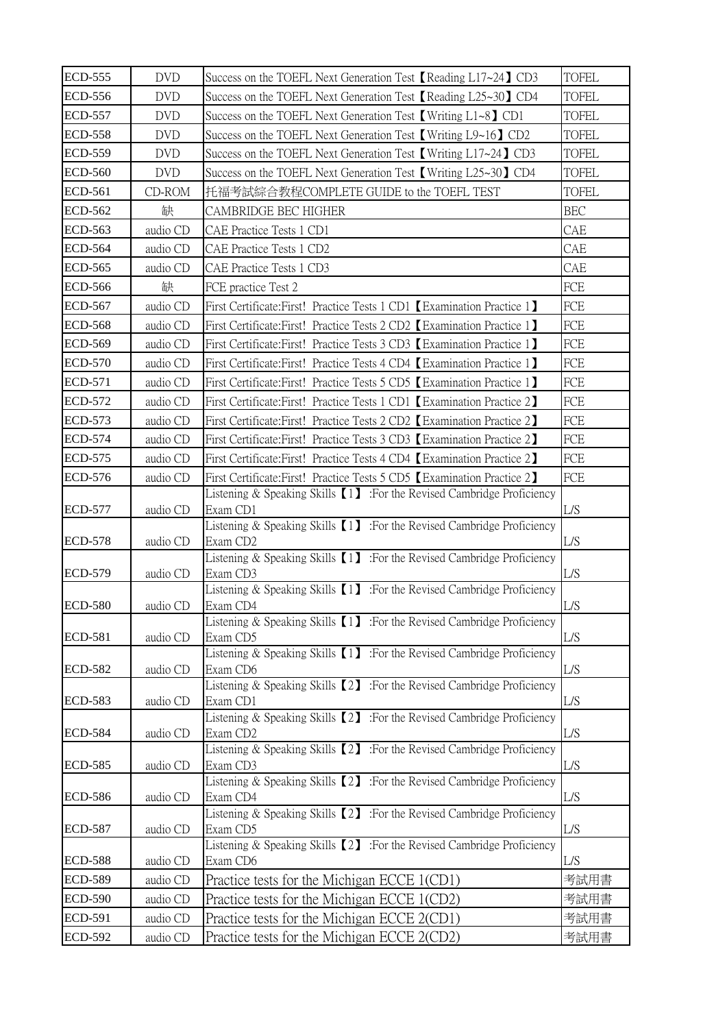| | | | |
|---|---|---|---|
| ECD-555 | DVD | Success on the TOEFL Next Generation Test【Reading L17~24】CD3 | TOFEL |
| ECD-556 | DVD | Success on the TOEFL Next Generation Test【Reading L25~30】CD4 | TOFEL |
| ECD-557 | DVD | Success on the TOEFL Next Generation Test【Writing L1~8】CD1 | TOFEL |
| ECD-558 | DVD | Success on the TOEFL Next Generation Test【Writing L9~16】CD2 | TOFEL |
| ECD-559 | DVD | Success on the TOEFL Next Generation Test【Writing L17~24】CD3 | TOFEL |
| ECD-560 | DVD | Success on the TOEFL Next Generation Test【Writing L25~30】CD4 | TOFEL |
| ECD-561 | CD-ROM | 托福考試綜合教程COMPLETE GUIDE to the TOEFL TEST | TOFEL |
| ECD-562 | 缺 | CAMBRIDGE BEC HIGHER | BEC |
| ECD-563 | audio CD | CAE Practice Tests 1 CD1 | CAE |
| ECD-564 | audio CD | CAE Practice Tests 1 CD2 | CAE |
| ECD-565 | audio CD | CAE Practice Tests 1 CD3 | CAE |
| ECD-566 | 缺 | FCE practice Test 2 | FCE |
| ECD-567 | audio CD | First Certificate:First! Practice Tests 1 CD1【Examination Practice 1】 | FCE |
| ECD-568 | audio CD | First Certificate:First! Practice Tests 2 CD2【Examination Practice 1】 | FCE |
| ECD-569 | audio CD | First Certificate:First! Practice Tests 3 CD3【Examination Practice 1】 | FCE |
| ECD-570 | audio CD | First Certificate:First! Practice Tests 4 CD4【Examination Practice 1】 | FCE |
| ECD-571 | audio CD | First Certificate:First! Practice Tests 5 CD5【Examination Practice 1】 | FCE |
| ECD-572 | audio CD | First Certificate:First! Practice Tests 1 CD1【Examination Practice 2】 | FCE |
| ECD-573 | audio CD | First Certificate:First! Practice Tests 2 CD2【Examination Practice 2】 | FCE |
| ECD-574 | audio CD | First Certificate:First! Practice Tests 3 CD3【Examination Practice 2】 | FCE |
| ECD-575 | audio CD | First Certificate:First! Practice Tests 4 CD4【Examination Practice 2】 | FCE |
| ECD-576 | audio CD | First Certificate:First! Practice Tests 5 CD5【Examination Practice 2】 | FCE |
| ECD-577 | audio CD | Listening & Speaking Skills【1】 :For the Revised Cambridge Proficiency Exam CD1 | L/S |
| ECD-578 | audio CD | Listening & Speaking Skills【1】 :For the Revised Cambridge Proficiency Exam CD2 | L/S |
| ECD-579 | audio CD | Listening & Speaking Skills【1】 :For the Revised Cambridge Proficiency Exam CD3 | L/S |
| ECD-580 | audio CD | Listening & Speaking Skills【1】 :For the Revised Cambridge Proficiency Exam CD4 | L/S |
| ECD-581 | audio CD | Listening & Speaking Skills【1】 :For the Revised Cambridge Proficiency Exam CD5 | L/S |
| ECD-582 | audio CD | Listening & Speaking Skills【1】 :For the Revised Cambridge Proficiency Exam CD6 | L/S |
| ECD-583 | audio CD | Listening & Speaking Skills【2】 :For the Revised Cambridge Proficiency Exam CD1 | L/S |
| ECD-584 | audio CD | Listening & Speaking Skills【2】 :For the Revised Cambridge Proficiency Exam CD2 | L/S |
| ECD-585 | audio CD | Listening & Speaking Skills【2】 :For the Revised Cambridge Proficiency Exam CD3 | L/S |
| ECD-586 | audio CD | Listening & Speaking Skills【2】 :For the Revised Cambridge Proficiency Exam CD4 | L/S |
| ECD-587 | audio CD | Listening & Speaking Skills【2】 :For the Revised Cambridge Proficiency Exam CD5 | L/S |
| ECD-588 | audio CD | Listening & Speaking Skills【2】 :For the Revised Cambridge Proficiency Exam CD6 | L/S |
| ECD-589 | audio CD | Practice tests for the Michigan ECCE 1(CD1) | 考試用書 |
| ECD-590 | audio CD | Practice tests for the Michigan ECCE 1(CD2) | 考試用書 |
| ECD-591 | audio CD | Practice tests for the Michigan ECCE 2(CD1) | 考試用書 |
| ECD-592 | audio CD | Practice tests for the Michigan ECCE 2(CD2) | 考試用書 |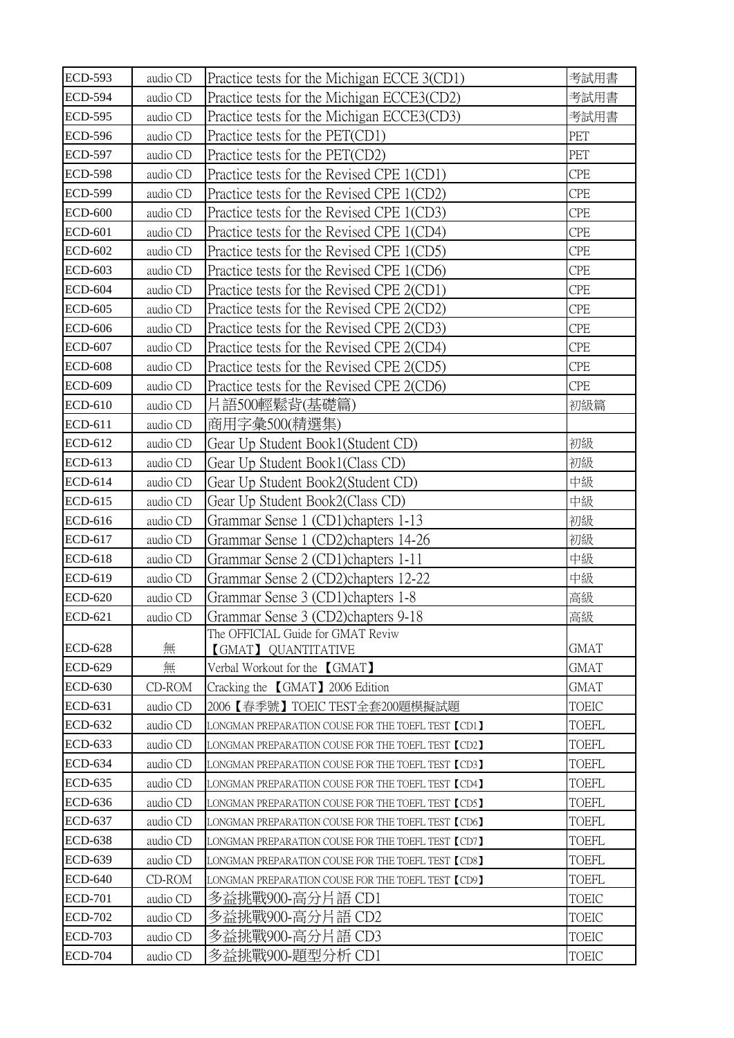| | | | |
|---|---|---|---|
| ECD-593 | audio CD | Practice tests for the Michigan ECCE 3(CD1) | 考試用書 |
| ECD-594 | audio CD | Practice tests for the Michigan ECCE3(CD2) | 考試用書 |
| ECD-595 | audio CD | Practice tests for the Michigan ECCE3(CD3) | 考試用書 |
| ECD-596 | audio CD | Practice tests for the PET(CD1) | PET |
| ECD-597 | audio CD | Practice tests for the PET(CD2) | PET |
| ECD-598 | audio CD | Practice tests for the Revised CPE 1(CD1) | CPE |
| ECD-599 | audio CD | Practice tests for the Revised CPE 1(CD2) | CPE |
| ECD-600 | audio CD | Practice tests for the Revised CPE 1(CD3) | CPE |
| ECD-601 | audio CD | Practice tests for the Revised CPE 1(CD4) | CPE |
| ECD-602 | audio CD | Practice tests for the Revised CPE 1(CD5) | CPE |
| ECD-603 | audio CD | Practice tests for the Revised CPE 1(CD6) | CPE |
| ECD-604 | audio CD | Practice tests for the Revised CPE 2(CD1) | CPE |
| ECD-605 | audio CD | Practice tests for the Revised CPE 2(CD2) | CPE |
| ECD-606 | audio CD | Practice tests for the Revised CPE 2(CD3) | CPE |
| ECD-607 | audio CD | Practice tests for the Revised CPE 2(CD4) | CPE |
| ECD-608 | audio CD | Practice tests for the Revised CPE 2(CD5) | CPE |
| ECD-609 | audio CD | Practice tests for the Revised CPE 2(CD6) | CPE |
| ECD-610 | audio CD | 片語500輕鬆背(基礎篇) | 初級篇 |
| ECD-611 | audio CD | 商用字彙500(精選集) | |
| ECD-612 | audio CD | Gear Up Student Book1(Student CD) | 初級 |
| ECD-613 | audio CD | Gear Up Student Book1(Class CD) | 初級 |
| ECD-614 | audio CD | Gear Up Student Book2(Student CD) | 中級 |
| ECD-615 | audio CD | Gear Up Student Book2(Class CD) | 中級 |
| ECD-616 | audio CD | Grammar Sense 1 (CD1)chapters 1-13 | 初級 |
| ECD-617 | audio CD | Grammar Sense 1 (CD2)chapters 14-26 | 初級 |
| ECD-618 | audio CD | Grammar Sense 2 (CD1)chapters 1-11 | 中級 |
| ECD-619 | audio CD | Grammar Sense 2 (CD2)chapters 12-22 | 中級 |
| ECD-620 | audio CD | Grammar Sense 3 (CD1)chapters 1-8 | 高級 |
| ECD-621 | audio CD | Grammar Sense 3 (CD2)chapters 9-18 | 高級 |
| ECD-628 | 無 | The OFFICIAL Guide for GMAT Reviw 【GMAT】 QUANTITATIVE | GMAT |
| ECD-629 | 無 | Verbal Workout for the 【GMAT】 | GMAT |
| ECD-630 | CD-ROM | Cracking the 【GMAT】2006 Edition | GMAT |
| ECD-631 | audio CD | 2006【春季號】TOEIC TEST全套200題模擬試題 | TOEIC |
| ECD-632 | audio CD | LONGMAN PREPARATION COUSE FOR THE TOEFL TEST【CD1】 | TOEFL |
| ECD-633 | audio CD | LONGMAN PREPARATION COUSE FOR THE TOEFL TEST【CD2】 | TOEFL |
| ECD-634 | audio CD | LONGMAN PREPARATION COUSE FOR THE TOEFL TEST【CD3】 | TOEFL |
| ECD-635 | audio CD | LONGMAN PREPARATION COUSE FOR THE TOEFL TEST【CD4】 | TOEFL |
| ECD-636 | audio CD | LONGMAN PREPARATION COUSE FOR THE TOEFL TEST【CD5】 | TOEFL |
| ECD-637 | audio CD | LONGMAN PREPARATION COUSE FOR THE TOEFL TEST【CD6】 | TOEFL |
| ECD-638 | audio CD | LONGMAN PREPARATION COUSE FOR THE TOEFL TEST【CD7】 | TOEFL |
| ECD-639 | audio CD | LONGMAN PREPARATION COUSE FOR THE TOEFL TEST【CD8】 | TOEFL |
| ECD-640 | CD-ROM | LONGMAN PREPARATION COUSE FOR THE TOEFL TEST【CD9】 | TOEFL |
| ECD-701 | audio CD | 多益挑戰900-高分片語 CD1 | TOEIC |
| ECD-702 | audio CD | 多益挑戰900-高分片語 CD2 | TOEIC |
| ECD-703 | audio CD | 多益挑戰900-高分片語 CD3 | TOEIC |
| ECD-704 | audio CD | 多益挑戰900-題型分析 CD1 | TOEIC |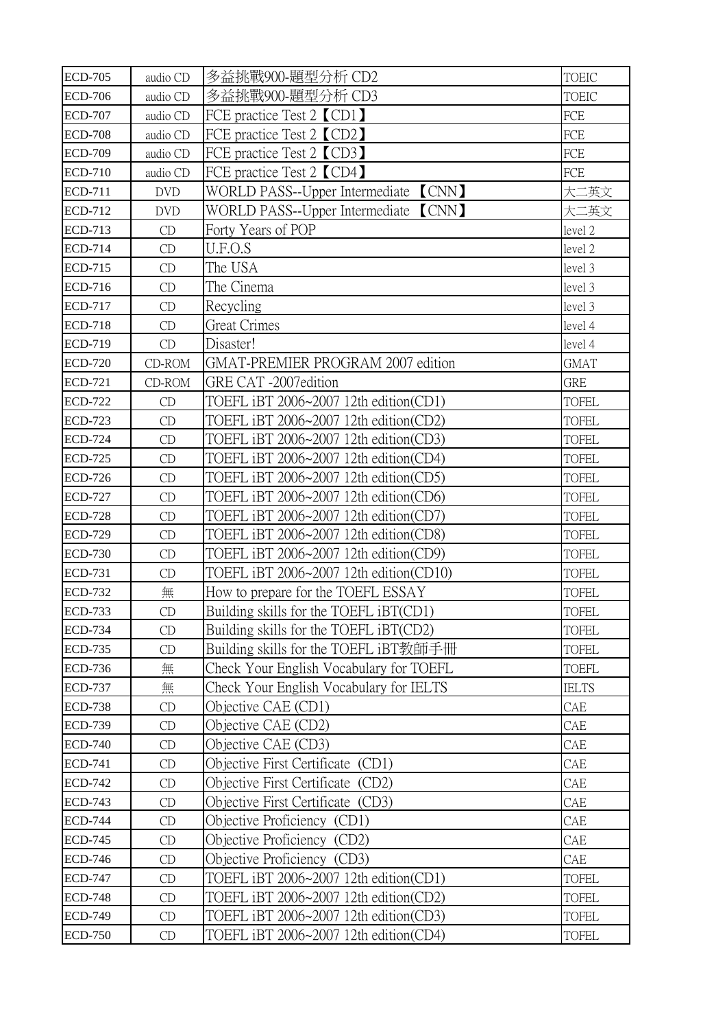| | | | |
|---|---|---|---|
| ECD-705 | audio CD | 多益挑戰900-題型分析 CD2 | TOEIC |
| ECD-706 | audio CD | 多益挑戰900-題型分析 CD3 | TOEIC |
| ECD-707 | audio CD | FCE practice Test 2【CD1】 | FCE |
| ECD-708 | audio CD | FCE practice Test 2【CD2】 | FCE |
| ECD-709 | audio CD | FCE practice Test 2【CD3】 | FCE |
| ECD-710 | audio CD | FCE practice Test 2【CD4】 | FCE |
| ECD-711 | DVD | WORLD PASS--Upper Intermediate 【CNN】 | 大二英文 |
| ECD-712 | DVD | WORLD PASS--Upper Intermediate 【CNN】 | 大二英文 |
| ECD-713 | CD | Forty Years of POP | level 2 |
| ECD-714 | CD | U.F.O.S | level 2 |
| ECD-715 | CD | The USA | level 3 |
| ECD-716 | CD | The Cinema | level 3 |
| ECD-717 | CD | Recycling | level 3 |
| ECD-718 | CD | Great Crimes | level 4 |
| ECD-719 | CD | Disaster! | level 4 |
| ECD-720 | CD-ROM | GMAT-PREMIER PROGRAM 2007 edition | GMAT |
| ECD-721 | CD-ROM | GRE CAT -2007edition | GRE |
| ECD-722 | CD | TOEFL iBT 2006~2007 12th edition(CD1) | TOFEL |
| ECD-723 | CD | TOEFL iBT 2006~2007 12th edition(CD2) | TOFEL |
| ECD-724 | CD | TOEFL iBT 2006~2007 12th edition(CD3) | TOFEL |
| ECD-725 | CD | TOEFL iBT 2006~2007 12th edition(CD4) | TOFEL |
| ECD-726 | CD | TOEFL iBT 2006~2007 12th edition(CD5) | TOFEL |
| ECD-727 | CD | TOEFL iBT 2006~2007 12th edition(CD6) | TOFEL |
| ECD-728 | CD | TOEFL iBT 2006~2007 12th edition(CD7) | TOFEL |
| ECD-729 | CD | TOEFL iBT 2006~2007 12th edition(CD8) | TOFEL |
| ECD-730 | CD | TOEFL iBT 2006~2007 12th edition(CD9) | TOFEL |
| ECD-731 | CD | TOEFL iBT 2006~2007 12th edition(CD10) | TOFEL |
| ECD-732 | 無 | How to prepare for the TOEFL ESSAY | TOFEL |
| ECD-733 | CD | Building skills for the TOEFL iBT(CD1) | TOFEL |
| ECD-734 | CD | Building skills for the TOEFL iBT(CD2) | TOFEL |
| ECD-735 | CD | Building skills for the TOEFL iBT教師手冊 | TOFEL |
| ECD-736 | 無 | Check Your English Vocabulary for TOEFL | TOEFL |
| ECD-737 | 無 | Check Your English Vocabulary for IELTS | IELTS |
| ECD-738 | CD | Objective CAE (CD1) | CAE |
| ECD-739 | CD | Objective CAE (CD2) | CAE |
| ECD-740 | CD | Objective CAE (CD3) | CAE |
| ECD-741 | CD | Objective First Certificate (CD1) | CAE |
| ECD-742 | CD | Objective First Certificate (CD2) | CAE |
| ECD-743 | CD | Objective First Certificate (CD3) | CAE |
| ECD-744 | CD | Objective Proficiency (CD1) | CAE |
| ECD-745 | CD | Objective Proficiency (CD2) | CAE |
| ECD-746 | CD | Objective Proficiency (CD3) | CAE |
| ECD-747 | CD | TOEFL iBT 2006~2007 12th edition(CD1) | TOFEL |
| ECD-748 | CD | TOEFL iBT 2006~2007 12th edition(CD2) | TOFEL |
| ECD-749 | CD | TOEFL iBT 2006~2007 12th edition(CD3) | TOFEL |
| ECD-750 | CD | TOEFL iBT 2006~2007 12th edition(CD4) | TOFEL |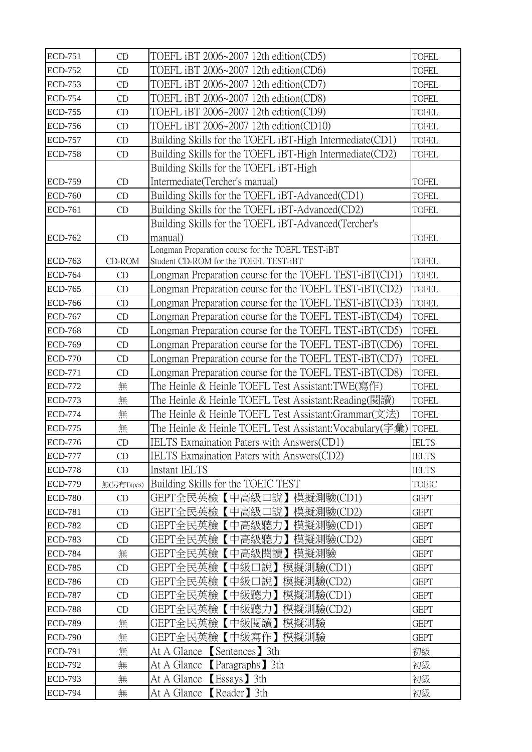| | | | |
|---|---|---|---|
| ECD-751 | CD | TOEFL iBT 2006~2007 12th edition(CD5) | TOFEL |
| ECD-752 | CD | TOEFL iBT 2006~2007 12th edition(CD6) | TOFEL |
| ECD-753 | CD | TOEFL iBT 2006~2007 12th edition(CD7) | TOFEL |
| ECD-754 | CD | TOEFL iBT 2006~2007 12th edition(CD8) | TOFEL |
| ECD-755 | CD | TOEFL iBT 2006~2007 12th edition(CD9) | TOFEL |
| ECD-756 | CD | TOEFL iBT 2006~2007 12th edition(CD10) | TOFEL |
| ECD-757 | CD | Building Skills for the TOEFL iBT-High Intermediate(CD1) | TOFEL |
| ECD-758 | CD | Building Skills for the TOEFL iBT-High Intermediate(CD2) | TOFEL |
| ECD-759 | CD | Building Skills for the TOEFL iBT-High Intermediate(Tercher's manual) | TOFEL |
| ECD-760 | CD | Building Skills for the TOEFL iBT-Advanced(CD1) | TOFEL |
| ECD-761 | CD | Building Skills for the TOEFL iBT-Advanced(CD2) | TOFEL |
| ECD-762 | CD | Building Skills for the TOEFL iBT-Advanced(Tercher's manual) | TOFEL |
| ECD-763 | CD-ROM | Longman Preparation course for the TOEFL TEST-iBT Student CD-ROM for the TOEFL TEST-iBT | TOFEL |
| ECD-764 | CD | Longman Preparation course for the TOEFL TEST-iBT(CD1) | TOFEL |
| ECD-765 | CD | Longman Preparation course for the TOEFL TEST-iBT(CD2) | TOFEL |
| ECD-766 | CD | Longman Preparation course for the TOEFL TEST-iBT(CD3) | TOFEL |
| ECD-767 | CD | Longman Preparation course for the TOEFL TEST-iBT(CD4) | TOFEL |
| ECD-768 | CD | Longman Preparation course for the TOEFL TEST-iBT(CD5) | TOFEL |
| ECD-769 | CD | Longman Preparation course for the TOEFL TEST-iBT(CD6) | TOFEL |
| ECD-770 | CD | Longman Preparation course for the TOEFL TEST-iBT(CD7) | TOFEL |
| ECD-771 | CD | Longman Preparation course for the TOEFL TEST-iBT(CD8) | TOFEL |
| ECD-772 | 無 | The Heinle & Heinle TOEFL Test Assistant:TWE(寫作) | TOFEL |
| ECD-773 | 無 | The Heinle & Heinle TOEFL Test Assistant:Reading(閱讀) | TOFEL |
| ECD-774 | 無 | The Heinle & Heinle TOEFL Test Assistant:Grammar(文法) | TOFEL |
| ECD-775 | 無 | The Heinle & Heinle TOEFL Test Assistant:Vocabulary(字彙) | TOFEL |
| ECD-776 | CD | IELTS Exmaination Paters with Answers(CD1) | IELTS |
| ECD-777 | CD | IELTS Exmaination Paters with Answers(CD2) | IELTS |
| ECD-778 | CD | Instant IELTS | IELTS |
| ECD-779 | 無(另有Tapes) | Building Skills for the TOEIC TEST | TOEIC |
| ECD-780 | CD | GEPT全民英檢【中高級口說】模擬測驗(CD1) | GEPT |
| ECD-781 | CD | GEPT全民英檢【中高級口說】模擬測驗(CD2) | GEPT |
| ECD-782 | CD | GEPT全民英檢【中高級聽力】模擬測驗(CD1) | GEPT |
| ECD-783 | CD | GEPT全民英檢【中高級聽力】模擬測驗(CD2) | GEPT |
| ECD-784 | 無 | GEPT全民英檢【中高級閱讀】模擬測驗 | GEPT |
| ECD-785 | CD | GEPT全民英檢【中級口說】模擬測驗(CD1) | GEPT |
| ECD-786 | CD | GEPT全民英檢【中級口說】模擬測驗(CD2) | GEPT |
| ECD-787 | CD | GEPT全民英檢【中級聽力】模擬測驗(CD1) | GEPT |
| ECD-788 | CD | GEPT全民英檢【中級聽力】模擬測驗(CD2) | GEPT |
| ECD-789 | 無 | GEPT全民英檢【中級閱讀】模擬測驗 | GEPT |
| ECD-790 | 無 | GEPT全民英檢【中級寫作】模擬測驗 | GEPT |
| ECD-791 | 無 | At A Glance 【Sentences】3th | 初級 |
| ECD-792 | 無 | At A Glance 【Paragraphs】3th | 初級 |
| ECD-793 | 無 | At A Glance 【Essays】3th | 初級 |
| ECD-794 | 無 | At A Glance 【Reader】3th | 初級 |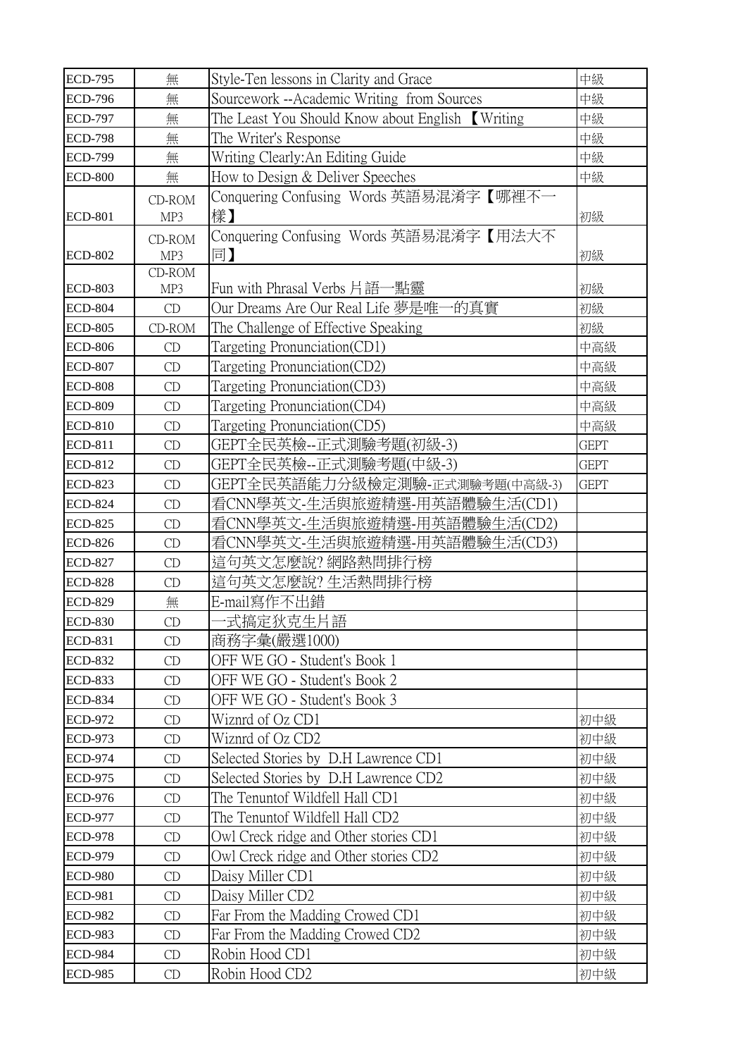| | | | |
|---|---|---|---|
| ECD-795 | 無 | Style-Ten lessons in Clarity and Grace | 中級 |
| ECD-796 | 無 | Sourcework --Academic Writing from Sources | 中級 |
| ECD-797 | 無 | The Least You Should Know about English 【Writing | 中級 |
| ECD-798 | 無 | The Writer's Response | 中級 |
| ECD-799 | 無 | Writing Clearly:An Editing Guide | 中級 |
| ECD-800 | 無 | How to Design & Deliver Speeches | 中級 |
| ECD-801 | CD-ROM MP3 | Conquering Confusing Words 英語易混淆字【哪裡不一樣】 | 初級 |
| ECD-802 | CD-ROM MP3 | Conquering Confusing Words 英語易混淆字【用法大不同】 | 初級 |
| ECD-803 | CD-ROM MP3 | Fun with Phrasal Verbs 片語一點靈 | 初級 |
| ECD-804 | CD | Our Dreams Are Our Real Life 夢是唯一的真實 | 初級 |
| ECD-805 | CD-ROM | The Challenge of Effective Speaking | 初級 |
| ECD-806 | CD | Targeting Pronunciation(CD1) | 中高級 |
| ECD-807 | CD | Targeting Pronunciation(CD2) | 中高級 |
| ECD-808 | CD | Targeting Pronunciation(CD3) | 中高級 |
| ECD-809 | CD | Targeting Pronunciation(CD4) | 中高級 |
| ECD-810 | CD | Targeting Pronunciation(CD5) | 中高級 |
| ECD-811 | CD | GEPT全民英檢--正式測驗考題(初級-3) | GEPT |
| ECD-812 | CD | GEPT全民英檢--正式測驗考題(中級-3) | GEPT |
| ECD-823 | CD | GEPT全民英語能力分級檢定測驗-正式測驗考題(中高級-3) | GEPT |
| ECD-824 | CD | 看CNN學英文-生活與旅遊精選-用英語體驗生活(CD1) | |
| ECD-825 | CD | 看CNN學英文-生活與旅遊精選-用英語體驗生活(CD2) | |
| ECD-826 | CD | 看CNN學英文-生活與旅遊精選-用英語體驗生活(CD3) | |
| ECD-827 | CD | 這句英文怎麼說? 網路熱問排行榜 | |
| ECD-828 | CD | 這句英文怎麼說? 生活熱問排行榜 | |
| ECD-829 | 無 | E-mail寫作不出錯 | |
| ECD-830 | CD | 一式搞定狄克生片語 | |
| ECD-831 | CD | 商務字彙(嚴選1000) | |
| ECD-832 | CD | OFF WE GO - Student's Book 1 | |
| ECD-833 | CD | OFF WE GO - Student's Book 2 | |
| ECD-834 | CD | OFF WE GO - Student's Book 3 | |
| ECD-972 | CD | Wiznrd of Oz CD1 | 初中級 |
| ECD-973 | CD | Wiznrd of Oz CD2 | 初中級 |
| ECD-974 | CD | Selected Stories by D.H Lawrence CD1 | 初中級 |
| ECD-975 | CD | Selected Stories by D.H Lawrence CD2 | 初中級 |
| ECD-976 | CD | The Tenuntof Wildfell Hall CD1 | 初中級 |
| ECD-977 | CD | The Tenuntof Wildfell Hall CD2 | 初中級 |
| ECD-978 | CD | Owl Creck ridge and Other stories CD1 | 初中級 |
| ECD-979 | CD | Owl Creck ridge and Other stories CD2 | 初中級 |
| ECD-980 | CD | Daisy Miller CD1 | 初中級 |
| ECD-981 | CD | Daisy Miller CD2 | 初中級 |
| ECD-982 | CD | Far From the Madding Crowed CD1 | 初中級 |
| ECD-983 | CD | Far From the Madding Crowed CD2 | 初中級 |
| ECD-984 | CD | Robin Hood CD1 | 初中級 |
| ECD-985 | CD | Robin Hood CD2 | 初中級 |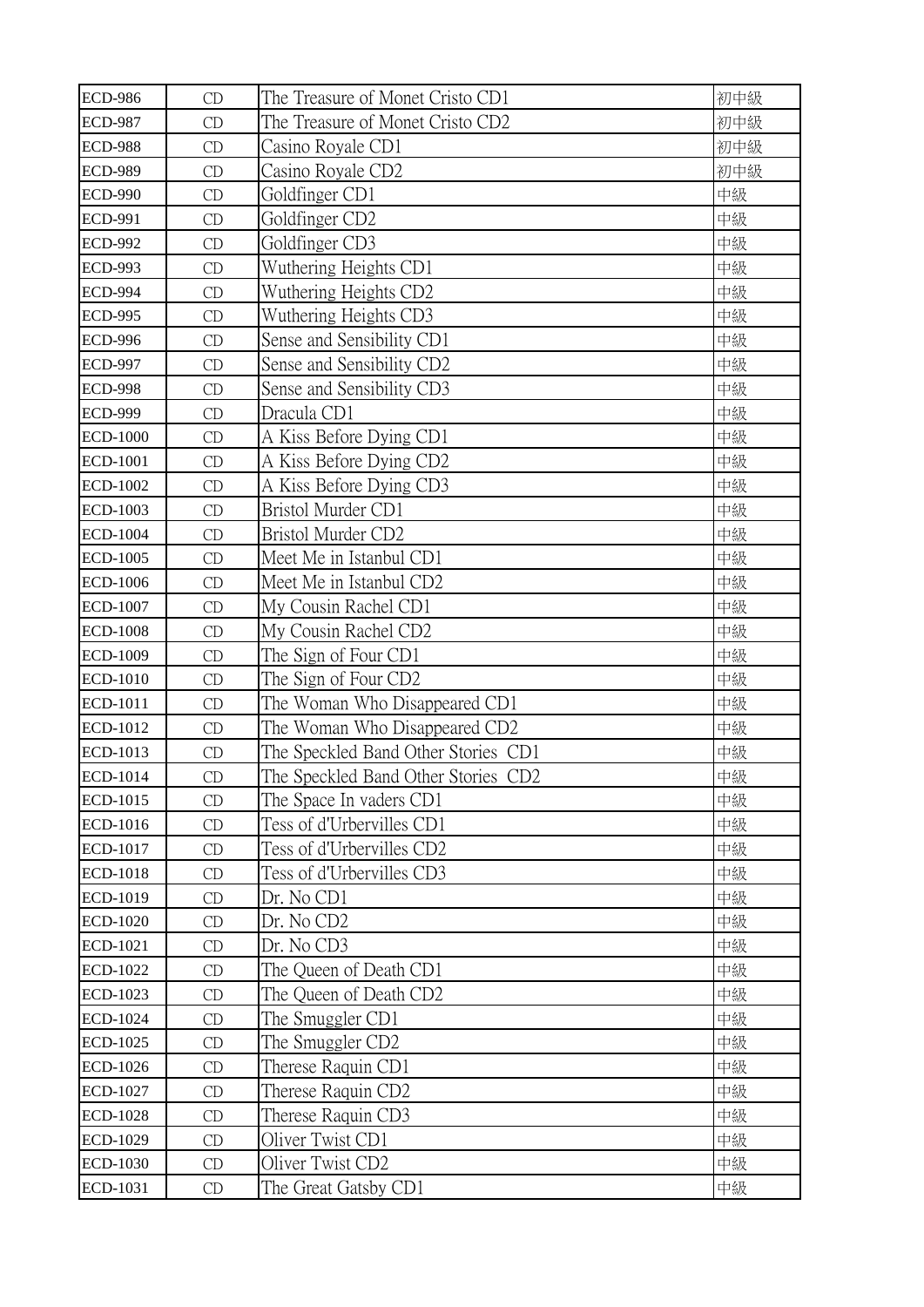| | | | |
|---|---|---|---|
| ECD-986 | CD | The Treasure of Monet Cristo CD1 | 初中級 |
| ECD-987 | CD | The Treasure of Monet Cristo CD2 | 初中級 |
| ECD-988 | CD | Casino Royale CD1 | 初中級 |
| ECD-989 | CD | Casino Royale CD2 | 初中級 |
| ECD-990 | CD | Goldfinger CD1 | 中級 |
| ECD-991 | CD | Goldfinger CD2 | 中級 |
| ECD-992 | CD | Goldfinger CD3 | 中級 |
| ECD-993 | CD | Wuthering Heights CD1 | 中級 |
| ECD-994 | CD | Wuthering Heights CD2 | 中級 |
| ECD-995 | CD | Wuthering Heights CD3 | 中級 |
| ECD-996 | CD | Sense and Sensibility CD1 | 中級 |
| ECD-997 | CD | Sense and Sensibility CD2 | 中級 |
| ECD-998 | CD | Sense and Sensibility CD3 | 中級 |
| ECD-999 | CD | Dracula CD1 | 中級 |
| ECD-1000 | CD | A Kiss Before Dying CD1 | 中級 |
| ECD-1001 | CD | A Kiss Before Dying CD2 | 中級 |
| ECD-1002 | CD | A Kiss Before Dying CD3 | 中級 |
| ECD-1003 | CD | Bristol Murder CD1 | 中級 |
| ECD-1004 | CD | Bristol Murder CD2 | 中級 |
| ECD-1005 | CD | Meet Me in Istanbul CD1 | 中級 |
| ECD-1006 | CD | Meet Me in Istanbul CD2 | 中級 |
| ECD-1007 | CD | My Cousin Rachel CD1 | 中級 |
| ECD-1008 | CD | My Cousin Rachel CD2 | 中級 |
| ECD-1009 | CD | The Sign of Four CD1 | 中級 |
| ECD-1010 | CD | The Sign of Four CD2 | 中級 |
| ECD-1011 | CD | The Woman Who Disappeared CD1 | 中級 |
| ECD-1012 | CD | The Woman Who Disappeared CD2 | 中級 |
| ECD-1013 | CD | The Speckled Band Other Stories CD1 | 中級 |
| ECD-1014 | CD | The Speckled Band Other Stories CD2 | 中級 |
| ECD-1015 | CD | The Space In vaders CD1 | 中級 |
| ECD-1016 | CD | Tess of d'Urbervilles CD1 | 中級 |
| ECD-1017 | CD | Tess of d'Urbervilles CD2 | 中級 |
| ECD-1018 | CD | Tess of d'Urbervilles CD3 | 中級 |
| ECD-1019 | CD | Dr. No CD1 | 中級 |
| ECD-1020 | CD | Dr. No CD2 | 中級 |
| ECD-1021 | CD | Dr. No CD3 | 中級 |
| ECD-1022 | CD | The Queen of Death CD1 | 中級 |
| ECD-1023 | CD | The Queen of Death CD2 | 中級 |
| ECD-1024 | CD | The Smuggler CD1 | 中級 |
| ECD-1025 | CD | The Smuggler CD2 | 中級 |
| ECD-1026 | CD | Therese Raquin CD1 | 中級 |
| ECD-1027 | CD | Therese Raquin CD2 | 中級 |
| ECD-1028 | CD | Therese Raquin CD3 | 中級 |
| ECD-1029 | CD | Oliver Twist CD1 | 中級 |
| ECD-1030 | CD | Oliver Twist CD2 | 中級 |
| ECD-1031 | CD | The Great Gatsby CD1 | 中級 |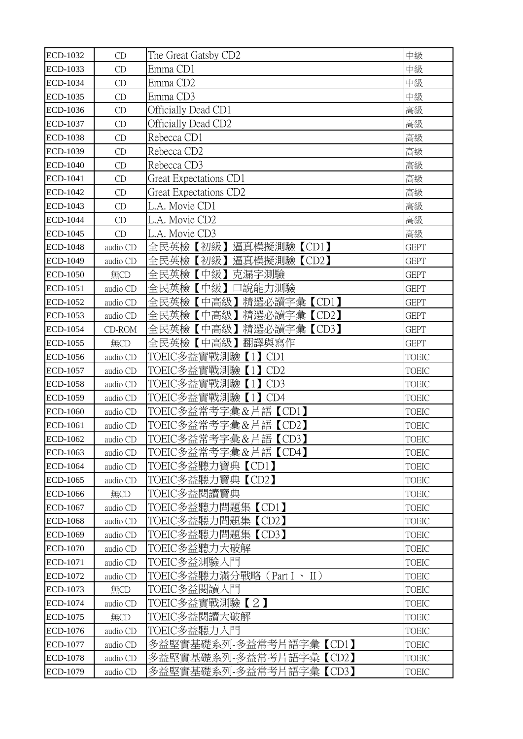| | | | |
|---|---|---|---|
| ECD-1032 | CD | The Great Gatsby CD2 | 中級 |
| ECD-1033 | CD | Emma CD1 | 中級 |
| ECD-1034 | CD | Emma CD2 | 中級 |
| ECD-1035 | CD | Emma CD3 | 中級 |
| ECD-1036 | CD | Officially Dead CD1 | 高級 |
| ECD-1037 | CD | Officially Dead CD2 | 高級 |
| ECD-1038 | CD | Rebecca CD1 | 高級 |
| ECD-1039 | CD | Rebecca CD2 | 高級 |
| ECD-1040 | CD | Rebecca CD3 | 高級 |
| ECD-1041 | CD | Great Expectations CD1 | 高級 |
| ECD-1042 | CD | Great Expectations CD2 | 高級 |
| ECD-1043 | CD | L.A. Movie CD1 | 高級 |
| ECD-1044 | CD | L.A. Movie CD2 | 高級 |
| ECD-1045 | CD | L.A. Movie CD3 | 高級 |
| ECD-1048 | audio CD | 全民英檢【初級】逼真模擬測驗【CD1】 | GEPT |
| ECD-1049 | audio CD | 全民英檢【初級】逼真模擬測驗【CD2】 | GEPT |
| ECD-1050 | 無CD | 全民英檢【中級】克漏字測驗 | GEPT |
| ECD-1051 | audio CD | 全民英檢【中級】口說能力測驗 | GEPT |
| ECD-1052 | audio CD | 全民英檢【中高級】精選必讀字彙【CD1】 | GEPT |
| ECD-1053 | audio CD | 全民英檢【中高級】精選必讀字彙【CD2】 | GEPT |
| ECD-1054 | CD-ROM | 全民英檢【中高級】精選必讀字彙【CD3】 | GEPT |
| ECD-1055 | 無CD | 全民英檢【中高級】翻譯與寫作 | GEPT |
| ECD-1056 | audio CD | TOEIC多益實戰測驗【1】CD1 | TOEIC |
| ECD-1057 | audio CD | TOEIC多益實戰測驗【1】CD2 | TOEIC |
| ECD-1058 | audio CD | TOEIC多益實戰測驗【1】CD3 | TOEIC |
| ECD-1059 | audio CD | TOEIC多益實戰測驗【1】CD4 | TOEIC |
| ECD-1060 | audio CD | TOEIC多益常考字彙&片語【CD1】 | TOEIC |
| ECD-1061 | audio CD | TOEIC多益常考字彙&片語【CD2】 | TOEIC |
| ECD-1062 | audio CD | TOEIC多益常考字彙&片語【CD3】 | TOEIC |
| ECD-1063 | audio CD | TOEIC多益常考字彙&片語【CD4】 | TOEIC |
| ECD-1064 | audio CD | TOEIC多益聽力寶典【CD1】 | TOEIC |
| ECD-1065 | audio CD | TOEIC多益聽力寶典【CD2】 | TOEIC |
| ECD-1066 | 無CD | TOEIC多益閱讀寶典 | TOEIC |
| ECD-1067 | audio CD | TOEIC多益聽力問題集【CD1】 | TOEIC |
| ECD-1068 | audio CD | TOEIC多益聽力問題集【CD2】 | TOEIC |
| ECD-1069 | audio CD | TOEIC多益聽力問題集【CD3】 | TOEIC |
| ECD-1070 | audio CD | TOEIC多益聽力大破解 | TOEIC |
| ECD-1071 | audio CD | TOEIC多益測驗入門 | TOEIC |
| ECD-1072 | audio CD | TOEIC多益聽力滿分戰略（Part I 、 II） | TOEIC |
| ECD-1073 | 無CD | TOEIC多益閱讀入門 | TOEIC |
| ECD-1074 | audio CD | TOEIC多益實戰測驗【２】 | TOEIC |
| ECD-1075 | 無CD | TOEIC多益閱讀大破解 | TOEIC |
| ECD-1076 | audio CD | TOEIC多益聽力入門 | TOEIC |
| ECD-1077 | audio CD | 多益堅實基礎系列-多益常考片語字彙【CD1】 | TOEIC |
| ECD-1078 | audio CD | 多益堅實基礎系列-多益常考片語字彙【CD2】 | TOEIC |
| ECD-1079 | audio CD | 多益堅實基礎系列-多益常考片語字彙【CD3】 | TOEIC |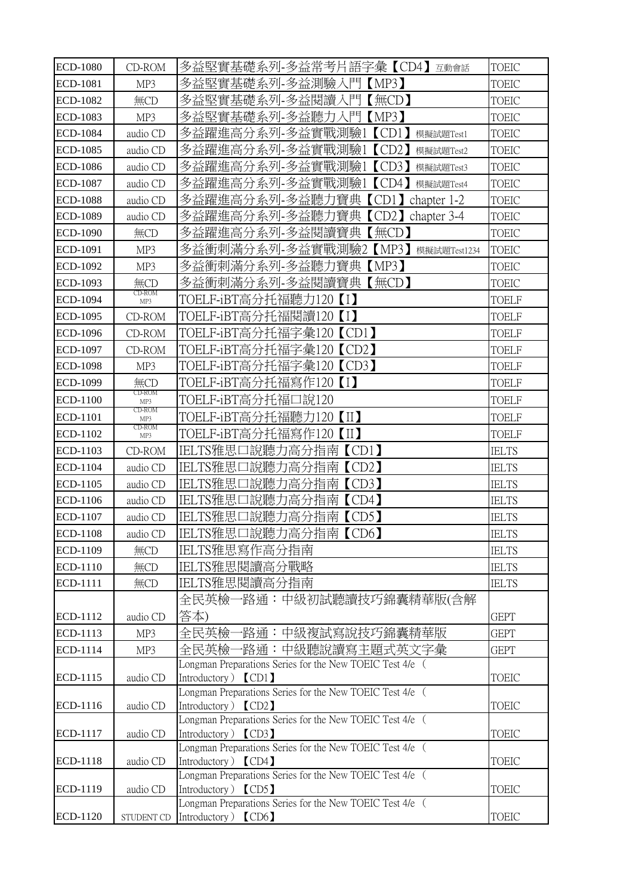| ECD-1080 | CD-ROM | 多益堅實基礎系列-多益常考片語字彙【CD4】互動會話 | TOEIC |
|---|---|---|---|
| ECD-1081 | MP3 | 多益堅實基礎系列-多益測驗入門【MP3】 | TOEIC |
| ECD-1082 | 無CD | 多益堅實基礎系列-多益閱讀入門【無CD】 | TOEIC |
| ECD-1083 | MP3 | 多益堅實基礎系列-多益聽力入門【MP3】 | TOEIC |
| ECD-1084 | audio CD | 多益躍進高分系列-多益實戰測驗1【CD1】模擬試題Test1 | TOEIC |
| ECD-1085 | audio CD | 多益躍進高分系列-多益實戰測驗1【CD2】模擬試題Test2 | TOEIC |
| ECD-1086 | audio CD | 多益躍進高分系列-多益實戰測驗1【CD3】模擬試題Test3 | TOEIC |
| ECD-1087 | audio CD | 多益躍進高分系列-多益實戰測驗1【CD4】模擬試題Test4 | TOEIC |
| ECD-1088 | audio CD | 多益躍進高分系列-多益聽力寶典【CD1】chapter 1-2 | TOEIC |
| ECD-1089 | audio CD | 多益躍進高分系列-多益聽力寶典【CD2】chapter 3-4 | TOEIC |
| ECD-1090 | 無CD | 多益躍進高分系列-多益閱讀寶典【無CD】 | TOEIC |
| ECD-1091 | MP3 | 多益衝刺滿分系列-多益實戰測驗2【MP3】模擬試題Test1234 | TOEIC |
| ECD-1092 | MP3 | 多益衝刺滿分系列-多益聽力寶典【MP3】 | TOEIC |
| ECD-1093 | 無CD | 多益衝刺滿分系列-多益閱讀寶典【無CD】 | TOEIC |
| ECD-1094 | CD-ROM MP3 | TOEFL-iBT高分托福聽力120【I】 | TOELF |
| ECD-1095 | CD-ROM | TOEFL-iBT高分托福閱讀120【I】 | TOELF |
| ECD-1096 | CD-ROM | TOEFL-iBT高分托福字彙120【CD1】 | TOELF |
| ECD-1097 | CD-ROM | TOEFL-iBT高分托福字彙120【CD2】 | TOELF |
| ECD-1098 | MP3 | TOEFL-iBT高分托福字彙120【CD3】 | TOELF |
| ECD-1099 | 無CD | TOEFL-iBT高分托福寫作120【I】 | TOELF |
| ECD-1100 | CD-ROM MP3 | TOEFL-iBT高分托福口說120 | TOELF |
| ECD-1101 | CD-ROM MP3 | TOEFL-iBT高分托福聽力120【II】 | TOELF |
| ECD-1102 | CD-ROM MP3 | TOEFL-iBT高分托福寫作120【II】 | TOELF |
| ECD-1103 | CD-ROM | IELTS雅思口說聽力高分指南【CD1】 | IELTS |
| ECD-1104 | audio CD | IELTS雅思口說聽力高分指南【CD2】 | IELTS |
| ECD-1105 | audio CD | IELTS雅思口說聽力高分指南【CD3】 | IELTS |
| ECD-1106 | audio CD | IELTS雅思口說聽力高分指南【CD4】 | IELTS |
| ECD-1107 | audio CD | IELTS雅思口說聽力高分指南【CD5】 | IELTS |
| ECD-1108 | audio CD | IELTS雅思口說聽力高分指南【CD6】 | IELTS |
| ECD-1109 | 無CD | IELTS雅思寫作高分指南 | IELTS |
| ECD-1110 | 無CD | IELTS雅思閱讀高分戰略 | IELTS |
| ECD-1111 | 無CD | IELTS雅思閱讀高分指南 | IELTS |
| ECD-1112 | audio CD | 全民英檢一路通：中級初試聽讀技巧錦囊精華版(含解答本) | GEPT |
| ECD-1113 | MP3 | 全民英檢一路通：中級複試寫說技巧錦囊精華版 | GEPT |
| ECD-1114 | MP3 | 全民英檢一路通：中級聽說讀寫主題式英文字彙 | GEPT |
| ECD-1115 | audio CD | Longman Preparations Series for the New TOEIC Test 4/e（Introductory）【CD1】 | TOEIC |
| ECD-1116 | audio CD | Longman Preparations Series for the New TOEIC Test 4/e（Introductory）【CD2】 | TOEIC |
| ECD-1117 | audio CD | Longman Preparations Series for the New TOEIC Test 4/e（Introductory）【CD3】 | TOEIC |
| ECD-1118 | audio CD | Longman Preparations Series for the New TOEIC Test 4/e（Introductory）【CD4】 | TOEIC |
| ECD-1119 | audio CD | Longman Preparations Series for the New TOEIC Test 4/e（Introductory）【CD5】 | TOEIC |
| ECD-1120 | STUDENT CD | Longman Preparations Series for the New TOEIC Test 4/e（Introductory）【CD6】 | TOEIC |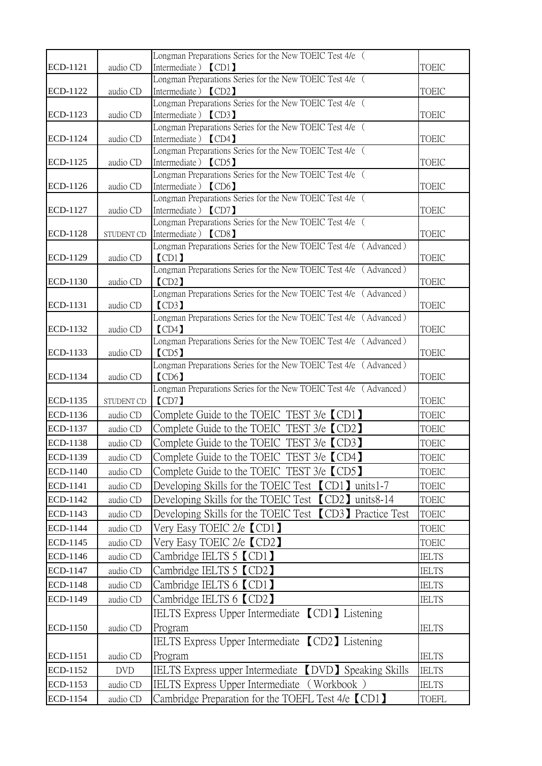| | | | |
|---|---|---|---|
| ECD-1121 | audio CD | Longman Preparations Series for the New TOEIC Test 4/e （Intermediate）【CD1】 | TOEIC |
| ECD-1122 | audio CD | Longman Preparations Series for the New TOEIC Test 4/e （Intermediate）【CD2】 | TOEIC |
| ECD-1123 | audio CD | Longman Preparations Series for the New TOEIC Test 4/e （Intermediate）【CD3】 | TOEIC |
| ECD-1124 | audio CD | Longman Preparations Series for the New TOEIC Test 4/e （Intermediate）【CD4】 | TOEIC |
| ECD-1125 | audio CD | Longman Preparations Series for the New TOEIC Test 4/e （Intermediate）【CD5】 | TOEIC |
| ECD-1126 | audio CD | Longman Preparations Series for the New TOEIC Test 4/e （Intermediate）【CD6】 | TOEIC |
| ECD-1127 | audio CD | Longman Preparations Series for the New TOEIC Test 4/e （Intermediate）【CD7】 | TOEIC |
| ECD-1128 | STUDENT CD | Longman Preparations Series for the New TOEIC Test 4/e （Intermediate）【CD8】 | TOEIC |
| ECD-1129 | audio CD | Longman Preparations Series for the New TOEIC Test 4/e （Advanced）【CD1】 | TOEIC |
| ECD-1130 | audio CD | Longman Preparations Series for the New TOEIC Test 4/e （Advanced）【CD2】 | TOEIC |
| ECD-1131 | audio CD | Longman Preparations Series for the New TOEIC Test 4/e （Advanced）【CD3】 | TOEIC |
| ECD-1132 | audio CD | Longman Preparations Series for the New TOEIC Test 4/e （Advanced）【CD4】 | TOEIC |
| ECD-1133 | audio CD | Longman Preparations Series for the New TOEIC Test 4/e （Advanced）【CD5】 | TOEIC |
| ECD-1134 | audio CD | Longman Preparations Series for the New TOEIC Test 4/e （Advanced）【CD6】 | TOEIC |
| ECD-1135 | STUDENT CD | Longman Preparations Series for the New TOEIC Test 4/e （Advanced）【CD7】 | TOEIC |
| ECD-1136 | audio CD | Complete Guide to the TOEIC TEST 3/e【CD1】 | TOEIC |
| ECD-1137 | audio CD | Complete Guide to the TOEIC TEST 3/e【CD2】 | TOEIC |
| ECD-1138 | audio CD | Complete Guide to the TOEIC TEST 3/e【CD3】 | TOEIC |
| ECD-1139 | audio CD | Complete Guide to the TOEIC TEST 3/e【CD4】 | TOEIC |
| ECD-1140 | audio CD | Complete Guide to the TOEIC TEST 3/e【CD5】 | TOEIC |
| ECD-1141 | audio CD | Developing Skills for the TOEIC Test 【CD1】units1-7 | TOEIC |
| ECD-1142 | audio CD | Developing Skills for the TOEIC Test 【CD2】units8-14 | TOEIC |
| ECD-1143 | audio CD | Developing Skills for the TOEIC Test 【CD3】Practice Test | TOEIC |
| ECD-1144 | audio CD | Very Easy TOEIC 2/e【CD1】 | TOEIC |
| ECD-1145 | audio CD | Very Easy TOEIC 2/e【CD2】 | TOEIC |
| ECD-1146 | audio CD | Cambridge IELTS 5【CD1】 | IELTS |
| ECD-1147 | audio CD | Cambridge IELTS 5【CD2】 | IELTS |
| ECD-1148 | audio CD | Cambridge IELTS 6【CD1】 | IELTS |
| ECD-1149 | audio CD | Cambridge IELTS 6【CD2】 | IELTS |
| ECD-1150 | audio CD | IELTS Express Upper Intermediate 【CD1】Listening Program | IELTS |
| ECD-1151 | audio CD | IELTS Express Upper Intermediate 【CD2】Listening Program | IELTS |
| ECD-1152 | DVD | IELTS Express upper Intermediate 【DVD】Speaking Skills | IELTS |
| ECD-1153 | audio CD | IELTS Express Upper Intermediate （Workbook ） | IELTS |
| ECD-1154 | audio CD | Cambridge Preparation for the TOEFL Test 4/e【CD1】 | TOEFL |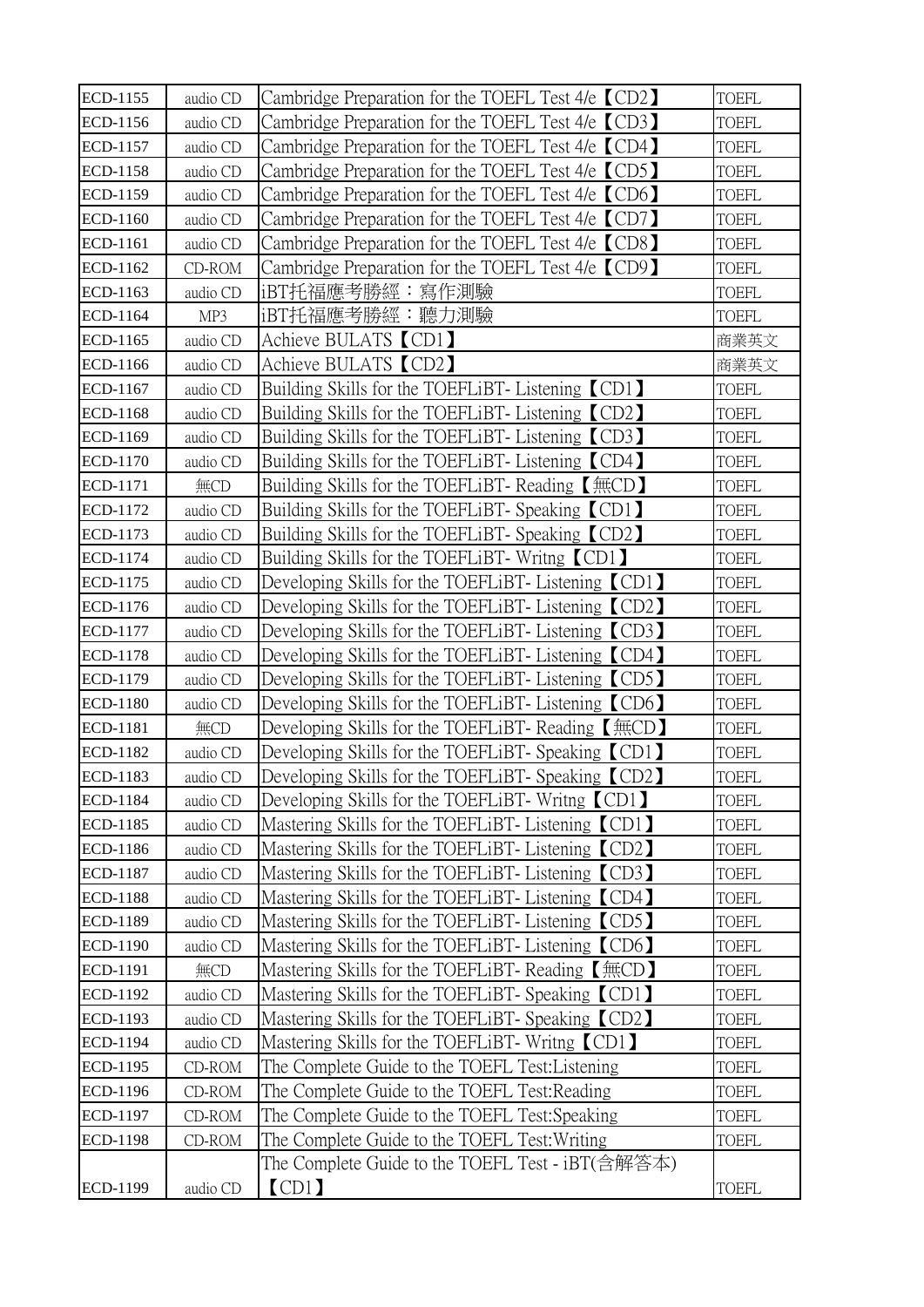| | | | |
|---|---|---|---|
| ECD-1155 | audio CD | Cambridge Preparation for the TOEFL Test 4/e【CD2】 | TOEFL |
| ECD-1156 | audio CD | Cambridge Preparation for the TOEFL Test 4/e【CD3】 | TOEFL |
| ECD-1157 | audio CD | Cambridge Preparation for the TOEFL Test 4/e【CD4】 | TOEFL |
| ECD-1158 | audio CD | Cambridge Preparation for the TOEFL Test 4/e【CD5】 | TOEFL |
| ECD-1159 | audio CD | Cambridge Preparation for the TOEFL Test 4/e【CD6】 | TOEFL |
| ECD-1160 | audio CD | Cambridge Preparation for the TOEFL Test 4/e【CD7】 | TOEFL |
| ECD-1161 | audio CD | Cambridge Preparation for the TOEFL Test 4/e【CD8】 | TOEFL |
| ECD-1162 | CD-ROM | Cambridge Preparation for the TOEFL Test 4/e【CD9】 | TOEFL |
| ECD-1163 | audio CD | iBT托福應考勝經：寫作測驗 | TOEFL |
| ECD-1164 | MP3 | iBT托福應考勝經：聽力測驗 | TOEFL |
| ECD-1165 | audio CD | Achieve BULATS【CD1】 | 商業英文 |
| ECD-1166 | audio CD | Achieve BULATS【CD2】 | 商業英文 |
| ECD-1167 | audio CD | Building Skills for the TOEFLiBT- Listening【CD1】 | TOEFL |
| ECD-1168 | audio CD | Building Skills for the TOEFLiBT- Listening【CD2】 | TOEFL |
| ECD-1169 | audio CD | Building Skills for the TOEFLiBT- Listening【CD3】 | TOEFL |
| ECD-1170 | audio CD | Building Skills for the TOEFLiBT- Listening【CD4】 | TOEFL |
| ECD-1171 | 無CD | Building Skills for the TOEFLiBT- Reading【無CD】 | TOEFL |
| ECD-1172 | audio CD | Building Skills for the TOEFLiBT- Speaking【CD1】 | TOEFL |
| ECD-1173 | audio CD | Building Skills for the TOEFLiBT- Speaking【CD2】 | TOEFL |
| ECD-1174 | audio CD | Building Skills for the TOEFLiBT- Writng【CD1】 | TOEFL |
| ECD-1175 | audio CD | Developing Skills for the TOEFLiBT- Listening【CD1】 | TOEFL |
| ECD-1176 | audio CD | Developing Skills for the TOEFLiBT- Listening【CD2】 | TOEFL |
| ECD-1177 | audio CD | Developing Skills for the TOEFLiBT- Listening【CD3】 | TOEFL |
| ECD-1178 | audio CD | Developing Skills for the TOEFLiBT- Listening【CD4】 | TOEFL |
| ECD-1179 | audio CD | Developing Skills for the TOEFLiBT- Listening【CD5】 | TOEFL |
| ECD-1180 | audio CD | Developing Skills for the TOEFLiBT- Listening【CD6】 | TOEFL |
| ECD-1181 | 無CD | Developing Skills for the TOEFLiBT- Reading【無CD】 | TOEFL |
| ECD-1182 | audio CD | Developing Skills for the TOEFLiBT- Speaking【CD1】 | TOEFL |
| ECD-1183 | audio CD | Developing Skills for the TOEFLiBT- Speaking【CD2】 | TOEFL |
| ECD-1184 | audio CD | Developing Skills for the TOEFLiBT- Writng【CD1】 | TOEFL |
| ECD-1185 | audio CD | Mastering Skills for the TOEFLiBT- Listening【CD1】 | TOEFL |
| ECD-1186 | audio CD | Mastering Skills for the TOEFLiBT- Listening【CD2】 | TOEFL |
| ECD-1187 | audio CD | Mastering Skills for the TOEFLiBT- Listening【CD3】 | TOEFL |
| ECD-1188 | audio CD | Mastering Skills for the TOEFLiBT- Listening【CD4】 | TOEFL |
| ECD-1189 | audio CD | Mastering Skills for the TOEFLiBT- Listening【CD5】 | TOEFL |
| ECD-1190 | audio CD | Mastering Skills for the TOEFLiBT- Listening【CD6】 | TOEFL |
| ECD-1191 | 無CD | Mastering Skills for the TOEFLiBT- Reading【無CD】 | TOEFL |
| ECD-1192 | audio CD | Mastering Skills for the TOEFLiBT- Speaking【CD1】 | TOEFL |
| ECD-1193 | audio CD | Mastering Skills for the TOEFLiBT- Speaking【CD2】 | TOEFL |
| ECD-1194 | audio CD | Mastering Skills for the TOEFLiBT- Writng【CD1】 | TOEFL |
| ECD-1195 | CD-ROM | The Complete Guide to the TOEFL Test:Listening | TOEFL |
| ECD-1196 | CD-ROM | The Complete Guide to the TOEFL Test:Reading | TOEFL |
| ECD-1197 | CD-ROM | The Complete Guide to the TOEFL Test:Speaking | TOEFL |
| ECD-1198 | CD-ROM | The Complete Guide to the TOEFL Test:Writing | TOEFL |
| ECD-1199 | audio CD | The Complete Guide to the TOEFL Test - iBT(含解答本)【CD1】 | TOEFL |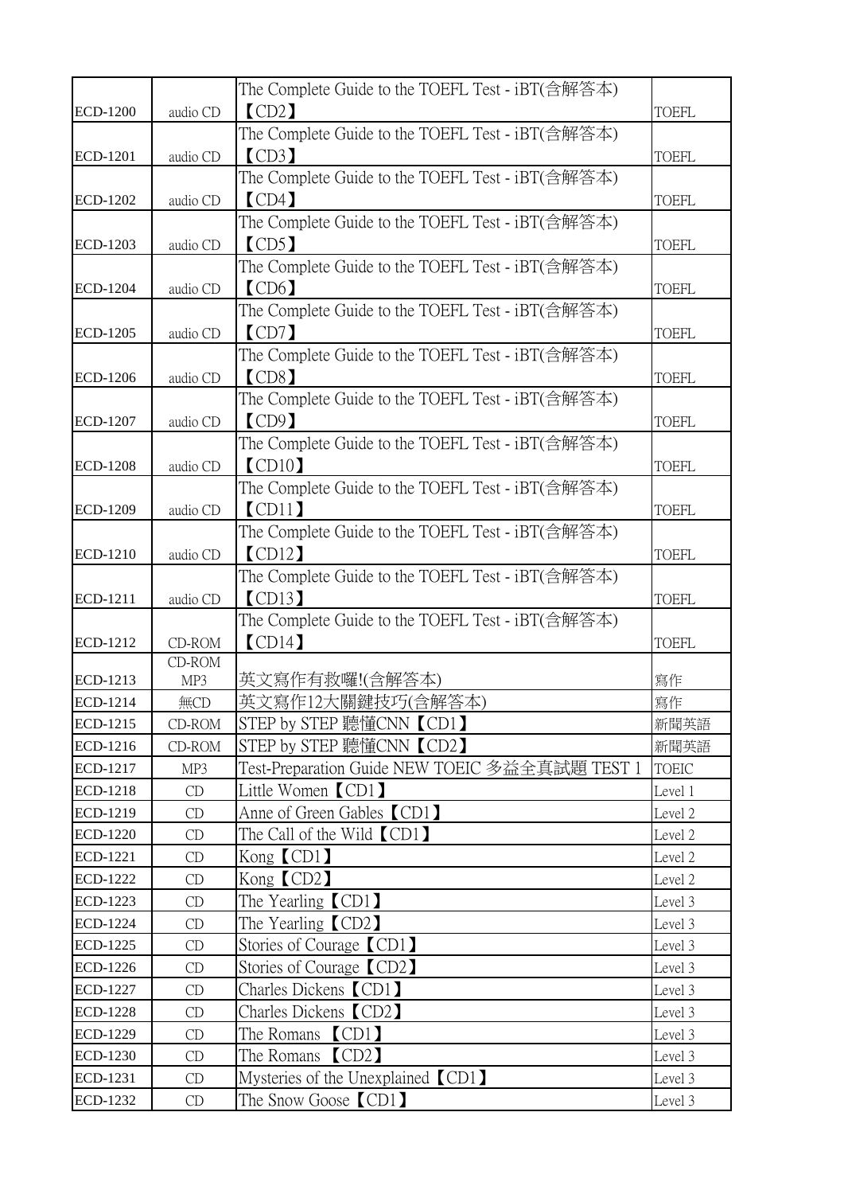| | | | |
|---|---|---|---|
| ECD-1200 | audio CD | The Complete Guide to the TOEFL Test - iBT(含解答本)【CD2】 | TOEFL |
| ECD-1201 | audio CD | The Complete Guide to the TOEFL Test - iBT(含解答本)【CD3】 | TOEFL |
| ECD-1202 | audio CD | The Complete Guide to the TOEFL Test - iBT(含解答本)【CD4】 | TOEFL |
| ECD-1203 | audio CD | The Complete Guide to the TOEFL Test - iBT(含解答本)【CD5】 | TOEFL |
| ECD-1204 | audio CD | The Complete Guide to the TOEFL Test - iBT(含解答本)【CD6】 | TOEFL |
| ECD-1205 | audio CD | The Complete Guide to the TOEFL Test - iBT(含解答本)【CD7】 | TOEFL |
| ECD-1206 | audio CD | The Complete Guide to the TOEFL Test - iBT(含解答本)【CD8】 | TOEFL |
| ECD-1207 | audio CD | The Complete Guide to the TOEFL Test - iBT(含解答本)【CD9】 | TOEFL |
| ECD-1208 | audio CD | The Complete Guide to the TOEFL Test - iBT(含解答本)【CD10】 | TOEFL |
| ECD-1209 | audio CD | The Complete Guide to the TOEFL Test - iBT(含解答本)【CD11】 | TOEFL |
| ECD-1210 | audio CD | The Complete Guide to the TOEFL Test - iBT(含解答本)【CD12】 | TOEFL |
| ECD-1211 | audio CD | The Complete Guide to the TOEFL Test - iBT(含解答本)【CD13】 | TOEFL |
| ECD-1212 | CD-ROM | The Complete Guide to the TOEFL Test - iBT(含解答本)【CD14】 | TOEFL |
| ECD-1213 | CD-ROM MP3 | 英文寫作有救囉!(含解答本) | 寫作 |
| ECD-1214 | 無CD | 英文寫作12大關鍵技巧(含解答本) | 寫作 |
| ECD-1215 | CD-ROM | STEP by STEP 聽懂CNN【CD1】 | 新聞英語 |
| ECD-1216 | CD-ROM | STEP by STEP 聽懂CNN【CD2】 | 新聞英語 |
| ECD-1217 | MP3 | Test-Preparation Guide NEW TOEIC 多益全真試題 TEST 1 | TOEIC |
| ECD-1218 | CD | Little Women【CD1】 | Level 1 |
| ECD-1219 | CD | Anne of Green Gables【CD1】 | Level 2 |
| ECD-1220 | CD | The Call of the Wild【CD1】 | Level 2 |
| ECD-1221 | CD | Kong【CD1】 | Level 2 |
| ECD-1222 | CD | Kong【CD2】 | Level 2 |
| ECD-1223 | CD | The Yearling【CD1】 | Level 3 |
| ECD-1224 | CD | The Yearling【CD2】 | Level 3 |
| ECD-1225 | CD | Stories of Courage【CD1】 | Level 3 |
| ECD-1226 | CD | Stories of Courage【CD2】 | Level 3 |
| ECD-1227 | CD | Charles Dickens【CD1】 | Level 3 |
| ECD-1228 | CD | Charles Dickens【CD2】 | Level 3 |
| ECD-1229 | CD | The Romans 【CD1】 | Level 3 |
| ECD-1230 | CD | The Romans 【CD2】 | Level 3 |
| ECD-1231 | CD | Mysteries of the Unexplained【CD1】 | Level 3 |
| ECD-1232 | CD | The Snow Goose【CD1】 | Level 3 |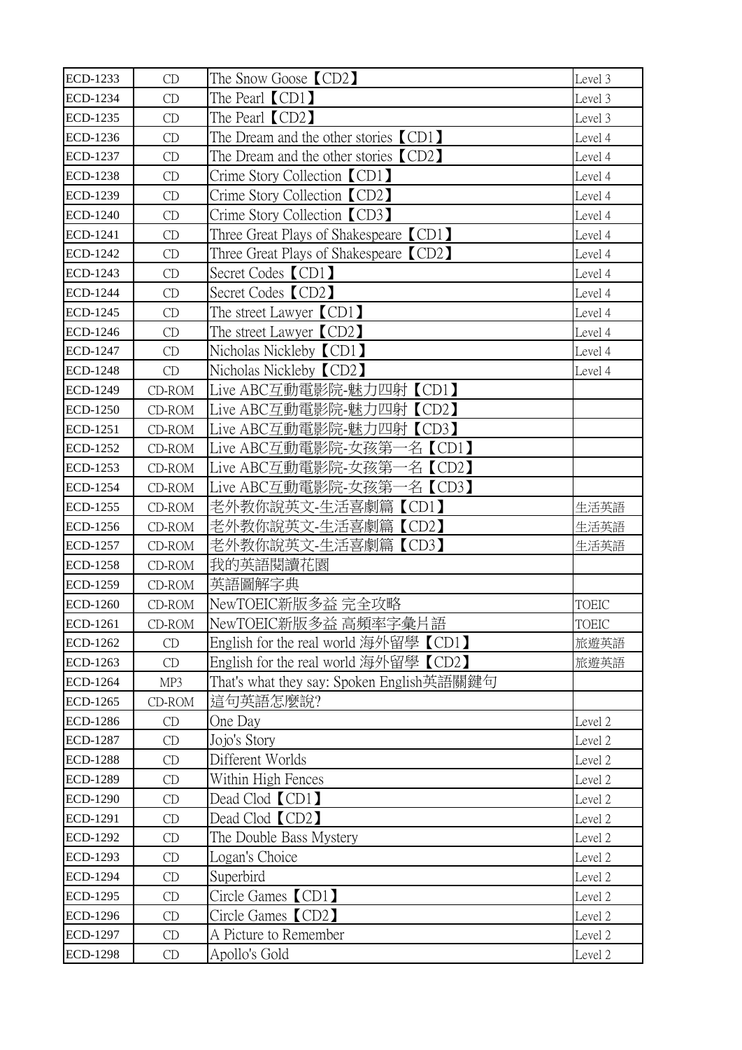| | | | |
|---|---|---|---|
| ECD-1233 | CD | The Snow Goose【CD2】 | Level 3 |
| ECD-1234 | CD | The Pearl【CD1】 | Level 3 |
| ECD-1235 | CD | The Pearl【CD2】 | Level 3 |
| ECD-1236 | CD | The Dream and the other stories【CD1】 | Level 4 |
| ECD-1237 | CD | The Dream and the other stories【CD2】 | Level 4 |
| ECD-1238 | CD | Crime Story Collection【CD1】 | Level 4 |
| ECD-1239 | CD | Crime Story Collection【CD2】 | Level 4 |
| ECD-1240 | CD | Crime Story Collection【CD3】 | Level 4 |
| ECD-1241 | CD | Three Great Plays of Shakespeare【CD1】 | Level 4 |
| ECD-1242 | CD | Three Great Plays of Shakespeare【CD2】 | Level 4 |
| ECD-1243 | CD | Secret Codes【CD1】 | Level 4 |
| ECD-1244 | CD | Secret Codes【CD2】 | Level 4 |
| ECD-1245 | CD | The street Lawyer【CD1】 | Level 4 |
| ECD-1246 | CD | The street Lawyer【CD2】 | Level 4 |
| ECD-1247 | CD | Nicholas Nickleby【CD1】 | Level 4 |
| ECD-1248 | CD | Nicholas Nickleby【CD2】 | Level 4 |
| ECD-1249 | CD-ROM | Live ABC互動電影院-魅力四射【CD1】 | |
| ECD-1250 | CD-ROM | Live ABC互動電影院-魅力四射【CD2】 | |
| ECD-1251 | CD-ROM | Live ABC互動電影院-魅力四射【CD3】 | |
| ECD-1252 | CD-ROM | Live ABC互動電影院-女孩第一名【CD1】 | |
| ECD-1253 | CD-ROM | Live ABC互動電影院-女孩第一名【CD2】 | |
| ECD-1254 | CD-ROM | Live ABC互動電影院-女孩第一名【CD3】 | |
| ECD-1255 | CD-ROM | 老外教你說英文-生活喜劇篇【CD1】 | 生活英語 |
| ECD-1256 | CD-ROM | 老外教你說英文-生活喜劇篇【CD2】 | 生活英語 |
| ECD-1257 | CD-ROM | 老外教你說英文-生活喜劇篇【CD3】 | 生活英語 |
| ECD-1258 | CD-ROM | 我的英語閱讀花園 | |
| ECD-1259 | CD-ROM | 英語圖解字典 | |
| ECD-1260 | CD-ROM | NewTOEIC新版多益 完全攻略 | TOEIC |
| ECD-1261 | CD-ROM | NewTOEIC新版多益 高頻率字彙片語 | TOEIC |
| ECD-1262 | CD | English for the real world 海外留學【CD1】 | 旅遊英語 |
| ECD-1263 | CD | English for the real world 海外留學【CD2】 | 旅遊英語 |
| ECD-1264 | MP3 | That's what they say: Spoken English英語關鍵句 | |
| ECD-1265 | CD-ROM | 這句英語怎麼說? | |
| ECD-1286 | CD | One Day | Level 2 |
| ECD-1287 | CD | Jojo's Story | Level 2 |
| ECD-1288 | CD | Different Worlds | Level 2 |
| ECD-1289 | CD | Within High Fences | Level 2 |
| ECD-1290 | CD | Dead Clod【CD1】 | Level 2 |
| ECD-1291 | CD | Dead Clod【CD2】 | Level 2 |
| ECD-1292 | CD | The Double Bass Mystery | Level 2 |
| ECD-1293 | CD | Logan's Choice | Level 2 |
| ECD-1294 | CD | Superbird | Level 2 |
| ECD-1295 | CD | Circle Games【CD1】 | Level 2 |
| ECD-1296 | CD | Circle Games【CD2】 | Level 2 |
| ECD-1297 | CD | A Picture to Remember | Level 2 |
| ECD-1298 | CD | Apollo's Gold | Level 2 |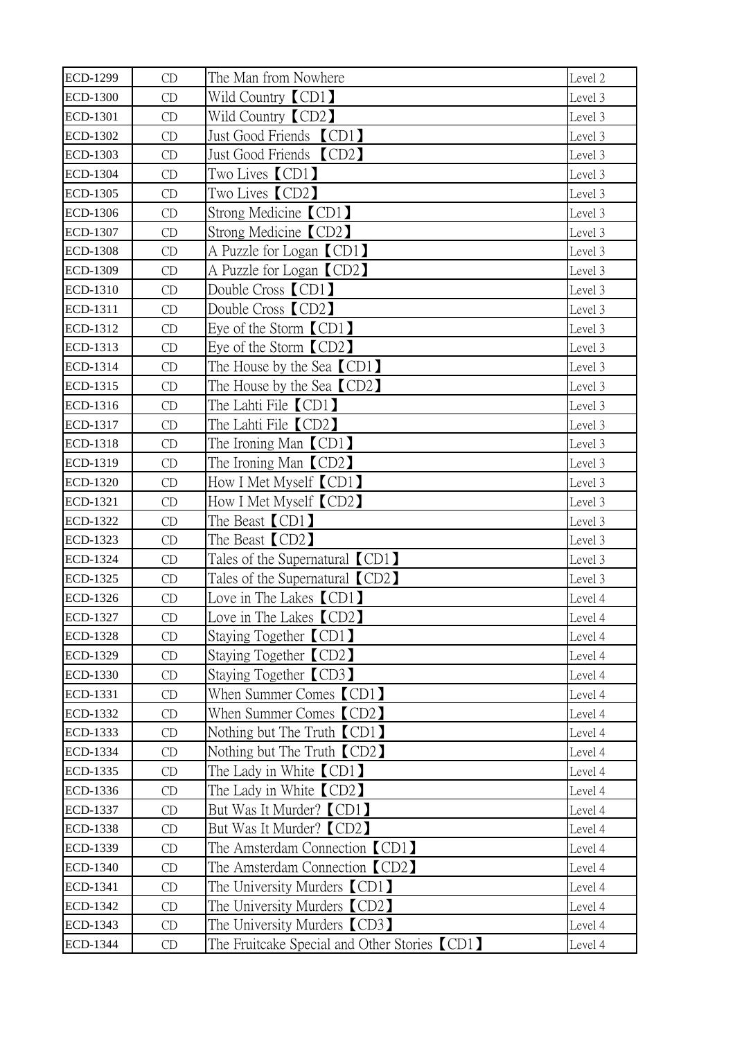| | | | |
|---|---|---|---|
| ECD-1299 | CD | The Man from Nowhere | Level 2 |
| ECD-1300 | CD | Wild Country【CD1】 | Level 3 |
| ECD-1301 | CD | Wild Country【CD2】 | Level 3 |
| ECD-1302 | CD | Just Good Friends 【CD1】 | Level 3 |
| ECD-1303 | CD | Just Good Friends 【CD2】 | Level 3 |
| ECD-1304 | CD | Two Lives【CD1】 | Level 3 |
| ECD-1305 | CD | Two Lives【CD2】 | Level 3 |
| ECD-1306 | CD | Strong Medicine【CD1】 | Level 3 |
| ECD-1307 | CD | Strong Medicine【CD2】 | Level 3 |
| ECD-1308 | CD | A Puzzle for Logan【CD1】 | Level 3 |
| ECD-1309 | CD | A Puzzle for Logan【CD2】 | Level 3 |
| ECD-1310 | CD | Double Cross【CD1】 | Level 3 |
| ECD-1311 | CD | Double Cross【CD2】 | Level 3 |
| ECD-1312 | CD | Eye of the Storm【CD1】 | Level 3 |
| ECD-1313 | CD | Eye of the Storm【CD2】 | Level 3 |
| ECD-1314 | CD | The House by the Sea【CD1】 | Level 3 |
| ECD-1315 | CD | The House by the Sea【CD2】 | Level 3 |
| ECD-1316 | CD | The Lahti File【CD1】 | Level 3 |
| ECD-1317 | CD | The Lahti File【CD2】 | Level 3 |
| ECD-1318 | CD | The Ironing Man【CD1】 | Level 3 |
| ECD-1319 | CD | The Ironing Man【CD2】 | Level 3 |
| ECD-1320 | CD | How I Met Myself【CD1】 | Level 3 |
| ECD-1321 | CD | How I Met Myself【CD2】 | Level 3 |
| ECD-1322 | CD | The Beast【CD1】 | Level 3 |
| ECD-1323 | CD | The Beast【CD2】 | Level 3 |
| ECD-1324 | CD | Tales of the Supernatural【CD1】 | Level 3 |
| ECD-1325 | CD | Tales of the Supernatural【CD2】 | Level 3 |
| ECD-1326 | CD | Love in The Lakes【CD1】 | Level 4 |
| ECD-1327 | CD | Love in The Lakes【CD2】 | Level 4 |
| ECD-1328 | CD | Staying Together【CD1】 | Level 4 |
| ECD-1329 | CD | Staying Together【CD2】 | Level 4 |
| ECD-1330 | CD | Staying Together【CD3】 | Level 4 |
| ECD-1331 | CD | When Summer Comes【CD1】 | Level 4 |
| ECD-1332 | CD | When Summer Comes【CD2】 | Level 4 |
| ECD-1333 | CD | Nothing but The Truth【CD1】 | Level 4 |
| ECD-1334 | CD | Nothing but The Truth【CD2】 | Level 4 |
| ECD-1335 | CD | The Lady in White【CD1】 | Level 4 |
| ECD-1336 | CD | The Lady in White【CD2】 | Level 4 |
| ECD-1337 | CD | But Was It Murder?【CD1】 | Level 4 |
| ECD-1338 | CD | But Was It Murder?【CD2】 | Level 4 |
| ECD-1339 | CD | The Amsterdam Connection【CD1】 | Level 4 |
| ECD-1340 | CD | The Amsterdam Connection【CD2】 | Level 4 |
| ECD-1341 | CD | The University Murders【CD1】 | Level 4 |
| ECD-1342 | CD | The University Murders【CD2】 | Level 4 |
| ECD-1343 | CD | The University Murders【CD3】 | Level 4 |
| ECD-1344 | CD | The Fruitcake Special and Other Stories【CD1】 | Level 4 |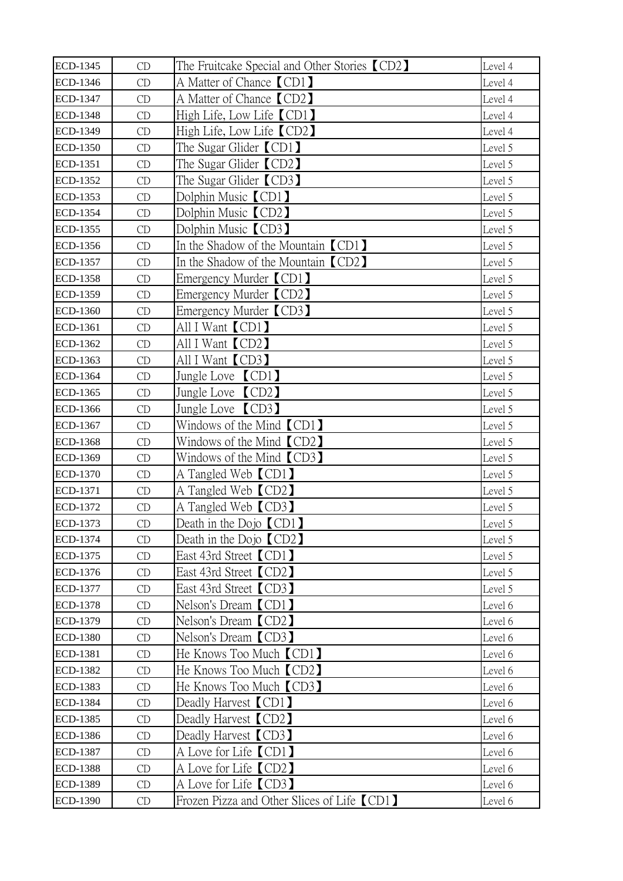| | | | |
|---|---|---|---|
| ECD-1345 | CD | The Fruitcake Special and Other Stories【CD2】 | Level 4 |
| ECD-1346 | CD | A Matter of Chance【CD1】 | Level 4 |
| ECD-1347 | CD | A Matter of Chance【CD2】 | Level 4 |
| ECD-1348 | CD | High Life, Low Life【CD1】 | Level 4 |
| ECD-1349 | CD | High Life, Low Life【CD2】 | Level 4 |
| ECD-1350 | CD | The Sugar Glider【CD1】 | Level 5 |
| ECD-1351 | CD | The Sugar Glider【CD2】 | Level 5 |
| ECD-1352 | CD | The Sugar Glider【CD3】 | Level 5 |
| ECD-1353 | CD | Dolphin Music【CD1】 | Level 5 |
| ECD-1354 | CD | Dolphin Music【CD2】 | Level 5 |
| ECD-1355 | CD | Dolphin Music【CD3】 | Level 5 |
| ECD-1356 | CD | In the Shadow of the Mountain【CD1】 | Level 5 |
| ECD-1357 | CD | In the Shadow of the Mountain【CD2】 | Level 5 |
| ECD-1358 | CD | Emergency Murder【CD1】 | Level 5 |
| ECD-1359 | CD | Emergency Murder【CD2】 | Level 5 |
| ECD-1360 | CD | Emergency Murder【CD3】 | Level 5 |
| ECD-1361 | CD | All I Want【CD1】 | Level 5 |
| ECD-1362 | CD | All I Want【CD2】 | Level 5 |
| ECD-1363 | CD | All I Want【CD3】 | Level 5 |
| ECD-1364 | CD | Jungle Love 【CD1】 | Level 5 |
| ECD-1365 | CD | Jungle Love 【CD2】 | Level 5 |
| ECD-1366 | CD | Jungle Love 【CD3】 | Level 5 |
| ECD-1367 | CD | Windows of the Mind【CD1】 | Level 5 |
| ECD-1368 | CD | Windows of the Mind【CD2】 | Level 5 |
| ECD-1369 | CD | Windows of the Mind【CD3】 | Level 5 |
| ECD-1370 | CD | A Tangled Web【CD1】 | Level 5 |
| ECD-1371 | CD | A Tangled Web【CD2】 | Level 5 |
| ECD-1372 | CD | A Tangled Web【CD3】 | Level 5 |
| ECD-1373 | CD | Death in the Dojo【CD1】 | Level 5 |
| ECD-1374 | CD | Death in the Dojo【CD2】 | Level 5 |
| ECD-1375 | CD | East 43rd Street【CD1】 | Level 5 |
| ECD-1376 | CD | East 43rd Street【CD2】 | Level 5 |
| ECD-1377 | CD | East 43rd Street【CD3】 | Level 5 |
| ECD-1378 | CD | Nelson's Dream【CD1】 | Level 6 |
| ECD-1379 | CD | Nelson's Dream【CD2】 | Level 6 |
| ECD-1380 | CD | Nelson's Dream【CD3】 | Level 6 |
| ECD-1381 | CD | He Knows Too Much【CD1】 | Level 6 |
| ECD-1382 | CD | He Knows Too Much【CD2】 | Level 6 |
| ECD-1383 | CD | He Knows Too Much【CD3】 | Level 6 |
| ECD-1384 | CD | Deadly Harvest【CD1】 | Level 6 |
| ECD-1385 | CD | Deadly Harvest【CD2】 | Level 6 |
| ECD-1386 | CD | Deadly Harvest【CD3】 | Level 6 |
| ECD-1387 | CD | A Love for Life【CD1】 | Level 6 |
| ECD-1388 | CD | A Love for Life【CD2】 | Level 6 |
| ECD-1389 | CD | A Love for Life【CD3】 | Level 6 |
| ECD-1390 | CD | Frozen Pizza and Other Slices of Life【CD1】 | Level 6 |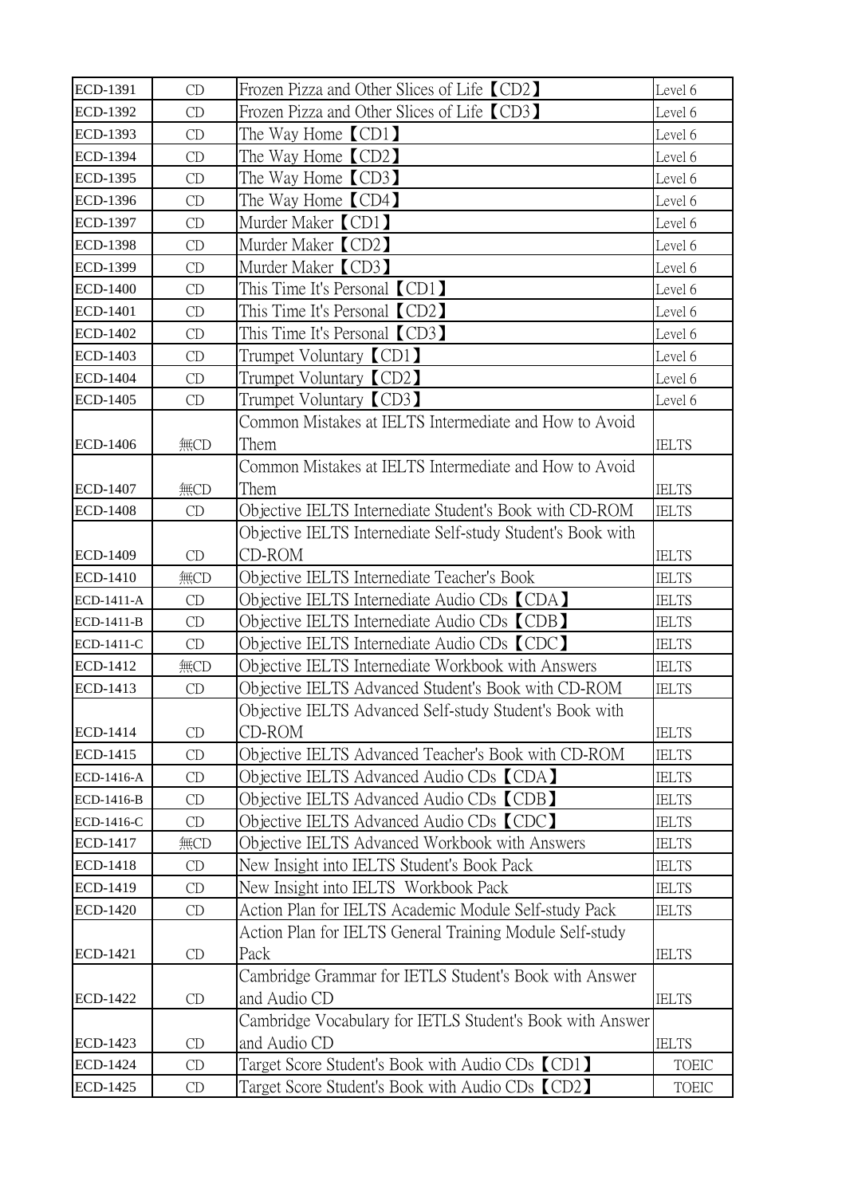| | | | |
|---|---|---|---|
| ECD-1391 | CD | Frozen Pizza and Other Slices of Life【CD2】 | Level 6 |
| ECD-1392 | CD | Frozen Pizza and Other Slices of Life【CD3】 | Level 6 |
| ECD-1393 | CD | The Way Home【CD1】 | Level 6 |
| ECD-1394 | CD | The Way Home【CD2】 | Level 6 |
| ECD-1395 | CD | The Way Home【CD3】 | Level 6 |
| ECD-1396 | CD | The Way Home【CD4】 | Level 6 |
| ECD-1397 | CD | Murder Maker【CD1】 | Level 6 |
| ECD-1398 | CD | Murder Maker【CD2】 | Level 6 |
| ECD-1399 | CD | Murder Maker【CD3】 | Level 6 |
| ECD-1400 | CD | This Time It's Personal【CD1】 | Level 6 |
| ECD-1401 | CD | This Time It's Personal【CD2】 | Level 6 |
| ECD-1402 | CD | This Time It's Personal【CD3】 | Level 6 |
| ECD-1403 | CD | Trumpet Voluntary【CD1】 | Level 6 |
| ECD-1404 | CD | Trumpet Voluntary【CD2】 | Level 6 |
| ECD-1405 | CD | Trumpet Voluntary【CD3】 | Level 6 |
| ECD-1406 | 無CD | Common Mistakes at IELTS Intermediate and How to Avoid Them | IELTS |
| ECD-1407 | 無CD | Common Mistakes at IELTS Intermediate and How to Avoid Them | IELTS |
| ECD-1408 | CD | Objective IELTS Internediate Student's Book with CD-ROM | IELTS |
| ECD-1409 | CD | Objective IELTS Internediate Self-study Student's Book with CD-ROM | IELTS |
| ECD-1410 | 無CD | Objective IELTS Internediate Teacher's Book | IELTS |
| ECD-1411-A | CD | Objective IELTS Internediate Audio CDs【CDA】 | IELTS |
| ECD-1411-B | CD | Objective IELTS Internediate Audio CDs【CDB】 | IELTS |
| ECD-1411-C | CD | Objective IELTS Internediate Audio CDs【CDC】 | IELTS |
| ECD-1412 | 無CD | Objective IELTS Internediate Workbook with Answers | IELTS |
| ECD-1413 | CD | Objective IELTS Advanced Student's Book with CD-ROM | IELTS |
| ECD-1414 | CD | Objective IELTS Advanced Self-study Student's Book with CD-ROM | IELTS |
| ECD-1415 | CD | Objective IELTS Advanced Teacher's Book with CD-ROM | IELTS |
| ECD-1416-A | CD | Objective IELTS Advanced Audio CDs【CDA】 | IELTS |
| ECD-1416-B | CD | Objective IELTS Advanced Audio CDs【CDB】 | IELTS |
| ECD-1416-C | CD | Objective IELTS Advanced Audio CDs【CDC】 | IELTS |
| ECD-1417 | 無CD | Objective IELTS Advanced Workbook with Answers | IELTS |
| ECD-1418 | CD | New Insight into IELTS Student's Book Pack | IELTS |
| ECD-1419 | CD | New Insight into IELTS  Workbook Pack | IELTS |
| ECD-1420 | CD | Action Plan for IELTS Academic Module Self-study Pack | IELTS |
| ECD-1421 | CD | Action Plan for IELTS General Training Module Self-study Pack | IELTS |
| ECD-1422 | CD | Cambridge Grammar for IETLS Student's Book with Answer and Audio CD | IELTS |
| ECD-1423 | CD | Cambridge Vocabulary for IETLS Student's Book with Answer and Audio CD | IELTS |
| ECD-1424 | CD | Target Score Student's Book with Audio CDs【CD1】 | TOEIC |
| ECD-1425 | CD | Target Score Student's Book with Audio CDs【CD2】 | TOEIC |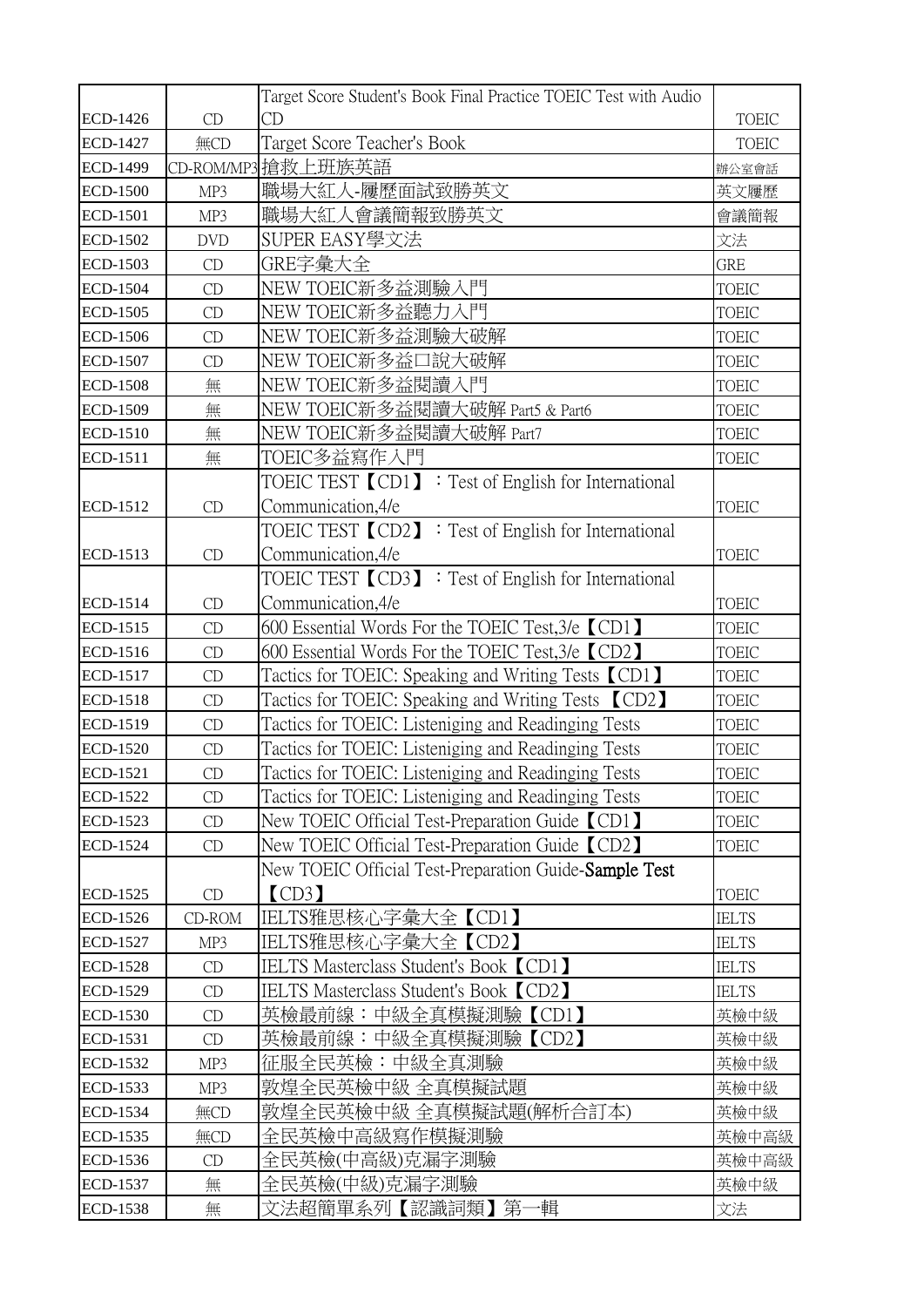| | | | |
|---|---|---|---|
| ECD-1426 | CD | Target Score Student's Book Final Practice TOEIC Test with Audio CD | TOEIC |
| ECD-1427 | 無CD | Target Score Teacher's Book | TOEIC |
| ECD-1499 | CD-ROM/MP3 | 搶救上班族英語 | 辦公室會話 |
| ECD-1500 | MP3 | 職場大紅人-履歷面試致勝英文 | 英文履歷 |
| ECD-1501 | MP3 | 職場大紅人會議簡報致勝英文 | 會議簡報 |
| ECD-1502 | DVD | SUPER EASY學文法 | 文法 |
| ECD-1503 | CD | GRE字彙大全 | GRE |
| ECD-1504 | CD | NEW TOEIC新多益測驗入門 | TOEIC |
| ECD-1505 | CD | NEW TOEIC新多益聽力入門 | TOEIC |
| ECD-1506 | CD | NEW TOEIC新多益測驗大破解 | TOEIC |
| ECD-1507 | CD | NEW TOEIC新多益口說大破解 | TOEIC |
| ECD-1508 | 無 | NEW TOEIC新多益閱讀入門 | TOEIC |
| ECD-1509 | 無 | NEW TOEIC新多益閱讀大破解 Part5 & Part6 | TOEIC |
| ECD-1510 | 無 | NEW TOEIC新多益閱讀大破解 Part7 | TOEIC |
| ECD-1511 | 無 | TOEIC多益寫作入門 | TOEIC |
| ECD-1512 | CD | TOEIC TEST【CD1】：Test of English for International Communication,4/e | TOEIC |
| ECD-1513 | CD | TOEIC TEST【CD2】：Test of English for International Communication,4/e | TOEIC |
| ECD-1514 | CD | TOEIC TEST【CD3】：Test of English for International Communication,4/e | TOEIC |
| ECD-1515 | CD | 600 Essential Words For the TOEIC Test,3/e【CD1】 | TOEIC |
| ECD-1516 | CD | 600 Essential Words For the TOEIC Test,3/e【CD2】 | TOEIC |
| ECD-1517 | CD | Tactics for TOEIC: Speaking and Writing Tests【CD1】 | TOEIC |
| ECD-1518 | CD | Tactics for TOEIC: Speaking and Writing Tests 【CD2】 | TOEIC |
| ECD-1519 | CD | Tactics for TOEIC: Listeniging and Readinging Tests | TOEIC |
| ECD-1520 | CD | Tactics for TOEIC: Listeniging and Readinging Tests | TOEIC |
| ECD-1521 | CD | Tactics for TOEIC: Listeniging and Readinging Tests | TOEIC |
| ECD-1522 | CD | Tactics for TOEIC: Listeniging and Readinging Tests | TOEIC |
| ECD-1523 | CD | New TOEIC Official Test-Preparation Guide【CD1】 | TOEIC |
| ECD-1524 | CD | New TOEIC Official Test-Preparation Guide【CD2】 | TOEIC |
| ECD-1525 | CD | New TOEIC Official Test-Preparation Guide-**Sample Test**【CD3】 | TOEIC |
| ECD-1526 | CD-ROM | IELTS雅思核心字彙大全【CD1】 | IELTS |
| ECD-1527 | MP3 | IELTS雅思核心字彙大全【CD2】 | IELTS |
| ECD-1528 | CD | IELTS Masterclass Student's Book【CD1】 | IELTS |
| ECD-1529 | CD | IELTS Masterclass Student's Book【CD2】 | IELTS |
| ECD-1530 | CD | 英檢最前線：中級全真模擬測驗【CD1】 | 英檢中級 |
| ECD-1531 | CD | 英檢最前線：中級全真模擬測驗【CD2】 | 英檢中級 |
| ECD-1532 | MP3 | 征服全民英檢：中級全真測驗 | 英檢中級 |
| ECD-1533 | MP3 | 敦煌全民英檢中級 全真模擬試題 | 英檢中級 |
| ECD-1534 | 無CD | 敦煌全民英檢中級 全真模擬試題(解析合訂本) | 英檢中級 |
| ECD-1535 | 無CD | 全民英檢中高級寫作模擬測驗 | 英檢中高級 |
| ECD-1536 | CD | 全民英檢(中高級)克漏字測驗 | 英檢中高級 |
| ECD-1537 | 無 | 全民英檢(中級)克漏字測驗 | 英檢中級 |
| ECD-1538 | 無 | 文法超簡單系列【認識詞類】第一輯 | 文法 |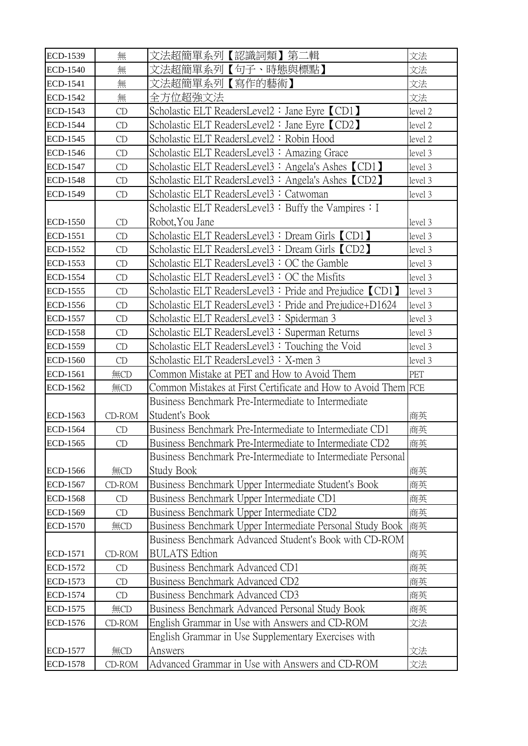| | | | |
|---|---|---|---|
| ECD-1539 | 無 | 文法超簡單系列【認識詞類】第二輯 | 文法 |
| ECD-1540 | 無 | 文法超簡單系列【句子、時態與標點】 | 文法 |
| ECD-1541 | 無 | 文法超簡單系列【寫作的藝術】 | 文法 |
| ECD-1542 | 無 | 全方位超強文法 | 文法 |
| ECD-1543 | CD | Scholastic ELT ReadersLevel2：Jane Eyre【CD1】 | level 2 |
| ECD-1544 | CD | Scholastic ELT ReadersLevel2：Jane Eyre【CD2】 | level 2 |
| ECD-1545 | CD | Scholastic ELT ReadersLevel2：Robin Hood | level 2 |
| ECD-1546 | CD | Scholastic ELT ReadersLevel3：Amazing Grace | level 3 |
| ECD-1547 | CD | Scholastic ELT ReadersLevel3：Angela's Ashes【CD1】 | level 3 |
| ECD-1548 | CD | Scholastic ELT ReadersLevel3：Angela's Ashes【CD2】 | level 3 |
| ECD-1549 | CD | Scholastic ELT ReadersLevel3：Catwoman | level 3 |
| ECD-1550 | CD | Scholastic ELT ReadersLevel3：Buffy the Vampires：I Robot,You Jane | level 3 |
| ECD-1551 | CD | Scholastic ELT ReadersLevel3：Dream Girls【CD1】 | level 3 |
| ECD-1552 | CD | Scholastic ELT ReadersLevel3：Dream Girls【CD2】 | level 3 |
| ECD-1553 | CD | Scholastic ELT ReadersLevel3：OC the Gamble | level 3 |
| ECD-1554 | CD | Scholastic ELT ReadersLevel3：OC the Misfits | level 3 |
| ECD-1555 | CD | Scholastic ELT ReadersLevel3：Pride and Prejudice【CD1】 | level 3 |
| ECD-1556 | CD | Scholastic ELT ReadersLevel3：Pride and Prejudice+D1624 | level 3 |
| ECD-1557 | CD | Scholastic ELT ReadersLevel3：Spiderman 3 | level 3 |
| ECD-1558 | CD | Scholastic ELT ReadersLevel3：Superman Returns | level 3 |
| ECD-1559 | CD | Scholastic ELT ReadersLevel3：Touching the Void | level 3 |
| ECD-1560 | CD | Scholastic ELT ReadersLevel3：X-men 3 | level 3 |
| ECD-1561 | 無CD | Common Mistake at PET and How to Avoid Them | PET |
| ECD-1562 | 無CD | Common Mistakes at First Certificate and How to Avoid Them | FCE |
| ECD-1563 | CD-ROM | Business Benchmark Pre-Intermediate to Intermediate Student's Book | 商英 |
| ECD-1564 | CD | Business Benchmark Pre-Intermediate to Intermediate CD1 | 商英 |
| ECD-1565 | CD | Business Benchmark Pre-Intermediate to Intermediate CD2 | 商英 |
| ECD-1566 | 無CD | Business Benchmark Pre-Intermediate to Intermediate Personal Study Book | 商英 |
| ECD-1567 | CD-ROM | Business Benchmark Upper Intermediate Student's Book | 商英 |
| ECD-1568 | CD | Business Benchmark Upper Intermediate CD1 | 商英 |
| ECD-1569 | CD | Business Benchmark Upper Intermediate CD2 | 商英 |
| ECD-1570 | 無CD | Business Benchmark Upper Intermediate Personal Study Book | 商英 |
| ECD-1571 | CD-ROM | Business Benchmark Advanced Student's Book with CD-ROM BULATS Edtion | 商英 |
| ECD-1572 | CD | Business Benchmark Advanced CD1 | 商英 |
| ECD-1573 | CD | Business Benchmark Advanced CD2 | 商英 |
| ECD-1574 | CD | Business Benchmark Advanced CD3 | 商英 |
| ECD-1575 | 無CD | Business Benchmark Advanced Personal Study Book | 商英 |
| ECD-1576 | CD-ROM | English Grammar in Use with Answers and CD-ROM | 文法 |
| ECD-1577 | 無CD | English Grammar in Use Supplementary Exercises with Answers | 文法 |
| ECD-1578 | CD-ROM | Advanced Grammar in Use with Answers and CD-ROM | 文法 |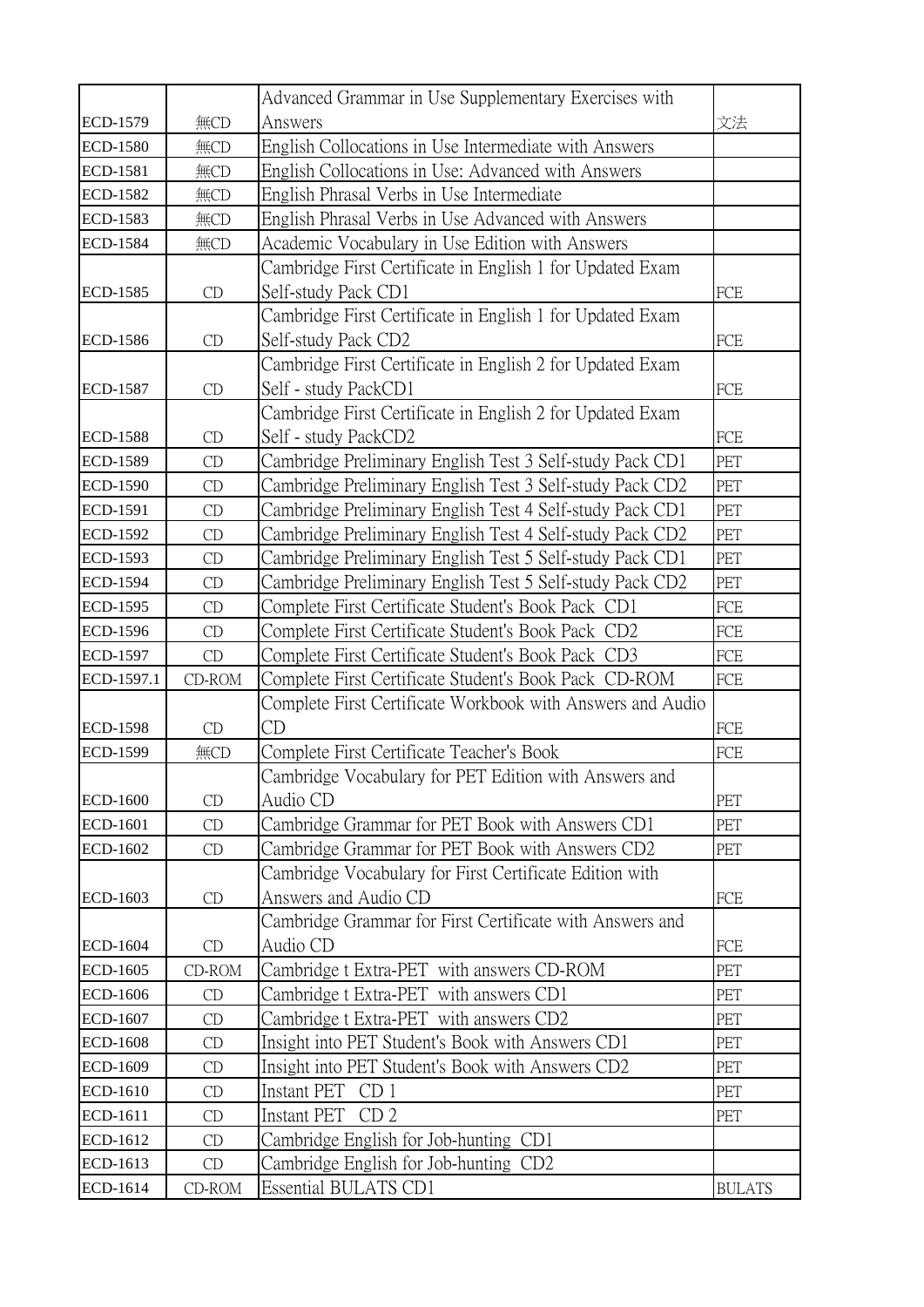| | | | |
|---|---|---|---|
| ECD-1579 | 無CD | Advanced Grammar in Use Supplementary Exercises with Answers | 文法 |
| ECD-1580 | 無CD | English Collocations in Use Intermediate with Answers | |
| ECD-1581 | 無CD | English Collocations in Use: Advanced with Answers | |
| ECD-1582 | 無CD | English Phrasal Verbs in Use Intermediate | |
| ECD-1583 | 無CD | English Phrasal Verbs in Use Advanced with Answers | |
| ECD-1584 | 無CD | Academic Vocabulary in Use Edition with Answers | |
| ECD-1585 | CD | Cambridge First Certificate in English 1 for Updated Exam Self-study Pack CD1 | FCE |
| ECD-1586 | CD | Cambridge First Certificate in English 1 for Updated Exam Self-study Pack CD2 | FCE |
| ECD-1587 | CD | Cambridge First Certificate in English 2 for Updated Exam Self - study PackCD1 | FCE |
| ECD-1588 | CD | Cambridge First Certificate in English 2 for Updated Exam Self - study PackCD2 | FCE |
| ECD-1589 | CD | Cambridge Preliminary English Test 3 Self-study Pack CD1 | PET |
| ECD-1590 | CD | Cambridge Preliminary English Test 3 Self-study Pack CD2 | PET |
| ECD-1591 | CD | Cambridge Preliminary English Test 4 Self-study Pack CD1 | PET |
| ECD-1592 | CD | Cambridge Preliminary English Test 4 Self-study Pack CD2 | PET |
| ECD-1593 | CD | Cambridge Preliminary English Test 5 Self-study Pack CD1 | PET |
| ECD-1594 | CD | Cambridge Preliminary English Test 5 Self-study Pack CD2 | PET |
| ECD-1595 | CD | Complete First Certificate Student's Book Pack CD1 | FCE |
| ECD-1596 | CD | Complete First Certificate Student's Book Pack CD2 | FCE |
| ECD-1597 | CD | Complete First Certificate Student's Book Pack CD3 | FCE |
| ECD-1597.1 | CD-ROM | Complete First Certificate Student's Book Pack CD-ROM | FCE |
| ECD-1598 | CD | Complete First Certificate Workbook with Answers and Audio CD | FCE |
| ECD-1599 | 無CD | Complete First Certificate Teacher's Book | FCE |
| ECD-1600 | CD | Cambridge Vocabulary for PET Edition with Answers and Audio CD | PET |
| ECD-1601 | CD | Cambridge Grammar for PET Book with Answers CD1 | PET |
| ECD-1602 | CD | Cambridge Grammar for PET Book with Answers CD2 | PET |
| ECD-1603 | CD | Cambridge Vocabulary for First Certificate Edition with Answers and Audio CD | FCE |
| ECD-1604 | CD | Cambridge Grammar for First Certificate with Answers and Audio CD | FCE |
| ECD-1605 | CD-ROM | Cambridge t Extra-PET with answers CD-ROM | PET |
| ECD-1606 | CD | Cambridge t Extra-PET with answers CD1 | PET |
| ECD-1607 | CD | Cambridge t Extra-PET with answers CD2 | PET |
| ECD-1608 | CD | Insight into PET Student's Book with Answers CD1 | PET |
| ECD-1609 | CD | Insight into PET Student's Book with Answers CD2 | PET |
| ECD-1610 | CD | Instant PET CD 1 | PET |
| ECD-1611 | CD | Instant PET CD 2 | PET |
| ECD-1612 | CD | Cambridge English for Job-hunting CD1 | |
| ECD-1613 | CD | Cambridge English for Job-hunting CD2 | |
| ECD-1614 | CD-ROM | Essential BULATS CD1 | BULATS |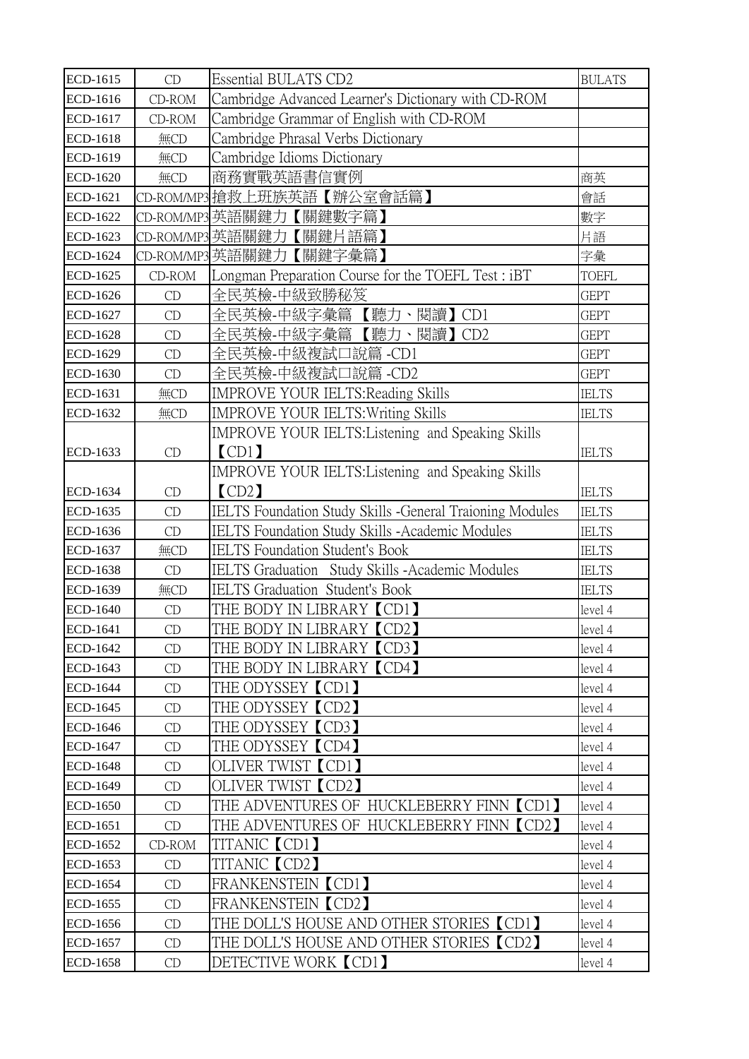| | | | |
|---|---|---|---|
| ECD-1615 | CD | Essential BULATS CD2 | BULATS |
| ECD-1616 | CD-ROM | Cambridge Advanced Learner's Dictionary with CD-ROM | |
| ECD-1617 | CD-ROM | Cambridge Grammar of English with CD-ROM | |
| ECD-1618 | 無CD | Cambridge Phrasal Verbs Dictionary | |
| ECD-1619 | 無CD | Cambridge Idioms Dictionary | |
| ECD-1620 | 無CD | 商務實戰英語書信實例 | 商英 |
| ECD-1621 | CD-ROM/MP3 | 搶救上班族英語【辦公室會話篇】 | 會話 |
| ECD-1622 | CD-ROM/MP3 | 英語關鍵力【關鍵數字篇】 | 數字 |
| ECD-1623 | CD-ROM/MP3 | 英語關鍵力【關鍵片語篇】 | 片語 |
| ECD-1624 | CD-ROM/MP3 | 英語關鍵力【關鍵字彙篇】 | 字彙 |
| ECD-1625 | CD-ROM | Longman Preparation Course for the TOEFL Test : iBT | TOEFL |
| ECD-1626 | CD | 全民英檢-中級致勝秘笈 | GEPT |
| ECD-1627 | CD | 全民英檢-中級字彙篇 【聽力、閱讀】CD1 | GEPT |
| ECD-1628 | CD | 全民英檢-中級字彙篇 【聽力、閱讀】CD2 | GEPT |
| ECD-1629 | CD | 全民英檢-中級複試口說篇 -CD1 | GEPT |
| ECD-1630 | CD | 全民英檢-中級複試口說篇 -CD2 | GEPT |
| ECD-1631 | 無CD | IMPROVE YOUR IELTS:Reading Skills | IELTS |
| ECD-1632 | 無CD | IMPROVE YOUR IELTS:Writing Skills | IELTS |
| ECD-1633 | CD | IMPROVE YOUR IELTS:Listening and Speaking Skills 【CD1】 | IELTS |
| ECD-1634 | CD | IMPROVE YOUR IELTS:Listening and Speaking Skills 【CD2】 | IELTS |
| ECD-1635 | CD | IELTS Foundation Study Skills -General Traioning Modules | IELTS |
| ECD-1636 | CD | IELTS Foundation Study Skills -Academic Modules | IELTS |
| ECD-1637 | 無CD | IELTS Foundation Student's Book | IELTS |
| ECD-1638 | CD | IELTS Graduation Study Skills -Academic Modules | IELTS |
| ECD-1639 | 無CD | IELTS Graduation Student's Book | IELTS |
| ECD-1640 | CD | THE BODY IN LIBRARY【CD1】 | level 4 |
| ECD-1641 | CD | THE BODY IN LIBRARY【CD2】 | level 4 |
| ECD-1642 | CD | THE BODY IN LIBRARY【CD3】 | level 4 |
| ECD-1643 | CD | THE BODY IN LIBRARY【CD4】 | level 4 |
| ECD-1644 | CD | THE ODYSSEY【CD1】 | level 4 |
| ECD-1645 | CD | THE ODYSSEY【CD2】 | level 4 |
| ECD-1646 | CD | THE ODYSSEY【CD3】 | level 4 |
| ECD-1647 | CD | THE ODYSSEY【CD4】 | level 4 |
| ECD-1648 | CD | OLIVER TWIST【CD1】 | level 4 |
| ECD-1649 | CD | OLIVER TWIST【CD2】 | level 4 |
| ECD-1650 | CD | THE ADVENTURES OF HUCKLEBERRY FINN【CD1】 | level 4 |
| ECD-1651 | CD | THE ADVENTURES OF HUCKLEBERRY FINN【CD2】 | level 4 |
| ECD-1652 | CD-ROM | TITANIC【CD1】 | level 4 |
| ECD-1653 | CD | TITANIC【CD2】 | level 4 |
| ECD-1654 | CD | FRANKENSTEIN【CD1】 | level 4 |
| ECD-1655 | CD | FRANKENSTEIN【CD2】 | level 4 |
| ECD-1656 | CD | THE DOLL'S HOUSE AND OTHER STORIES【CD1】 | level 4 |
| ECD-1657 | CD | THE DOLL'S HOUSE AND OTHER STORIES【CD2】 | level 4 |
| ECD-1658 | CD | DETECTIVE WORK【CD1】 | level 4 |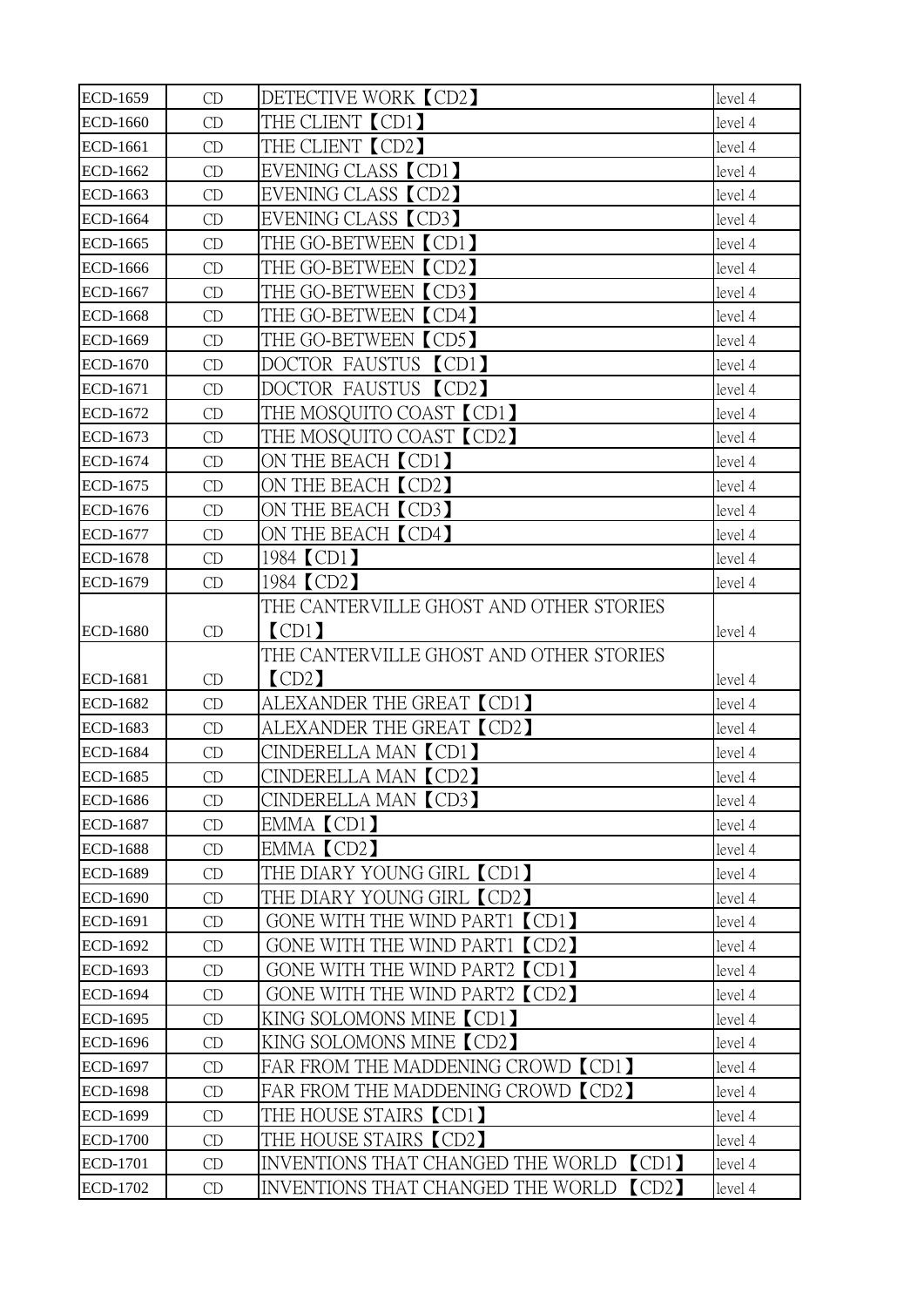| | | | |
|---|---|---|---|
| ECD-1659 | CD | DETECTIVE WORK【CD2】 | level 4 |
| ECD-1660 | CD | THE CLIENT【CD1】 | level 4 |
| ECD-1661 | CD | THE CLIENT【CD2】 | level 4 |
| ECD-1662 | CD | EVENING CLASS【CD1】 | level 4 |
| ECD-1663 | CD | EVENING CLASS【CD2】 | level 4 |
| ECD-1664 | CD | EVENING CLASS【CD3】 | level 4 |
| ECD-1665 | CD | THE GO-BETWEEN【CD1】 | level 4 |
| ECD-1666 | CD | THE GO-BETWEEN【CD2】 | level 4 |
| ECD-1667 | CD | THE GO-BETWEEN【CD3】 | level 4 |
| ECD-1668 | CD | THE GO-BETWEEN【CD4】 | level 4 |
| ECD-1669 | CD | THE GO-BETWEEN【CD5】 | level 4 |
| ECD-1670 | CD | DOCTOR FAUSTUS【CD1】 | level 4 |
| ECD-1671 | CD | DOCTOR FAUSTUS【CD2】 | level 4 |
| ECD-1672 | CD | THE MOSQUITO COAST【CD1】 | level 4 |
| ECD-1673 | CD | THE MOSQUITO COAST【CD2】 | level 4 |
| ECD-1674 | CD | ON THE BEACH【CD1】 | level 4 |
| ECD-1675 | CD | ON THE BEACH【CD2】 | level 4 |
| ECD-1676 | CD | ON THE BEACH【CD3】 | level 4 |
| ECD-1677 | CD | ON THE BEACH【CD4】 | level 4 |
| ECD-1678 | CD | 1984【CD1】 | level 4 |
| ECD-1679 | CD | 1984【CD2】 | level 4 |
| ECD-1680 | CD | THE CANTERVILLE GHOST AND OTHER STORIES【CD1】 | level 4 |
| ECD-1681 | CD | THE CANTERVILLE GHOST AND OTHER STORIES【CD2】 | level 4 |
| ECD-1682 | CD | ALEXANDER THE GREAT【CD1】 | level 4 |
| ECD-1683 | CD | ALEXANDER THE GREAT【CD2】 | level 4 |
| ECD-1684 | CD | CINDERELLA MAN【CD1】 | level 4 |
| ECD-1685 | CD | CINDERELLA MAN【CD2】 | level 4 |
| ECD-1686 | CD | CINDERELLA MAN【CD3】 | level 4 |
| ECD-1687 | CD | EMMA【CD1】 | level 4 |
| ECD-1688 | CD | EMMA【CD2】 | level 4 |
| ECD-1689 | CD | THE DIARY YOUNG GIRL【CD1】 | level 4 |
| ECD-1690 | CD | THE DIARY YOUNG GIRL【CD2】 | level 4 |
| ECD-1691 | CD | GONE WITH THE WIND PART1【CD1】 | level 4 |
| ECD-1692 | CD | GONE WITH THE WIND PART1【CD2】 | level 4 |
| ECD-1693 | CD | GONE WITH THE WIND PART2【CD1】 | level 4 |
| ECD-1694 | CD | GONE WITH THE WIND PART2【CD2】 | level 4 |
| ECD-1695 | CD | KING SOLOMONS MINE【CD1】 | level 4 |
| ECD-1696 | CD | KING SOLOMONS MINE【CD2】 | level 4 |
| ECD-1697 | CD | FAR FROM THE MADDENING CROWD【CD1】 | level 4 |
| ECD-1698 | CD | FAR FROM THE MADDENING CROWD【CD2】 | level 4 |
| ECD-1699 | CD | THE HOUSE STAIRS【CD1】 | level 4 |
| ECD-1700 | CD | THE HOUSE STAIRS【CD2】 | level 4 |
| ECD-1701 | CD | INVENTIONS THAT CHANGED THE WORLD【CD1】 | level 4 |
| ECD-1702 | CD | INVENTIONS THAT CHANGED THE WORLD【CD2】 | level 4 |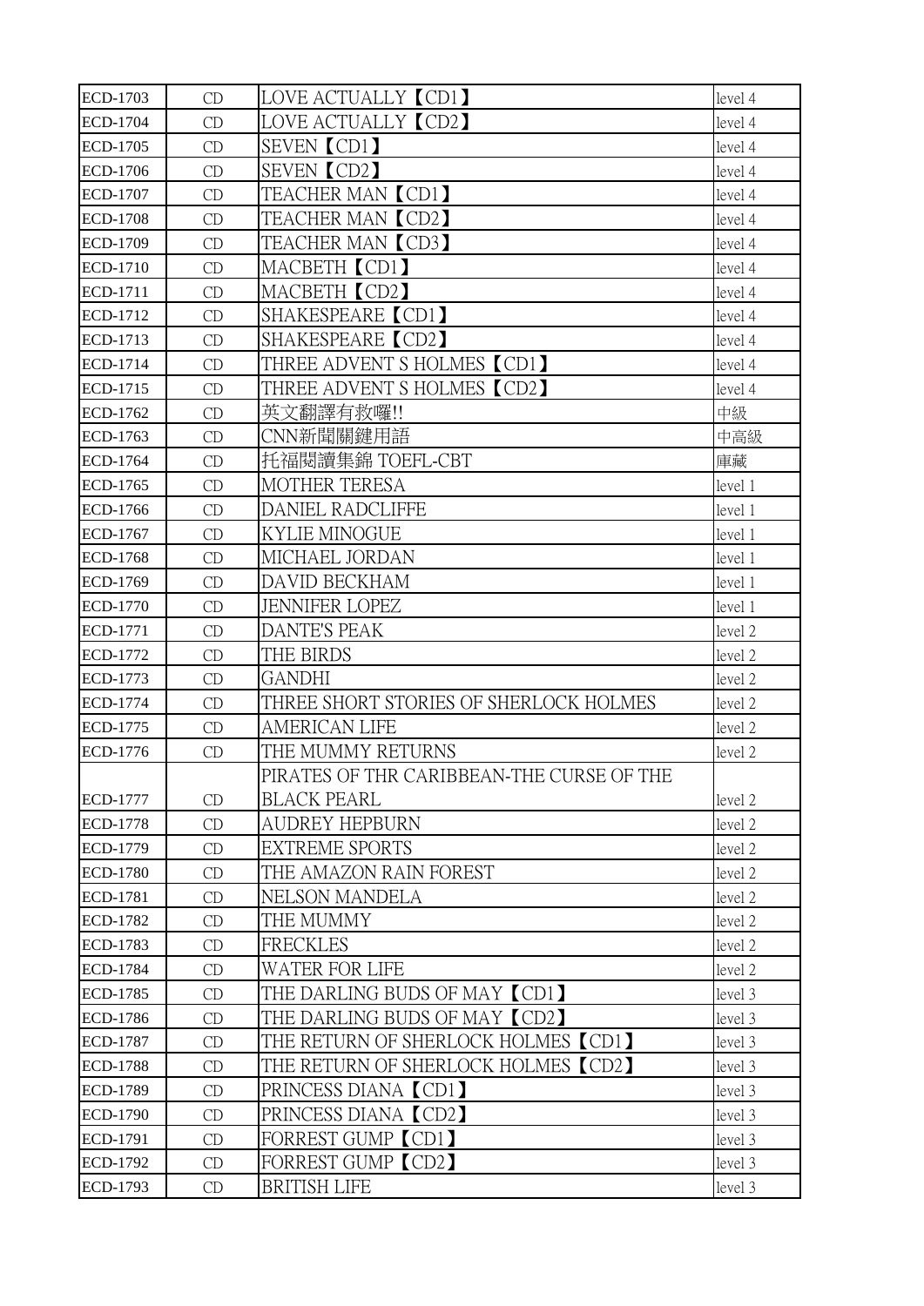| | | | |
|---|---|---|---|
| ECD-1703 | CD | LOVE ACTUALLY【CD1】 | level 4 |
| ECD-1704 | CD | LOVE ACTUALLY【CD2】 | level 4 |
| ECD-1705 | CD | SEVEN【CD1】 | level 4 |
| ECD-1706 | CD | SEVEN【CD2】 | level 4 |
| ECD-1707 | CD | TEACHER MAN【CD1】 | level 4 |
| ECD-1708 | CD | TEACHER MAN【CD2】 | level 4 |
| ECD-1709 | CD | TEACHER MAN【CD3】 | level 4 |
| ECD-1710 | CD | MACBETH【CD1】 | level 4 |
| ECD-1711 | CD | MACBETH【CD2】 | level 4 |
| ECD-1712 | CD | SHAKESPEARE【CD1】 | level 4 |
| ECD-1713 | CD | SHAKESPEARE【CD2】 | level 4 |
| ECD-1714 | CD | THREE ADVENT S HOLMES【CD1】 | level 4 |
| ECD-1715 | CD | THREE ADVENT S HOLMES【CD2】 | level 4 |
| ECD-1762 | CD | 英文翻譯有救囉!! | 中級 |
| ECD-1763 | CD | CNN新聞關鍵用語 | 中高級 |
| ECD-1764 | CD | 托福閱讀集錦 TOEFL-CBT | 庫藏 |
| ECD-1765 | CD | MOTHER TERESA | level 1 |
| ECD-1766 | CD | DANIEL RADCLIFFE | level 1 |
| ECD-1767 | CD | KYLIE MINOGUE | level 1 |
| ECD-1768 | CD | MICHAEL JORDAN | level 1 |
| ECD-1769 | CD | DAVID BECKHAM | level 1 |
| ECD-1770 | CD | JENNIFER LOPEZ | level 1 |
| ECD-1771 | CD | DANTE'S PEAK | level 2 |
| ECD-1772 | CD | THE BIRDS | level 2 |
| ECD-1773 | CD | GANDHI | level 2 |
| ECD-1774 | CD | THREE SHORT STORIES OF SHERLOCK HOLMES | level 2 |
| ECD-1775 | CD | AMERICAN LIFE | level 2 |
| ECD-1776 | CD | THE MUMMY RETURNS | level 2 |
| ECD-1777 | CD | PIRATES OF THR CARIBBEAN-THE CURSE OF THE BLACK PEARL | level 2 |
| ECD-1778 | CD | AUDREY HEPBURN | level 2 |
| ECD-1779 | CD | EXTREME SPORTS | level 2 |
| ECD-1780 | CD | THE AMAZON RAIN FOREST | level 2 |
| ECD-1781 | CD | NELSON MANDELA | level 2 |
| ECD-1782 | CD | THE MUMMY | level 2 |
| ECD-1783 | CD | FRECKLES | level 2 |
| ECD-1784 | CD | WATER FOR LIFE | level 2 |
| ECD-1785 | CD | THE DARLING BUDS OF MAY【CD1】 | level 3 |
| ECD-1786 | CD | THE DARLING BUDS OF MAY【CD2】 | level 3 |
| ECD-1787 | CD | THE RETURN OF SHERLOCK HOLMES【CD1】 | level 3 |
| ECD-1788 | CD | THE RETURN OF SHERLOCK HOLMES【CD2】 | level 3 |
| ECD-1789 | CD | PRINCESS DIANA【CD1】 | level 3 |
| ECD-1790 | CD | PRINCESS DIANA【CD2】 | level 3 |
| ECD-1791 | CD | FORREST GUMP【CD1】 | level 3 |
| ECD-1792 | CD | FORREST GUMP【CD2】 | level 3 |
| ECD-1793 | CD | BRITISH LIFE | level 3 |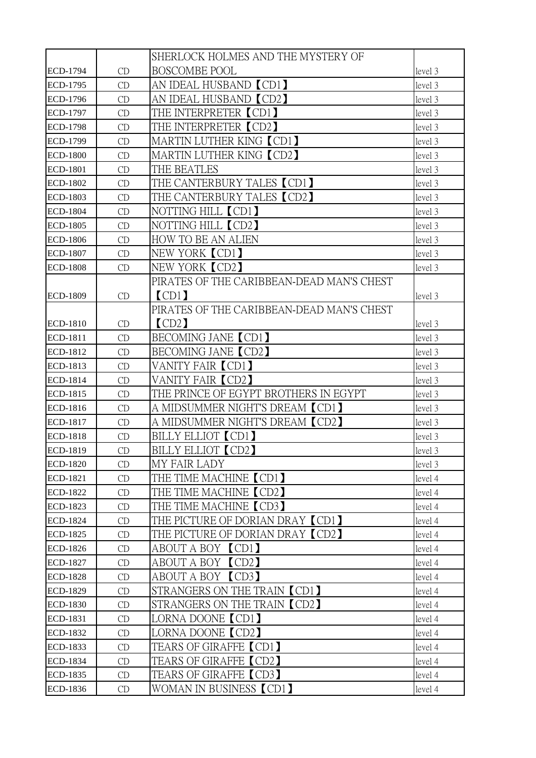| | | | |
|---|---|---|---|
| ECD-1794 | CD | SHERLOCK HOLMES AND THE MYSTERY OF BOSCOMBE POOL | level 3 |
| ECD-1795 | CD | AN IDEAL HUSBAND【CD1】 | level 3 |
| ECD-1796 | CD | AN IDEAL HUSBAND【CD2】 | level 3 |
| ECD-1797 | CD | THE INTERPRETER【CD1】 | level 3 |
| ECD-1798 | CD | THE INTERPRETER【CD2】 | level 3 |
| ECD-1799 | CD | MARTIN LUTHER KING【CD1】 | level 3 |
| ECD-1800 | CD | MARTIN LUTHER KING【CD2】 | level 3 |
| ECD-1801 | CD | THE BEATLES | level 3 |
| ECD-1802 | CD | THE CANTERBURY TALES【CD1】 | level 3 |
| ECD-1803 | CD | THE CANTERBURY TALES【CD2】 | level 3 |
| ECD-1804 | CD | NOTTING HILL【CD1】 | level 3 |
| ECD-1805 | CD | NOTTING HILL【CD2】 | level 3 |
| ECD-1806 | CD | HOW TO BE AN ALIEN | level 3 |
| ECD-1807 | CD | NEW YORK【CD1】 | level 3 |
| ECD-1808 | CD | NEW YORK【CD2】 | level 3 |
| ECD-1809 | CD | PIRATES OF THE CARIBBEAN-DEAD MAN'S CHEST【CD1】 | level 3 |
| ECD-1810 | CD | PIRATES OF THE CARIBBEAN-DEAD MAN'S CHEST【CD2】 | level 3 |
| ECD-1811 | CD | BECOMING JANE【CD1】 | level 3 |
| ECD-1812 | CD | BECOMING JANE【CD2】 | level 3 |
| ECD-1813 | CD | VANITY FAIR【CD1】 | level 3 |
| ECD-1814 | CD | VANITY FAIR【CD2】 | level 3 |
| ECD-1815 | CD | THE PRINCE OF EGYPT BROTHERS IN EGYPT | level 3 |
| ECD-1816 | CD | A MIDSUMMER NIGHT'S DREAM【CD1】 | level 3 |
| ECD-1817 | CD | A MIDSUMMER NIGHT'S DREAM【CD2】 | level 3 |
| ECD-1818 | CD | BILLY ELLIOT【CD1】 | level 3 |
| ECD-1819 | CD | BILLY ELLIOT【CD2】 | level 3 |
| ECD-1820 | CD | MY FAIR LADY | level 3 |
| ECD-1821 | CD | THE TIME MACHINE【CD1】 | level 4 |
| ECD-1822 | CD | THE TIME MACHINE【CD2】 | level 4 |
| ECD-1823 | CD | THE TIME MACHINE【CD3】 | level 4 |
| ECD-1824 | CD | THE PICTURE OF DORIAN DRAY【CD1】 | level 4 |
| ECD-1825 | CD | THE PICTURE OF DORIAN DRAY【CD2】 | level 4 |
| ECD-1826 | CD | ABOUT A BOY 【CD1】 | level 4 |
| ECD-1827 | CD | ABOUT A BOY 【CD2】 | level 4 |
| ECD-1828 | CD | ABOUT A BOY 【CD3】 | level 4 |
| ECD-1829 | CD | STRANGERS ON THE TRAIN【CD1】 | level 4 |
| ECD-1830 | CD | STRANGERS ON THE TRAIN【CD2】 | level 4 |
| ECD-1831 | CD | LORNA DOONE【CD1】 | level 4 |
| ECD-1832 | CD | LORNA DOONE【CD2】 | level 4 |
| ECD-1833 | CD | TEARS OF GIRAFFE【CD1】 | level 4 |
| ECD-1834 | CD | TEARS OF GIRAFFE【CD2】 | level 4 |
| ECD-1835 | CD | TEARS OF GIRAFFE【CD3】 | level 4 |
| ECD-1836 | CD | WOMAN IN BUSINESS【CD1】 | level 4 |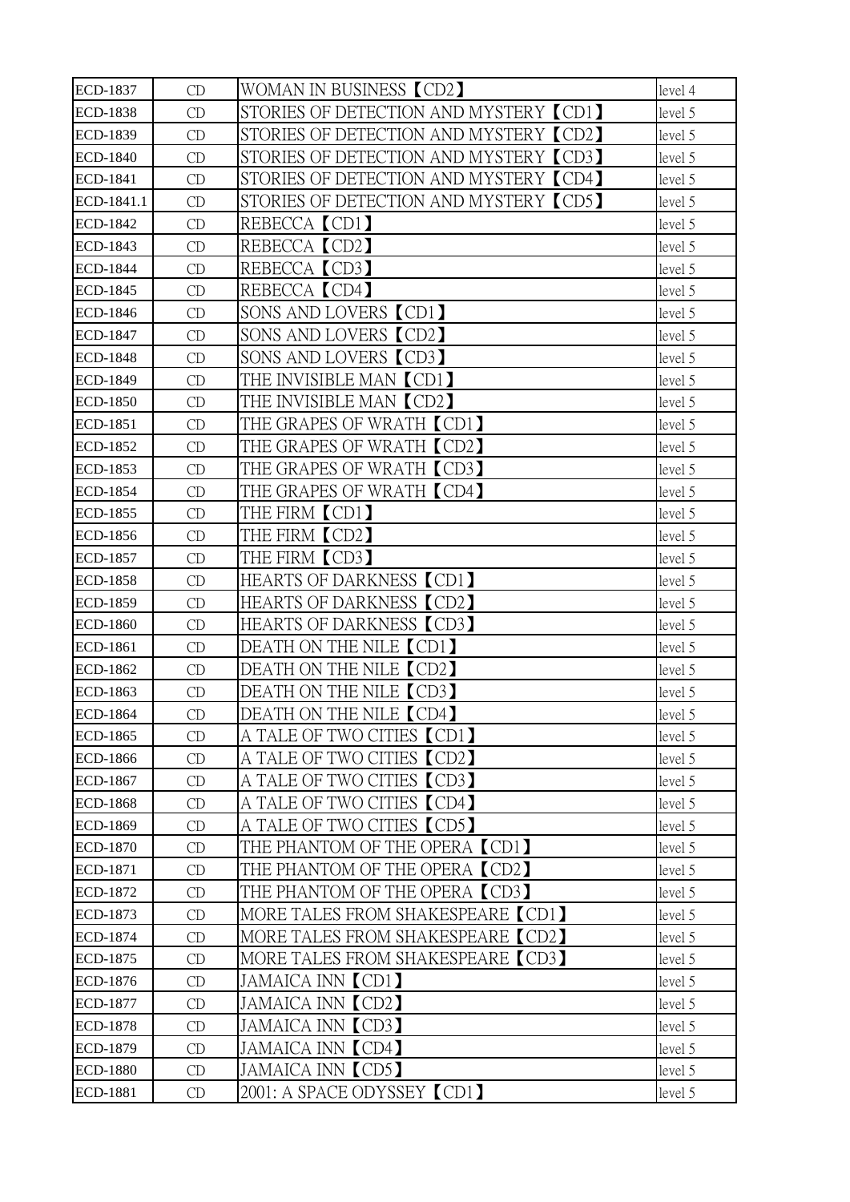| | | | |
|---|---|---|---|
| ECD-1837 | CD | WOMAN IN BUSINESS【CD2】 | level 4 |
| ECD-1838 | CD | STORIES OF DETECTION AND MYSTERY【CD1】 | level 5 |
| ECD-1839 | CD | STORIES OF DETECTION AND MYSTERY【CD2】 | level 5 |
| ECD-1840 | CD | STORIES OF DETECTION AND MYSTERY【CD3】 | level 5 |
| ECD-1841 | CD | STORIES OF DETECTION AND MYSTERY【CD4】 | level 5 |
| ECD-1841.1 | CD | STORIES OF DETECTION AND MYSTERY【CD5】 | level 5 |
| ECD-1842 | CD | REBECCA【CD1】 | level 5 |
| ECD-1843 | CD | REBECCA【CD2】 | level 5 |
| ECD-1844 | CD | REBECCA【CD3】 | level 5 |
| ECD-1845 | CD | REBECCA【CD4】 | level 5 |
| ECD-1846 | CD | SONS AND LOVERS【CD1】 | level 5 |
| ECD-1847 | CD | SONS AND LOVERS【CD2】 | level 5 |
| ECD-1848 | CD | SONS AND LOVERS【CD3】 | level 5 |
| ECD-1849 | CD | THE INVISIBLE MAN【CD1】 | level 5 |
| ECD-1850 | CD | THE INVISIBLE MAN【CD2】 | level 5 |
| ECD-1851 | CD | THE GRAPES OF WRATH【CD1】 | level 5 |
| ECD-1852 | CD | THE GRAPES OF WRATH【CD2】 | level 5 |
| ECD-1853 | CD | THE GRAPES OF WRATH【CD3】 | level 5 |
| ECD-1854 | CD | THE GRAPES OF WRATH【CD4】 | level 5 |
| ECD-1855 | CD | THE FIRM【CD1】 | level 5 |
| ECD-1856 | CD | THE FIRM【CD2】 | level 5 |
| ECD-1857 | CD | THE FIRM【CD3】 | level 5 |
| ECD-1858 | CD | HEARTS OF DARKNESS【CD1】 | level 5 |
| ECD-1859 | CD | HEARTS OF DARKNESS【CD2】 | level 5 |
| ECD-1860 | CD | HEARTS OF DARKNESS【CD3】 | level 5 |
| ECD-1861 | CD | DEATH ON THE NILE【CD1】 | level 5 |
| ECD-1862 | CD | DEATH ON THE NILE【CD2】 | level 5 |
| ECD-1863 | CD | DEATH ON THE NILE【CD3】 | level 5 |
| ECD-1864 | CD | DEATH ON THE NILE【CD4】 | level 5 |
| ECD-1865 | CD | A TALE OF TWO CITIES【CD1】 | level 5 |
| ECD-1866 | CD | A TALE OF TWO CITIES【CD2】 | level 5 |
| ECD-1867 | CD | A TALE OF TWO CITIES【CD3】 | level 5 |
| ECD-1868 | CD | A TALE OF TWO CITIES【CD4】 | level 5 |
| ECD-1869 | CD | A TALE OF TWO CITIES【CD5】 | level 5 |
| ECD-1870 | CD | THE PHANTOM OF THE OPERA【CD1】 | level 5 |
| ECD-1871 | CD | THE PHANTOM OF THE OPERA【CD2】 | level 5 |
| ECD-1872 | CD | THE PHANTOM OF THE OPERA【CD3】 | level 5 |
| ECD-1873 | CD | MORE TALES FROM SHAKESPEARE【CD1】 | level 5 |
| ECD-1874 | CD | MORE TALES FROM SHAKESPEARE【CD2】 | level 5 |
| ECD-1875 | CD | MORE TALES FROM SHAKESPEARE【CD3】 | level 5 |
| ECD-1876 | CD | JAMAICA INN【CD1】 | level 5 |
| ECD-1877 | CD | JAMAICA INN【CD2】 | level 5 |
| ECD-1878 | CD | JAMAICA INN【CD3】 | level 5 |
| ECD-1879 | CD | JAMAICA INN【CD4】 | level 5 |
| ECD-1880 | CD | JAMAICA INN【CD5】 | level 5 |
| ECD-1881 | CD | 2001: A SPACE ODYSSEY【CD1】 | level 5 |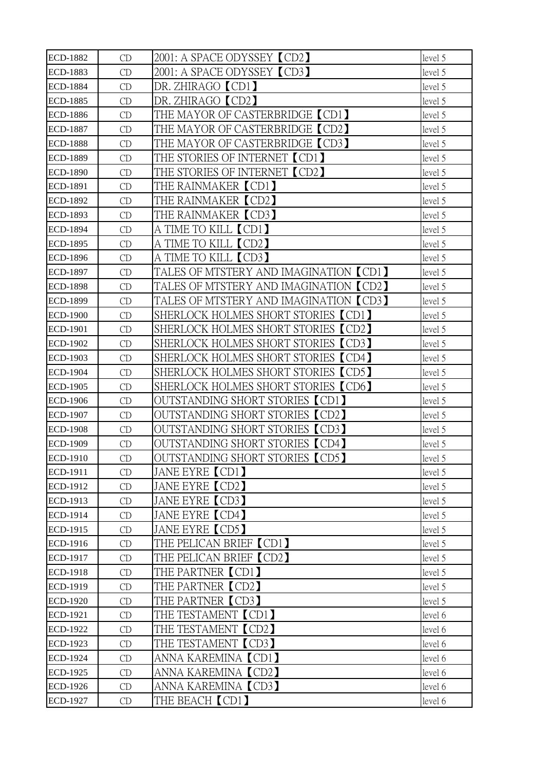| | | | |
|---|---|---|---|
| ECD-1882 | CD | 2001: A SPACE ODYSSEY【CD2】 | level 5 |
| ECD-1883 | CD | 2001: A SPACE ODYSSEY【CD3】 | level 5 |
| ECD-1884 | CD | DR. ZHIRAGO【CD1】 | level 5 |
| ECD-1885 | CD | DR. ZHIRAGO【CD2】 | level 5 |
| ECD-1886 | CD | THE MAYOR OF CASTERBRIDGE【CD1】 | level 5 |
| ECD-1887 | CD | THE MAYOR OF CASTERBRIDGE【CD2】 | level 5 |
| ECD-1888 | CD | THE MAYOR OF CASTERBRIDGE【CD3】 | level 5 |
| ECD-1889 | CD | THE STORIES OF INTERNET【CD1】 | level 5 |
| ECD-1890 | CD | THE STORIES OF INTERNET【CD2】 | level 5 |
| ECD-1891 | CD | THE RAINMAKER【CD1】 | level 5 |
| ECD-1892 | CD | THE RAINMAKER【CD2】 | level 5 |
| ECD-1893 | CD | THE RAINMAKER【CD3】 | level 5 |
| ECD-1894 | CD | A TIME TO KILL【CD1】 | level 5 |
| ECD-1895 | CD | A TIME TO KILL【CD2】 | level 5 |
| ECD-1896 | CD | A TIME TO KILL【CD3】 | level 5 |
| ECD-1897 | CD | TALES OF MTSTERY AND IMAGINATION【CD1】 | level 5 |
| ECD-1898 | CD | TALES OF MTSTERY AND IMAGINATION【CD2】 | level 5 |
| ECD-1899 | CD | TALES OF MTSTERY AND IMAGINATION【CD3】 | level 5 |
| ECD-1900 | CD | SHERLOCK HOLMES SHORT STORIES【CD1】 | level 5 |
| ECD-1901 | CD | SHERLOCK HOLMES SHORT STORIES【CD2】 | level 5 |
| ECD-1902 | CD | SHERLOCK HOLMES SHORT STORIES【CD3】 | level 5 |
| ECD-1903 | CD | SHERLOCK HOLMES SHORT STORIES【CD4】 | level 5 |
| ECD-1904 | CD | SHERLOCK HOLMES SHORT STORIES【CD5】 | level 5 |
| ECD-1905 | CD | SHERLOCK HOLMES SHORT STORIES【CD6】 | level 5 |
| ECD-1906 | CD | OUTSTANDING SHORT STORIES【CD1】 | level 5 |
| ECD-1907 | CD | OUTSTANDING SHORT STORIES【CD2】 | level 5 |
| ECD-1908 | CD | OUTSTANDING SHORT STORIES【CD3】 | level 5 |
| ECD-1909 | CD | OUTSTANDING SHORT STORIES【CD4】 | level 5 |
| ECD-1910 | CD | OUTSTANDING SHORT STORIES【CD5】 | level 5 |
| ECD-1911 | CD | JANE EYRE【CD1】 | level 5 |
| ECD-1912 | CD | JANE EYRE【CD2】 | level 5 |
| ECD-1913 | CD | JANE EYRE【CD3】 | level 5 |
| ECD-1914 | CD | JANE EYRE【CD4】 | level 5 |
| ECD-1915 | CD | JANE EYRE【CD5】 | level 5 |
| ECD-1916 | CD | THE PELICAN BRIEF【CD1】 | level 5 |
| ECD-1917 | CD | THE PELICAN BRIEF【CD2】 | level 5 |
| ECD-1918 | CD | THE PARTNER【CD1】 | level 5 |
| ECD-1919 | CD | THE PARTNER【CD2】 | level 5 |
| ECD-1920 | CD | THE PARTNER【CD3】 | level 5 |
| ECD-1921 | CD | THE TESTAMENT【CD1】 | level 6 |
| ECD-1922 | CD | THE TESTAMENT【CD2】 | level 6 |
| ECD-1923 | CD | THE TESTAMENT【CD3】 | level 6 |
| ECD-1924 | CD | ANNA KAREMINA【CD1】 | level 6 |
| ECD-1925 | CD | ANNA KAREMINA【CD2】 | level 6 |
| ECD-1926 | CD | ANNA KAREMINA【CD3】 | level 6 |
| ECD-1927 | CD | THE BEACH【CD1】 | level 6 |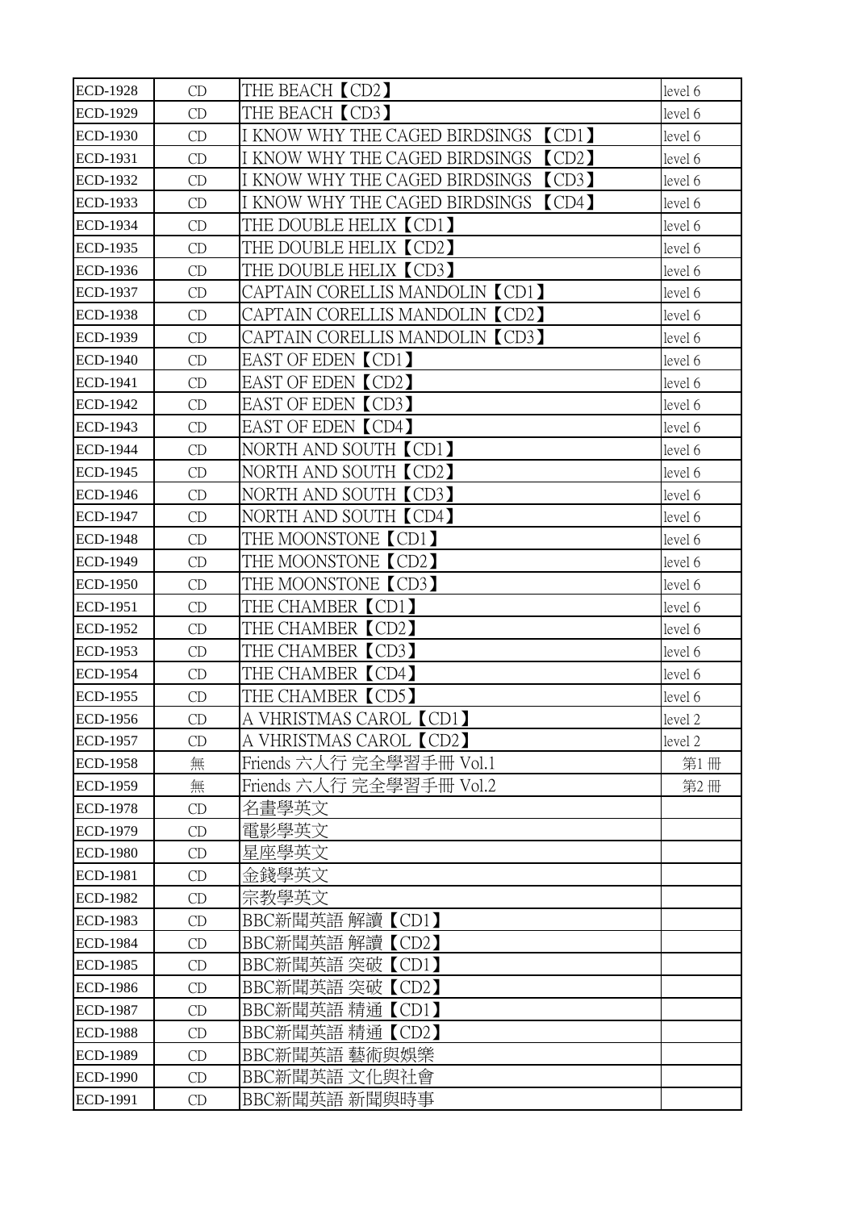| | | | |
|---|---|---|---|
| ECD-1928 | CD | THE BEACH【CD2】 | level 6 |
| ECD-1929 | CD | THE BEACH【CD3】 | level 6 |
| ECD-1930 | CD | I KNOW WHY THE CAGED BIRDSINGS 【CD1】 | level 6 |
| ECD-1931 | CD | I KNOW WHY THE CAGED BIRDSINGS 【CD2】 | level 6 |
| ECD-1932 | CD | I KNOW WHY THE CAGED BIRDSINGS 【CD3】 | level 6 |
| ECD-1933 | CD | I KNOW WHY THE CAGED BIRDSINGS 【CD4】 | level 6 |
| ECD-1934 | CD | THE DOUBLE HELIX【CD1】 | level 6 |
| ECD-1935 | CD | THE DOUBLE HELIX【CD2】 | level 6 |
| ECD-1936 | CD | THE DOUBLE HELIX【CD3】 | level 6 |
| ECD-1937 | CD | CAPTAIN CORELLIS MANDOLIN【CD1】 | level 6 |
| ECD-1938 | CD | CAPTAIN CORELLIS MANDOLIN【CD2】 | level 6 |
| ECD-1939 | CD | CAPTAIN CORELLIS MANDOLIN【CD3】 | level 6 |
| ECD-1940 | CD | EAST OF EDEN【CD1】 | level 6 |
| ECD-1941 | CD | EAST OF EDEN【CD2】 | level 6 |
| ECD-1942 | CD | EAST OF EDEN【CD3】 | level 6 |
| ECD-1943 | CD | EAST OF EDEN【CD4】 | level 6 |
| ECD-1944 | CD | NORTH AND SOUTH【CD1】 | level 6 |
| ECD-1945 | CD | NORTH AND SOUTH【CD2】 | level 6 |
| ECD-1946 | CD | NORTH AND SOUTH【CD3】 | level 6 |
| ECD-1947 | CD | NORTH AND SOUTH【CD4】 | level 6 |
| ECD-1948 | CD | THE MOONSTONE【CD1】 | level 6 |
| ECD-1949 | CD | THE MOONSTONE【CD2】 | level 6 |
| ECD-1950 | CD | THE MOONSTONE【CD3】 | level 6 |
| ECD-1951 | CD | THE CHAMBER【CD1】 | level 6 |
| ECD-1952 | CD | THE CHAMBER【CD2】 | level 6 |
| ECD-1953 | CD | THE CHAMBER【CD3】 | level 6 |
| ECD-1954 | CD | THE CHAMBER【CD4】 | level 6 |
| ECD-1955 | CD | THE CHAMBER【CD5】 | level 6 |
| ECD-1956 | CD | A VHRISTMAS CAROL【CD1】 | level 2 |
| ECD-1957 | CD | A VHRISTMAS CAROL【CD2】 | level 2 |
| ECD-1958 | 無 | Friends 六人行 完全學習手冊 Vol.1 | 第1 冊 |
| ECD-1959 | 無 | Friends 六人行 完全學習手冊 Vol.2 | 第2 冊 |
| ECD-1978 | CD | 名畫學英文 | |
| ECD-1979 | CD | 電影學英文 | |
| ECD-1980 | CD | 星座學英文 | |
| ECD-1981 | CD | 金錢學英文 | |
| ECD-1982 | CD | 宗教學英文 | |
| ECD-1983 | CD | BBC新聞英語 解讀【CD1】 | |
| ECD-1984 | CD | BBC新聞英語 解讀【CD2】 | |
| ECD-1985 | CD | BBC新聞英語 突破【CD1】 | |
| ECD-1986 | CD | BBC新聞英語 突破【CD2】 | |
| ECD-1987 | CD | BBC新聞英語 精通【CD1】 | |
| ECD-1988 | CD | BBC新聞英語 精通【CD2】 | |
| ECD-1989 | CD | BBC新聞英語 藝術與娛樂 | |
| ECD-1990 | CD | BBC新聞英語 文化與社會 | |
| ECD-1991 | CD | BBC新聞英語 新聞與時事 | |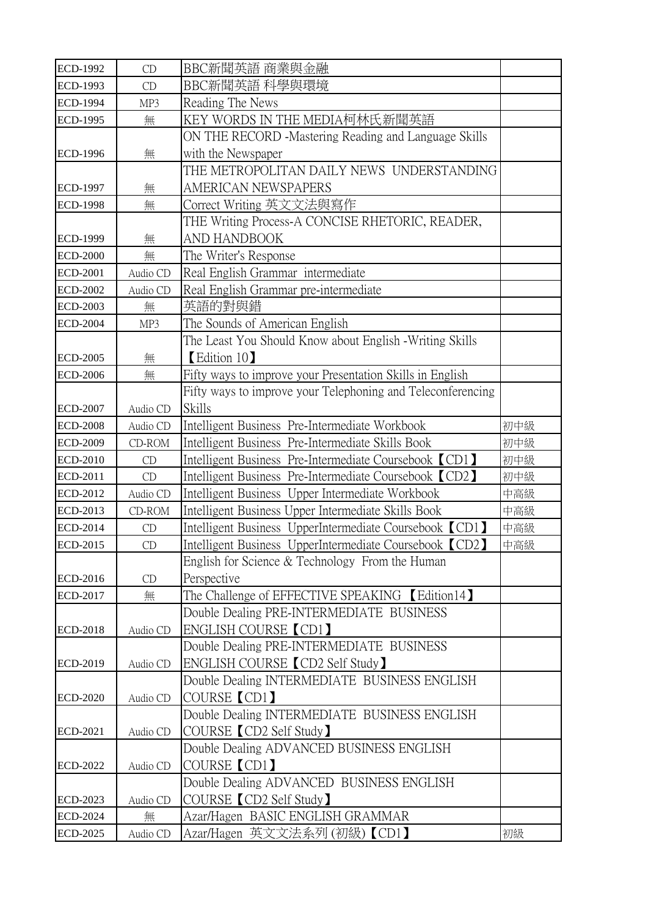| | | | |
|---|---|---|---|
| ECD-1992 | CD | BBC新聞英語 商業與金融 | |
| ECD-1993 | CD | BBC新聞英語 科學與環境 | |
| ECD-1994 | MP3 | Reading The News | |
| ECD-1995 | 無 | KEY WORDS IN THE MEDIA柯林氏新聞英語 | |
| ECD-1996 | 無 | ON THE RECORD -Mastering Reading and Language Skills with the Newspaper | |
| ECD-1997 | 無 | THE METROPOLITAN DAILY NEWS UNDERSTANDING AMERICAN NEWSPAPERS | |
| ECD-1998 | 無 | Correct Writing 英文文法與寫作 | |
| ECD-1999 | 無 | THE Writing Process-A CONCISE RHETORIC, READER, AND HANDBOOK | |
| ECD-2000 | 無 | The Writer's Response | |
| ECD-2001 | Audio CD | Real English Grammar intermediate | |
| ECD-2002 | Audio CD | Real English Grammar pre-intermediate | |
| ECD-2003 | 無 | 英語的對與錯 | |
| ECD-2004 | MP3 | The Sounds of American English | |
| ECD-2005 | 無 | The Least You Should Know about English -Writing Skills 【Edition 10】 | |
| ECD-2006 | 無 | Fifty ways to improve your Presentation Skills in English | |
| ECD-2007 | Audio CD | Fifty ways to improve your Telephoning and Teleconferencing Skills | |
| ECD-2008 | Audio CD | Intelligent Business Pre-Intermediate Workbook | 初中級 |
| ECD-2009 | CD-ROM | Intelligent Business Pre-Intermediate Skills Book | 初中級 |
| ECD-2010 | CD | Intelligent Business Pre-Intermediate Coursebook【CD1】 | 初中級 |
| ECD-2011 | CD | Intelligent Business Pre-Intermediate Coursebook【CD2】 | 初中級 |
| ECD-2012 | Audio CD | Intelligent Business Upper Intermediate Workbook | 中高級 |
| ECD-2013 | CD-ROM | Intelligent Business Upper Intermediate Skills Book | 中高級 |
| ECD-2014 | CD | Intelligent Business UpperIntermediate Coursebook【CD1】 | 中高級 |
| ECD-2015 | CD | Intelligent Business UpperIntermediate Coursebook【CD2】 | 中高級 |
| ECD-2016 | CD | English for Science & Technology From the Human Perspective | |
| ECD-2017 | 無 | The Challenge of EFFECTIVE SPEAKING 【Edition14】 | |
| ECD-2018 | Audio CD | Double Dealing PRE-INTERMEDIATE BUSINESS ENGLISH COURSE【CD1】 | |
| ECD-2019 | Audio CD | Double Dealing PRE-INTERMEDIATE BUSINESS ENGLISH COURSE【CD2 Self Study】 | |
| ECD-2020 | Audio CD | Double Dealing INTERMEDIATE BUSINESS ENGLISH COURSE【CD1】 | |
| ECD-2021 | Audio CD | Double Dealing INTERMEDIATE BUSINESS ENGLISH COURSE【CD2 Self Study】 | |
| ECD-2022 | Audio CD | Double Dealing ADVANCED BUSINESS ENGLISH COURSE【CD1】 | |
| ECD-2023 | Audio CD | Double Dealing ADVANCED BUSINESS ENGLISH COURSE【CD2 Self Study】 | |
| ECD-2024 | 無 | Azar/Hagen BASIC ENGLISH GRAMMAR | |
| ECD-2025 | Audio CD | Azar/Hagen 英文文法系列 (初級)【CD1】 | 初級 |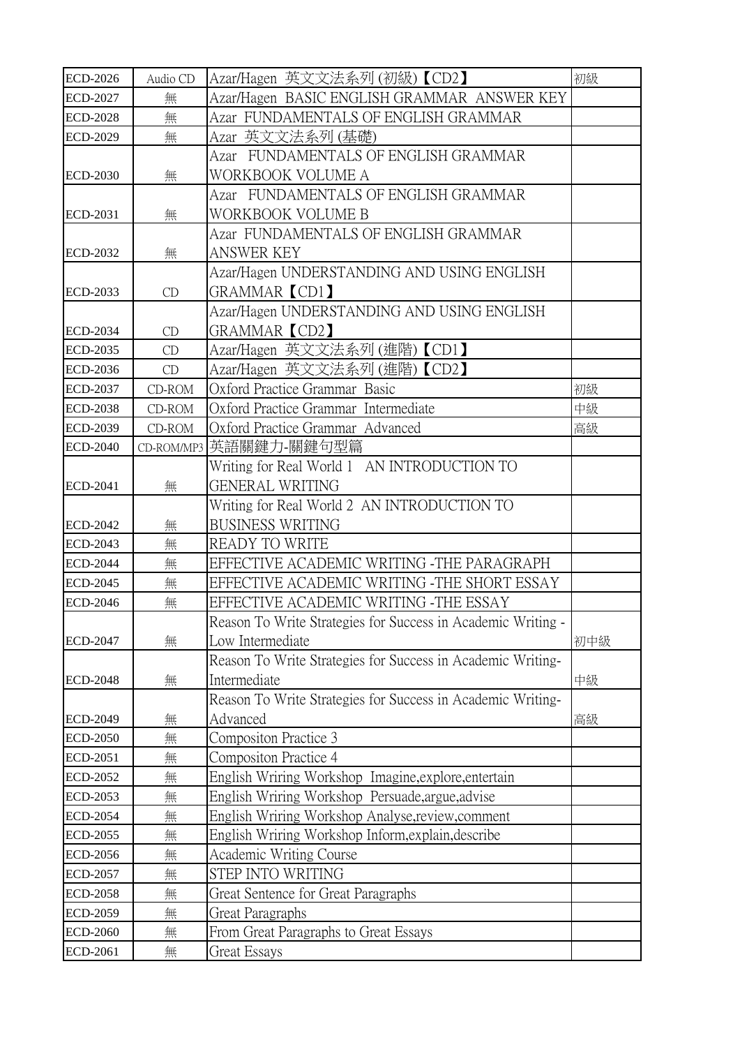| | | | |
|---|---|---|---|
| ECD-2026 | Audio CD | Azar/Hagen 英文文法系列 (初級)【CD2】 | 初級 |
| ECD-2027 | 無 | Azar/Hagen BASIC ENGLISH GRAMMAR ANSWER KEY | |
| ECD-2028 | 無 | Azar FUNDAMENTALS OF ENGLISH GRAMMAR | |
| ECD-2029 | 無 | Azar 英文文法系列 (基礎) | |
| ECD-2030 | 無 | Azar FUNDAMENTALS OF ENGLISH GRAMMAR WORKBOOK VOLUME A | |
| ECD-2031 | 無 | Azar FUNDAMENTALS OF ENGLISH GRAMMAR WORKBOOK VOLUME B | |
| ECD-2032 | 無 | Azar FUNDAMENTALS OF ENGLISH GRAMMAR ANSWER KEY | |
| ECD-2033 | CD | Azar/Hagen UNDERSTANDING AND USING ENGLISH GRAMMAR【CD1】 | |
| ECD-2034 | CD | Azar/Hagen UNDERSTANDING AND USING ENGLISH GRAMMAR【CD2】 | |
| ECD-2035 | CD | Azar/Hagen 英文文法系列 (進階)【CD1】 | |
| ECD-2036 | CD | Azar/Hagen 英文文法系列 (進階)【CD2】 | |
| ECD-2037 | CD-ROM | Oxford Practice Grammar Basic | 初級 |
| ECD-2038 | CD-ROM | Oxford Practice Grammar Intermediate | 中級 |
| ECD-2039 | CD-ROM | Oxford Practice Grammar Advanced | 高級 |
| ECD-2040 | CD-ROM/MP3 | 英語關鍵力-關鍵句型篇 | |
| ECD-2041 | 無 | Writing for Real World 1 AN INTRODUCTION TO GENERAL WRITING | |
| ECD-2042 | 無 | Writing for Real World 2 AN INTRODUCTION TO BUSINESS WRITING | |
| ECD-2043 | 無 | READY TO WRITE | |
| ECD-2044 | 無 | EFFECTIVE ACADEMIC WRITING -THE PARAGRAPH | |
| ECD-2045 | 無 | EFFECTIVE ACADEMIC WRITING -THE SHORT ESSAY | |
| ECD-2046 | 無 | EFFECTIVE ACADEMIC WRITING -THE ESSAY | |
| ECD-2047 | 無 | Reason To Write Strategies for Success in Academic Writing - Low Intermediate | 初中級 |
| ECD-2048 | 無 | Reason To Write Strategies for Success in Academic Writing- Intermediate | 中級 |
| ECD-2049 | 無 | Reason To Write Strategies for Success in Academic Writing- Advanced | 高級 |
| ECD-2050 | 無 | Compositon Practice 3 | |
| ECD-2051 | 無 | Compositon Practice 4 | |
| ECD-2052 | 無 | English Wriring Workshop Imagine,explore,entertain | |
| ECD-2053 | 無 | English Wriring Workshop Persuade,argue,advise | |
| ECD-2054 | 無 | English Wriring Workshop Analyse,review,comment | |
| ECD-2055 | 無 | English Wriring Workshop Inform,explain,describe | |
| ECD-2056 | 無 | Academic Writing Course | |
| ECD-2057 | 無 | STEP INTO WRITING | |
| ECD-2058 | 無 | Great Sentence for Great Paragraphs | |
| ECD-2059 | 無 | Great Paragraphs | |
| ECD-2060 | 無 | From Great Paragraphs to Great Essays | |
| ECD-2061 | 無 | Great Essays | |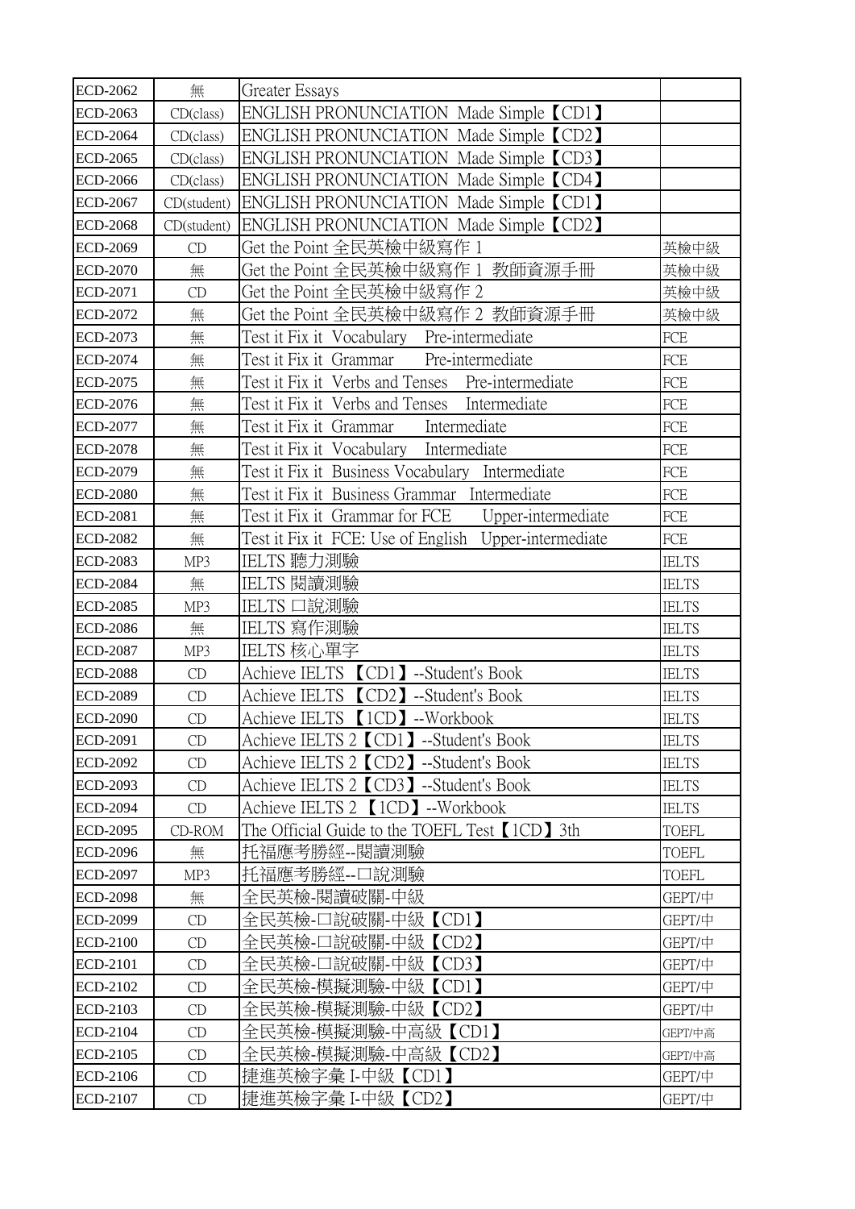| | | | |
|---|---|---|---|
| ECD-2062 | 無 | Greater Essays | |
| ECD-2063 | CD(class) | ENGLISH PRONUNCIATION Made Simple【CD1】 | |
| ECD-2064 | CD(class) | ENGLISH PRONUNCIATION Made Simple【CD2】 | |
| ECD-2065 | CD(class) | ENGLISH PRONUNCIATION Made Simple【CD3】 | |
| ECD-2066 | CD(class) | ENGLISH PRONUNCIATION Made Simple【CD4】 | |
| ECD-2067 | CD(student) | ENGLISH PRONUNCIATION Made Simple【CD1】 | |
| ECD-2068 | CD(student) | ENGLISH PRONUNCIATION Made Simple【CD2】 | |
| ECD-2069 | CD | Get the Point 全民英檢中級寫作 1 | 英檢中級 |
| ECD-2070 | 無 | Get the Point 全民英檢中級寫作 1 教師資源手冊 | 英檢中級 |
| ECD-2071 | CD | Get the Point 全民英檢中級寫作 2 | 英檢中級 |
| ECD-2072 | 無 | Get the Point 全民英檢中級寫作 2 教師資源手冊 | 英檢中級 |
| ECD-2073 | 無 | Test it Fix it Vocabulary Pre-intermediate | FCE |
| ECD-2074 | 無 | Test it Fix it Grammar Pre-intermediate | FCE |
| ECD-2075 | 無 | Test it Fix it Verbs and Tenses Pre-intermediate | FCE |
| ECD-2076 | 無 | Test it Fix it Verbs and Tenses Intermediate | FCE |
| ECD-2077 | 無 | Test it Fix it Grammar Intermediate | FCE |
| ECD-2078 | 無 | Test it Fix it Vocabulary Intermediate | FCE |
| ECD-2079 | 無 | Test it Fix it Business Vocabulary Intermediate | FCE |
| ECD-2080 | 無 | Test it Fix it Business Grammar Intermediate | FCE |
| ECD-2081 | 無 | Test it Fix it Grammar for FCE Upper-intermediate | FCE |
| ECD-2082 | 無 | Test it Fix it FCE: Use of English Upper-intermediate | FCE |
| ECD-2083 | MP3 | IELTS 聽力測驗 | IELTS |
| ECD-2084 | 無 | IELTS 閱讀測驗 | IELTS |
| ECD-2085 | MP3 | IELTS 口說測驗 | IELTS |
| ECD-2086 | 無 | IELTS 寫作測驗 | IELTS |
| ECD-2087 | MP3 | IELTS 核心單字 | IELTS |
| ECD-2088 | CD | Achieve IELTS 【CD1】--Student's Book | IELTS |
| ECD-2089 | CD | Achieve IELTS 【CD2】--Student's Book | IELTS |
| ECD-2090 | CD | Achieve IELTS 【1CD】--Workbook | IELTS |
| ECD-2091 | CD | Achieve IELTS 2【CD1】--Student's Book | IELTS |
| ECD-2092 | CD | Achieve IELTS 2【CD2】--Student's Book | IELTS |
| ECD-2093 | CD | Achieve IELTS 2【CD3】--Student's Book | IELTS |
| ECD-2094 | CD | Achieve IELTS 2 【1CD】--Workbook | IELTS |
| ECD-2095 | CD-ROM | The Official Guide to the TOEFL Test【1CD】3th | TOEFL |
| ECD-2096 | 無 | 托福應考勝經--閱讀測驗 | TOEFL |
| ECD-2097 | MP3 | 托福應考勝經--口說測驗 | TOEFL |
| ECD-2098 | 無 | 全民英檢-閱讀破關-中級 | GEPT/中 |
| ECD-2099 | CD | 全民英檢-口說破關-中級【CD1】 | GEPT/中 |
| ECD-2100 | CD | 全民英檢-口說破關-中級【CD2】 | GEPT/中 |
| ECD-2101 | CD | 全民英檢-口說破關-中級【CD3】 | GEPT/中 |
| ECD-2102 | CD | 全民英檢-模擬測驗-中級【CD1】 | GEPT/中 |
| ECD-2103 | CD | 全民英檢-模擬測驗-中級【CD2】 | GEPT/中 |
| ECD-2104 | CD | 全民英檢-模擬測驗-中高級【CD1】 | GEPT/中高 |
| ECD-2105 | CD | 全民英檢-模擬測驗-中高級【CD2】 | GEPT/中高 |
| ECD-2106 | CD | 捷進英檢字彙 I-中級【CD1】 | GEPT/中 |
| ECD-2107 | CD | 捷進英檢字彙 I-中級【CD2】 | GEPT/中 |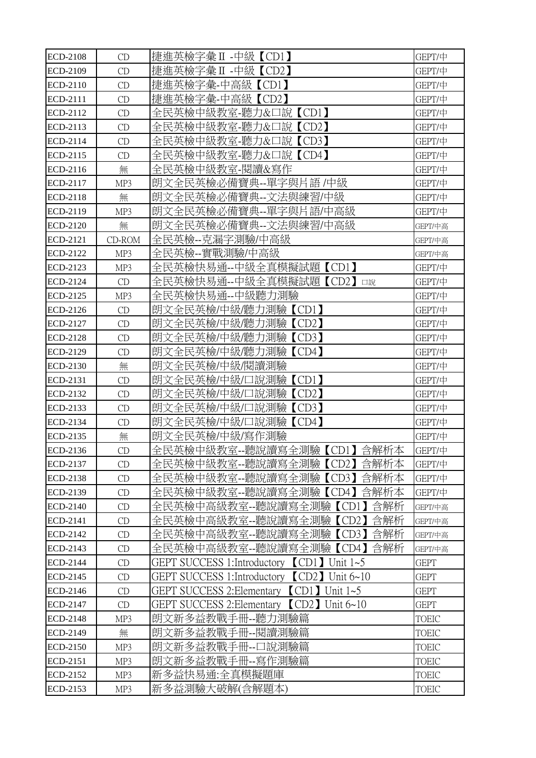| | | | |
|---|---|---|---|
| ECD-2108 | CD | 捷進英檢字彙 II -中級【CD1】 | GEPT/中 |
| ECD-2109 | CD | 捷進英檢字彙 II -中級【CD2】 | GEPT/中 |
| ECD-2110 | CD | 捷進英檢字彙-中高級【CD1】 | GEPT/中 |
| ECD-2111 | CD | 捷進英檢字彙-中高級【CD2】 | GEPT/中 |
| ECD-2112 | CD | 全民英檢中級教室-聽力&口說【CD1】 | GEPT/中 |
| ECD-2113 | CD | 全民英檢中級教室-聽力&口說【CD2】 | GEPT/中 |
| ECD-2114 | CD | 全民英檢中級教室-聽力&口說【CD3】 | GEPT/中 |
| ECD-2115 | CD | 全民英檢中級教室-聽力&口說【CD4】 | GEPT/中 |
| ECD-2116 | 無 | 全民英檢中級教室-閱讀&寫作 | GEPT/中 |
| ECD-2117 | MP3 | 朗文全民英檢必備寶典--單字與片語 /中級 | GEPT/中 |
| ECD-2118 | 無 | 朗文全民英檢必備寶典--文法與練習/中級 | GEPT/中 |
| ECD-2119 | MP3 | 朗文全民英檢必備寶典--單字與片語/中高級 | GEPT/中 |
| ECD-2120 | 無 | 朗文全民英檢必備寶典--文法與練習/中高級 | GEPT/中高 |
| ECD-2121 | CD-ROM | 全民英檢--克漏字測驗/中高級 | GEPT/中高 |
| ECD-2122 | MP3 | 全民英檢--實戰測驗/中高級 | GEPT/中高 |
| ECD-2123 | MP3 | 全民英檢快易通--中級全真模擬試題【CD1】 | GEPT/中 |
| ECD-2124 | CD | 全民英檢快易通--中級全真模擬試題【CD2】口說 | GEPT/中 |
| ECD-2125 | MP3 | 全民英檢快易通--中級聽力測驗 | GEPT/中 |
| ECD-2126 | CD | 朗文全民英檢/中級/聽力測驗【CD1】 | GEPT/中 |
| ECD-2127 | CD | 朗文全民英檢/中級/聽力測驗【CD2】 | GEPT/中 |
| ECD-2128 | CD | 朗文全民英檢/中級/聽力測驗【CD3】 | GEPT/中 |
| ECD-2129 | CD | 朗文全民英檢/中級/聽力測驗【CD4】 | GEPT/中 |
| ECD-2130 | 無 | 朗文全民英檢/中級/閱讀測驗 | GEPT/中 |
| ECD-2131 | CD | 朗文全民英檢/中級/口說測驗【CD1】 | GEPT/中 |
| ECD-2132 | CD | 朗文全民英檢/中級/口說測驗【CD2】 | GEPT/中 |
| ECD-2133 | CD | 朗文全民英檢/中級/口說測驗【CD3】 | GEPT/中 |
| ECD-2134 | CD | 朗文全民英檢/中級/口說測驗【CD4】 | GEPT/中 |
| ECD-2135 | 無 | 朗文全民英檢/中級/寫作測驗 | GEPT/中 |
| ECD-2136 | CD | 全民英檢中級教室--聽說讀寫全測驗【CD1】含解析本 | GEPT/中 |
| ECD-2137 | CD | 全民英檢中級教室--聽說讀寫全測驗【CD2】含解析本 | GEPT/中 |
| ECD-2138 | CD | 全民英檢中級教室--聽說讀寫全測驗【CD3】含解析本 | GEPT/中 |
| ECD-2139 | CD | 全民英檢中級教室--聽說讀寫全測驗【CD4】含解析本 | GEPT/中 |
| ECD-2140 | CD | 全民英檢中高級教室--聽說讀寫全測驗【CD1】含解析 | GEPT/中高 |
| ECD-2141 | CD | 全民英檢中高級教室--聽說讀寫全測驗【CD2】含解析 | GEPT/中高 |
| ECD-2142 | CD | 全民英檢中高級教室--聽說讀寫全測驗【CD3】含解析 | GEPT/中高 |
| ECD-2143 | CD | 全民英檢中高級教室--聽說讀寫全測驗【CD4】含解析 | GEPT/中高 |
| ECD-2144 | CD | GEPT SUCCESS 1:Introductory 【CD1】Unit 1~5 | GEPT |
| ECD-2145 | CD | GEPT SUCCESS 1:Introductory 【CD2】Unit 6~10 | GEPT |
| ECD-2146 | CD | GEPT SUCCESS 2:Elementary 【CD1】Unit 1~5 | GEPT |
| ECD-2147 | CD | GEPT SUCCESS 2:Elementary 【CD2】Unit 6~10 | GEPT |
| ECD-2148 | MP3 | 朗文新多益教戰手冊--聽力測驗篇 | TOEIC |
| ECD-2149 | 無 | 朗文新多益教戰手冊--閱讀測驗篇 | TOEIC |
| ECD-2150 | MP3 | 朗文新多益教戰手冊--口說測驗篇 | TOEIC |
| ECD-2151 | MP3 | 朗文新多益教戰手冊--寫作測驗篇 | TOEIC |
| ECD-2152 | MP3 | 新多益快易通:全真模擬題庫 | TOEIC |
| ECD-2153 | MP3 | 新多益測驗大破解(含解題本) | TOEIC |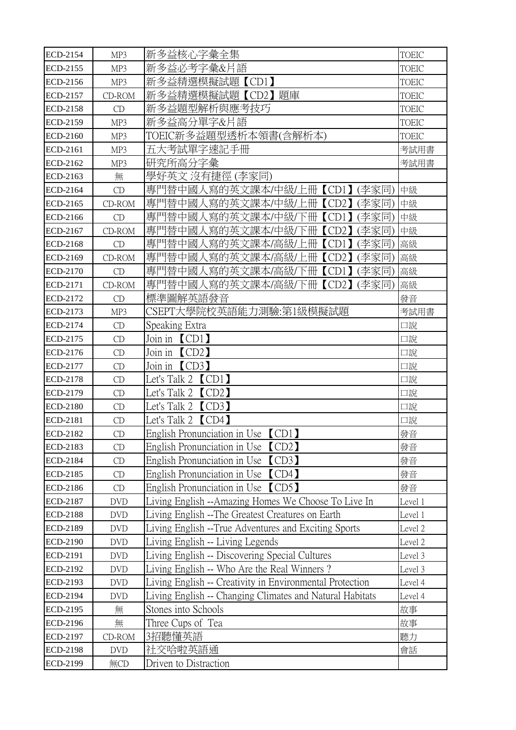| | | | |
|---|---|---|---|
| ECD-2154 | MP3 | 新多益核心字彙全集 | TOEIC |
| ECD-2155 | MP3 | 新多益必考字彙&片語 | TOEIC |
| ECD-2156 | MP3 | 新多益精選模擬試題【CD1】 | TOEIC |
| ECD-2157 | CD-ROM | 新多益精選模擬試題【CD2】題庫 | TOEIC |
| ECD-2158 | CD | 新多益題型解析與應考技巧 | TOEIC |
| ECD-2159 | MP3 | 新多益高分單字&片語 | TOEIC |
| ECD-2160 | MP3 | TOEIC新多益題型透析本領書(含解析本) | TOEIC |
| ECD-2161 | MP3 | 五大考試單字速記手冊 | 考試用書 |
| ECD-2162 | MP3 | 研究所高分字彙 | 考試用書 |
| ECD-2163 | 無 | 學好英文 沒有捷徑 (李家同) | |
| ECD-2164 | CD | 專門替中國人寫的英文課本/中級/上冊【CD1】(李家同) | 中級 |
| ECD-2165 | CD-ROM | 專門替中國人寫的英文課本/中級/上冊【CD2】(李家同) | 中級 |
| ECD-2166 | CD | 專門替中國人寫的英文課本/中級/下冊【CD1】(李家同) | 中級 |
| ECD-2167 | CD-ROM | 專門替中國人寫的英文課本/中級/下冊【CD2】(李家同) | 中級 |
| ECD-2168 | CD | 專門替中國人寫的英文課本/高級/上冊【CD1】(李家同) | 高級 |
| ECD-2169 | CD-ROM | 專門替中國人寫的英文課本/高級/上冊【CD2】(李家同) | 高級 |
| ECD-2170 | CD | 專門替中國人寫的英文課本/高級/下冊【CD1】(李家同) | 高級 |
| ECD-2171 | CD-ROM | 專門替中國人寫的英文課本/高級/下冊【CD2】(李家同) | 高級 |
| ECD-2172 | CD | 標準圖解英語發音 | 發音 |
| ECD-2173 | MP3 | CSEPT大學院校英語能力測驗:第1級模擬試題 | 考試用書 |
| ECD-2174 | CD | Speaking Extra | 口說 |
| ECD-2175 | CD | Join in 【CD1】 | 口說 |
| ECD-2176 | CD | Join in 【CD2】 | 口說 |
| ECD-2177 | CD | Join in 【CD3】 | 口說 |
| ECD-2178 | CD | Let's Talk 2 【CD1】 | 口說 |
| ECD-2179 | CD | Let's Talk 2 【CD2】 | 口說 |
| ECD-2180 | CD | Let's Talk 2 【CD3】 | 口說 |
| ECD-2181 | CD | Let's Talk 2 【CD4】 | 口說 |
| ECD-2182 | CD | English Pronunciation in Use 【CD1】 | 發音 |
| ECD-2183 | CD | English Pronunciation in Use 【CD2】 | 發音 |
| ECD-2184 | CD | English Pronunciation in Use 【CD3】 | 發音 |
| ECD-2185 | CD | English Pronunciation in Use 【CD4】 | 發音 |
| ECD-2186 | CD | English Pronunciation in Use 【CD5】 | 發音 |
| ECD-2187 | DVD | Living English --Amazing Homes We Choose To Live In | Level 1 |
| ECD-2188 | DVD | Living English --The Greatest Creatures on Earth | Level 1 |
| ECD-2189 | DVD | Living English --True Adventures and Exciting Sports | Level 2 |
| ECD-2190 | DVD | Living English -- Living Legends | Level 2 |
| ECD-2191 | DVD | Living English -- Discovering Special Cultures | Level 3 |
| ECD-2192 | DVD | Living English -- Who Are the Real Winners ? | Level 3 |
| ECD-2193 | DVD | Living English -- Creativity in Environmental Protection | Level 4 |
| ECD-2194 | DVD | Living English -- Changing Climates and Natural Habitats | Level 4 |
| ECD-2195 | 無 | Stones into Schools | 故事 |
| ECD-2196 | 無 | Three Cups of Tea | 故事 |
| ECD-2197 | CD-ROM | 3招聽懂英語 | 聽力 |
| ECD-2198 | DVD | 社交哈啦英語通 | 會話 |
| ECD-2199 | 無CD | Driven to Distraction | |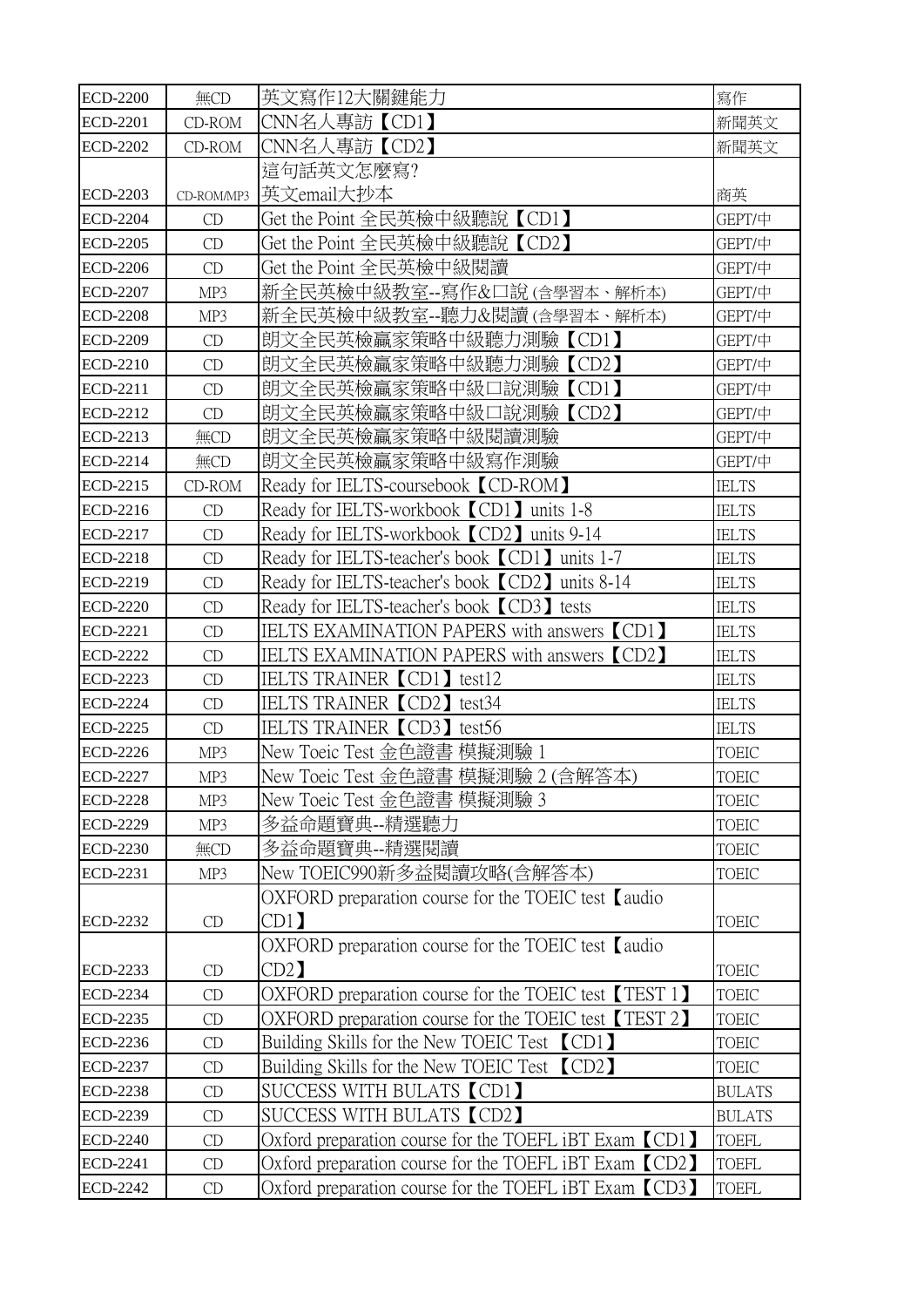| | | | |
|---|---|---|---|
| ECD-2200 | 無CD | 英文寫作12大關鍵能力 | 寫作 |
| ECD-2201 | CD-ROM | CNN名人專訪【CD1】 | 新聞英文 |
| ECD-2202 | CD-ROM | CNN名人專訪【CD2】 | 新聞英文 |
| ECD-2203 | CD-ROM/MP3 | 這句話英文怎麼寫?<br>英文email大抄本 | 商英 |
| ECD-2204 | CD | Get the Point 全民英檢中級聽說【CD1】 | GEPT/中 |
| ECD-2205 | CD | Get the Point 全民英檢中級聽說【CD2】 | GEPT/中 |
| ECD-2206 | CD | Get the Point 全民英檢中級閱讀 | GEPT/中 |
| ECD-2207 | MP3 | 新全民英檢中級教室--寫作&口說 (含學習本、解析本) | GEPT/中 |
| ECD-2208 | MP3 | 新全民英檢中級教室--聽力&閱讀 (含學習本、解析本) | GEPT/中 |
| ECD-2209 | CD | 朗文全民英檢贏家策略中級聽力測驗【CD1】 | GEPT/中 |
| ECD-2210 | CD | 朗文全民英檢贏家策略中級聽力測驗【CD2】 | GEPT/中 |
| ECD-2211 | CD | 朗文全民英檢贏家策略中級口說測驗【CD1】 | GEPT/中 |
| ECD-2212 | CD | 朗文全民英檢贏家策略中級口說測驗【CD2】 | GEPT/中 |
| ECD-2213 | 無CD | 朗文全民英檢贏家策略中級閱讀測驗 | GEPT/中 |
| ECD-2214 | 無CD | 朗文全民英檢贏家策略中級寫作測驗 | GEPT/中 |
| ECD-2215 | CD-ROM | Ready for IELTS-coursebook【CD-ROM】 | IELTS |
| ECD-2216 | CD | Ready for IELTS-workbook【CD1】units 1-8 | IELTS |
| ECD-2217 | CD | Ready for IELTS-workbook【CD2】units 9-14 | IELTS |
| ECD-2218 | CD | Ready for IELTS-teacher's book【CD1】units 1-7 | IELTS |
| ECD-2219 | CD | Ready for IELTS-teacher's book【CD2】units 8-14 | IELTS |
| ECD-2220 | CD | Ready for IELTS-teacher's book【CD3】tests | IELTS |
| ECD-2221 | CD | IELTS EXAMINATION PAPERS with answers【CD1】 | IELTS |
| ECD-2222 | CD | IELTS EXAMINATION PAPERS with answers【CD2】 | IELTS |
| ECD-2223 | CD | IELTS TRAINER【CD1】test12 | IELTS |
| ECD-2224 | CD | IELTS TRAINER【CD2】test34 | IELTS |
| ECD-2225 | CD | IELTS TRAINER【CD3】test56 | IELTS |
| ECD-2226 | MP3 | New Toeic Test 金色證書 模擬測驗 1 | TOEIC |
| ECD-2227 | MP3 | New Toeic Test 金色證書 模擬測驗 2 (含解答本) | TOEIC |
| ECD-2228 | MP3 | New Toeic Test 金色證書 模擬測驗 3 | TOEIC |
| ECD-2229 | MP3 | 多益命題寶典--精選聽力 | TOEIC |
| ECD-2230 | 無CD | 多益命題寶典--精選閱讀 | TOEIC |
| ECD-2231 | MP3 | New TOEIC990新多益閱讀攻略(含解答本) | TOEIC |
| ECD-2232 | CD | OXFORD preparation course for the TOEIC test【audio CD1】 | TOEIC |
| ECD-2233 | CD | OXFORD preparation course for the TOEIC test【audio CD2】 | TOEIC |
| ECD-2234 | CD | OXFORD preparation course for the TOEIC test【TEST 1】 | TOEIC |
| ECD-2235 | CD | OXFORD preparation course for the TOEIC test【TEST 2】 | TOEIC |
| ECD-2236 | CD | Building Skills for the New TOEIC Test 【CD1】 | TOEIC |
| ECD-2237 | CD | Building Skills for the New TOEIC Test 【CD2】 | TOEIC |
| ECD-2238 | CD | SUCCESS WITH BULATS【CD1】 | BULATS |
| ECD-2239 | CD | SUCCESS WITH BULATS【CD2】 | BULATS |
| ECD-2240 | CD | Oxford preparation course for the TOEFL iBT Exam【CD1】 | TOEFL |
| ECD-2241 | CD | Oxford preparation course for the TOEFL iBT Exam【CD2】 | TOEFL |
| ECD-2242 | CD | Oxford preparation course for the TOEFL iBT Exam【CD3】 | TOEFL |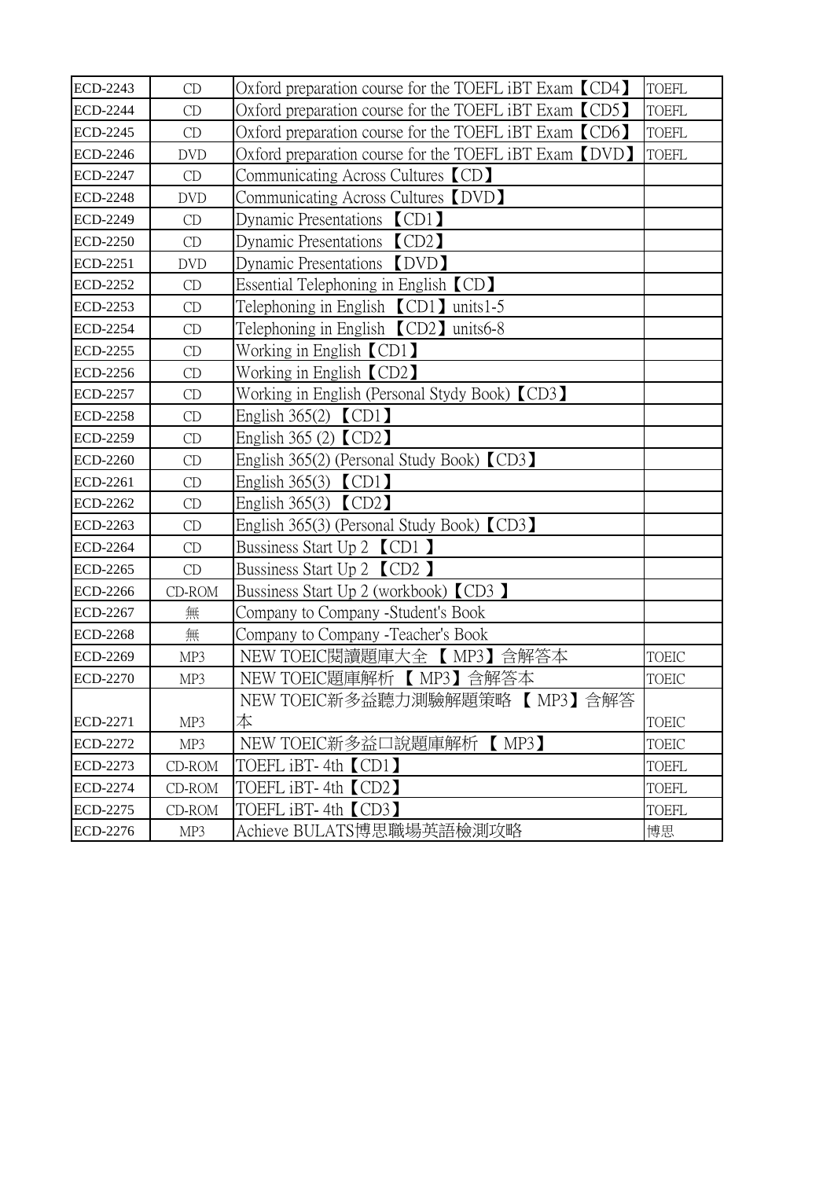| | | | |
|---|---|---|---|
| ECD-2243 | CD | Oxford preparation course for the TOEFL iBT Exam【CD4】 | TOEFL |
| ECD-2244 | CD | Oxford preparation course for the TOEFL iBT Exam【CD5】 | TOEFL |
| ECD-2245 | CD | Oxford preparation course for the TOEFL iBT Exam【CD6】 | TOEFL |
| ECD-2246 | DVD | Oxford preparation course for the TOEFL iBT Exam【DVD】 | TOEFL |
| ECD-2247 | CD | Communicating Across Cultures【CD】 | |
| ECD-2248 | DVD | Communicating Across Cultures【DVD】 | |
| ECD-2249 | CD | Dynamic Presentations 【CD1】 | |
| ECD-2250 | CD | Dynamic Presentations 【CD2】 | |
| ECD-2251 | DVD | Dynamic Presentations 【DVD】 | |
| ECD-2252 | CD | Essential Telephoning in English【CD】 | |
| ECD-2253 | CD | Telephoning in English 【CD1】units1-5 | |
| ECD-2254 | CD | Telephoning in English 【CD2】units6-8 | |
| ECD-2255 | CD | Working in English【CD1】 | |
| ECD-2256 | CD | Working in English【CD2】 | |
| ECD-2257 | CD | Working in English (Personal Stydy Book)【CD3】 | |
| ECD-2258 | CD | English 365(2) 【CD1】 | |
| ECD-2259 | CD | English 365 (2)【CD2】 | |
| ECD-2260 | CD | English 365(2) (Personal Study Book)【CD3】 | |
| ECD-2261 | CD | English 365(3) 【CD1】 | |
| ECD-2262 | CD | English 365(3) 【CD2】 | |
| ECD-2263 | CD | English 365(3) (Personal Study Book)【CD3】 | |
| ECD-2264 | CD | Bussiness Start Up 2 【CD1 】 | |
| ECD-2265 | CD | Bussiness Start Up 2 【CD2 】 | |
| ECD-2266 | CD-ROM | Bussiness Start Up 2 (workbook)【CD3 】 | |
| ECD-2267 | 無 | Company to Company -Student's Book | |
| ECD-2268 | 無 | Company to Company -Teacher's Book | |
| ECD-2269 | MP3 | NEW TOEIC閱讀題庫大全 【 MP3】含解答本 | TOEIC |
| ECD-2270 | MP3 | NEW TOEIC題庫解析 【 MP3】含解答本 | TOEIC |
| ECD-2271 | MP3 | NEW TOEIC新多益聽力測驗解題策略 【 MP3】含解答本 | TOEIC |
| ECD-2272 | MP3 | NEW TOEIC新多益口說題庫解析 【 MP3】 | TOEIC |
| ECD-2273 | CD-ROM | TOEFL iBT- 4th【CD1】 | TOEFL |
| ECD-2274 | CD-ROM | TOEFL iBT- 4th【CD2】 | TOEFL |
| ECD-2275 | CD-ROM | TOEFL iBT- 4th【CD3】 | TOEFL |
| ECD-2276 | MP3 | Achieve BULATS博思職場英語檢測攻略 | 博思 |